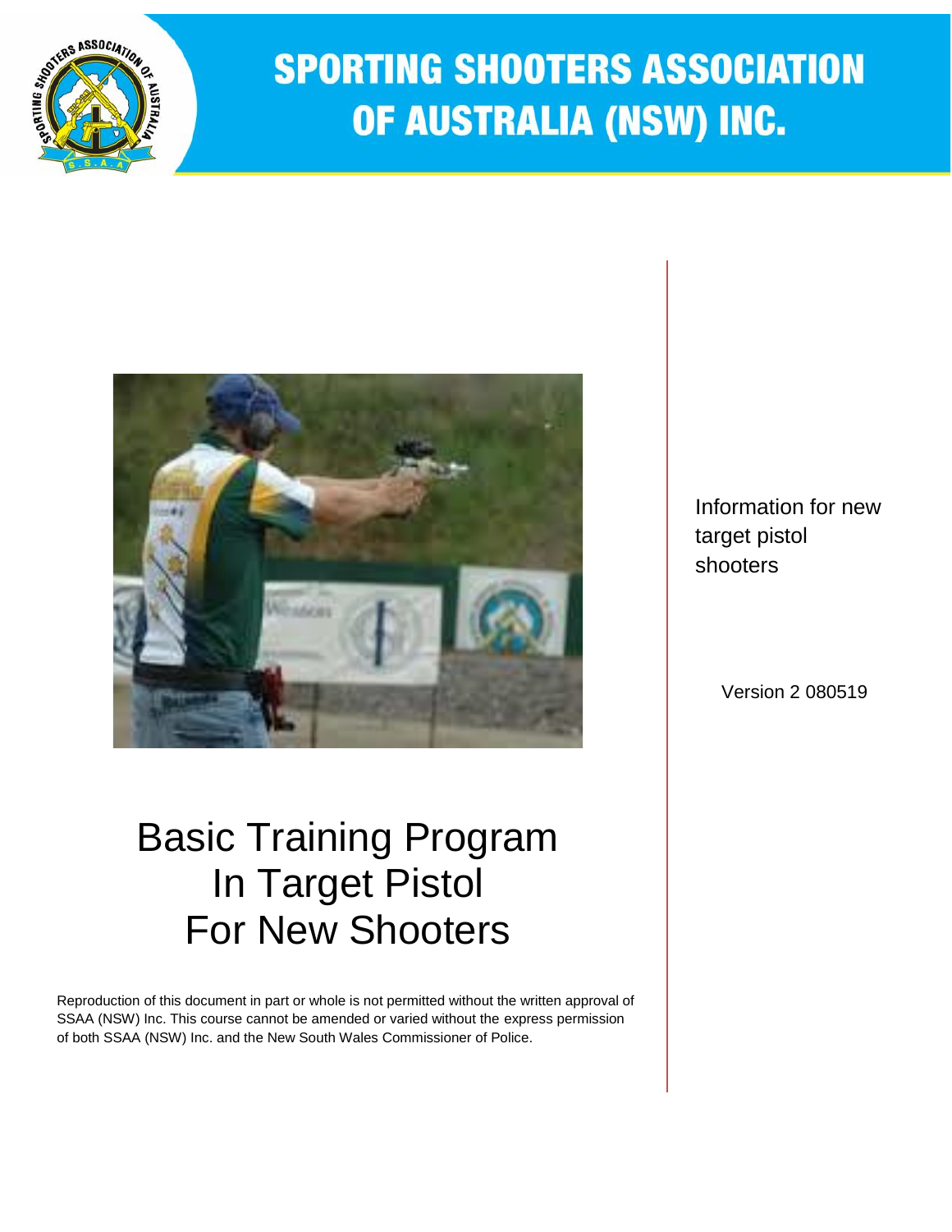# SPORTING SHOOTERS ASSOCIATION OF AUSTRALIA (NSW) INC.

Information for new target pistol shooters

Version 2 080519

# Basic Training Program In Target Pistol For New Shooters

Reproduction of this document in part or whole is not permitted without the written approval of SSAA (NSW) Inc. This course cannot be amended or varied without the express permission of both SSAA (NSW) Inc. and the New South Wales Commissioner of Police.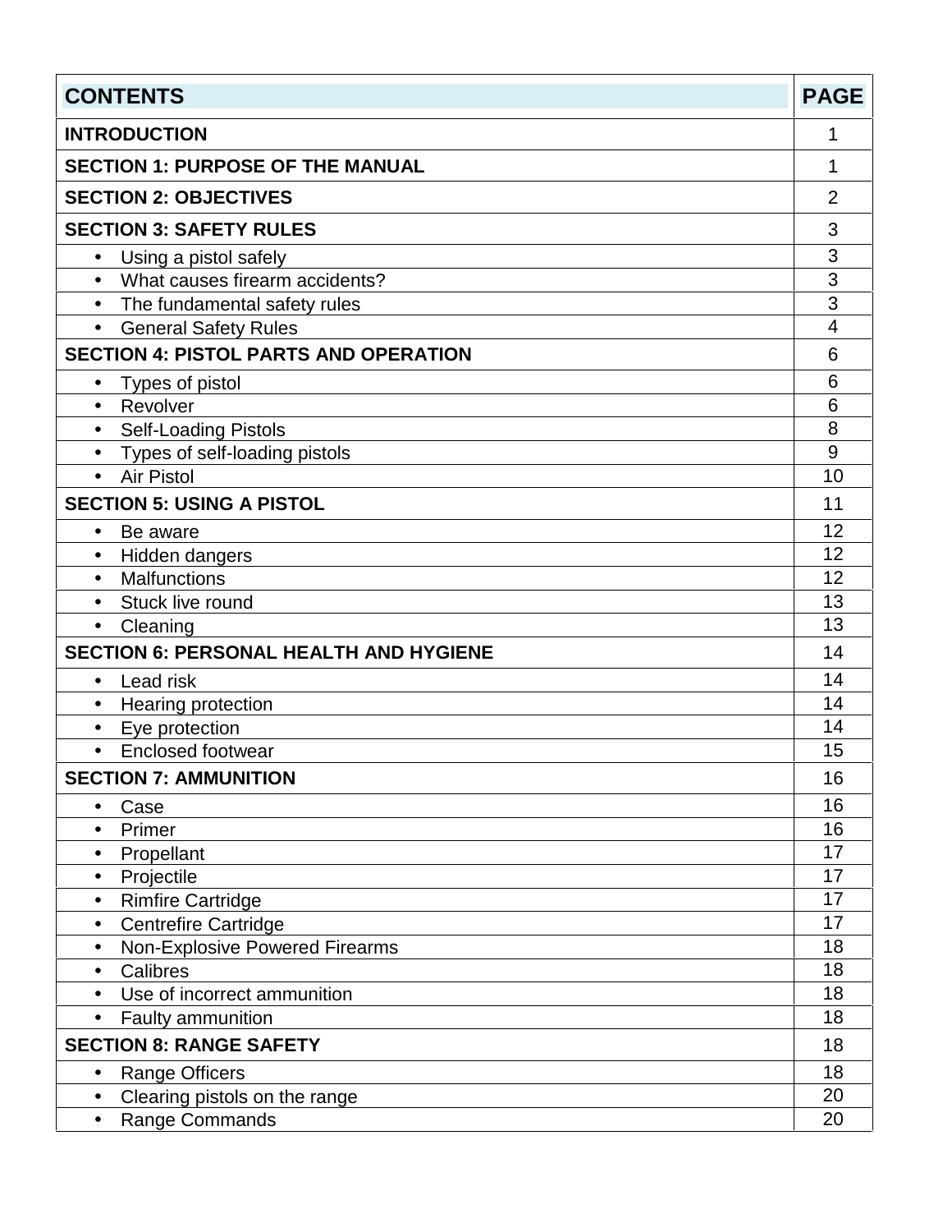| CONTENTS | PAGE |
| --- | --- |
| **INTRODUCTION** | 1 |
| **SECTION 1: PURPOSE OF THE MANUAL** | 1 |
| **SECTION 2: OBJECTIVES** | 2 |
| **SECTION 3: SAFETY RULES** | 3 |
| • Using a pistol safely | 3 |
| • What causes firearm accidents? | 3 |
| • The fundamental safety rules | 3 |
| • General Safety Rules | 4 |
| **SECTION 4: PISTOL PARTS AND OPERATION** | 6 |
| • Types of pistol | 6 |
| • Revolver | 6 |
| • Self-Loading Pistols | 8 |
| • Types of self-loading pistols | 9 |
| • Air Pistol | 10 |
| **SECTION 5: USING A PISTOL** | 11 |
| • Be aware | 12 |
| • Hidden dangers | 12 |
| • Malfunctions | 12 |
| • Stuck live round | 13 |
| • Cleaning | 13 |
| **SECTION 6: PERSONAL HEALTH AND HYGIENE** | 14 |
| • Lead risk | 14 |
| • Hearing protection | 14 |
| • Eye protection | 14 |
| • Enclosed footwear | 15 |
| **SECTION 7: AMMUNITION** | 16 |
| • Case | 16 |
| • Primer | 16 |
| • Propellant | 17 |
| • Projectile | 17 |
| • Rimfire Cartridge | 17 |
| • Centrefire Cartridge | 17 |
| • Non-Explosive Powered Firearms | 18 |
| • Calibres | 18 |
| • Use of incorrect ammunition | 18 |
| • Faulty ammunition | 18 |
| **SECTION 8: RANGE SAFETY** | 18 |
| • Range Officers | 18 |
| • Clearing pistols on the range | 20 |
| • Range Commands | 20 |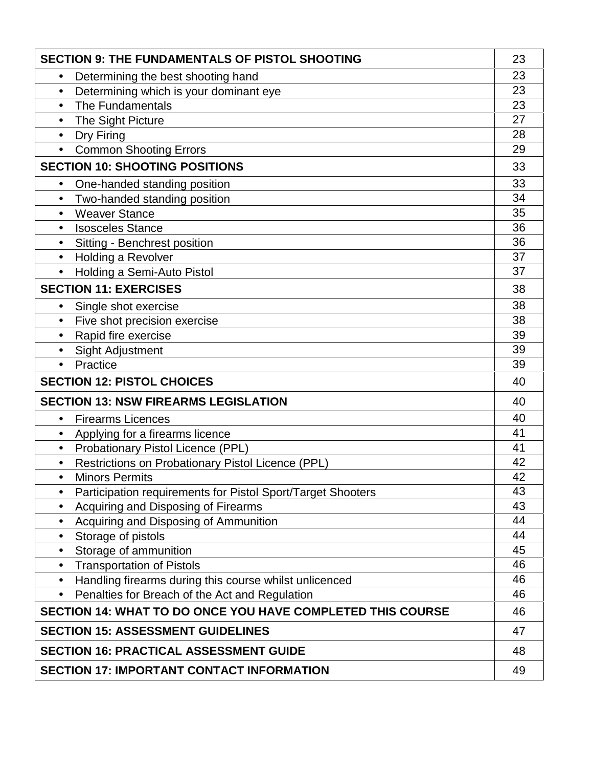| SECTION 9: THE FUNDAMENTALS OF PISTOL SHOOTING | 23 |
|---|---|
| • Determining the best shooting hand | 23 |
| • Determining which is your dominant eye | 23 |
| • The Fundamentals | 23 |
| • The Sight Picture | 27 |
| • Dry Firing | 28 |
| • Common Shooting Errors | 29 |
| **SECTION 10: SHOOTING POSITIONS** | 33 |
| • One-handed standing position | 33 |
| • Two-handed standing position | 34 |
| • Weaver Stance | 35 |
| • Isosceles Stance | 36 |
| • Sitting - Benchrest position | 36 |
| • Holding a Revolver | 37 |
| • Holding a Semi-Auto Pistol | 37 |
| **SECTION 11: EXERCISES** | 38 |
| • Single shot exercise | 38 |
| • Five shot precision exercise | 38 |
| • Rapid fire exercise | 39 |
| • Sight Adjustment | 39 |
| • Practice | 39 |
| **SECTION 12: PISTOL CHOICES** | 40 |
| **SECTION 13: NSW FIREARMS LEGISLATION** | 40 |
| • Firearms Licences | 40 |
| • Applying for a firearms licence | 41 |
| • Probationary Pistol Licence (PPL) | 41 |
| • Restrictions on Probationary Pistol Licence (PPL) | 42 |
| • Minors Permits | 42 |
| • Participation requirements for Pistol Sport/Target Shooters | 43 |
| • Acquiring and Disposing of Firearms | 43 |
| • Acquiring and Disposing of Ammunition | 44 |
| • Storage of pistols | 44 |
| • Storage of ammunition | 45 |
| • Transportation of Pistols | 46 |
| • Handling firearms during this course whilst unlicenced | 46 |
| • Penalties for Breach of the Act and Regulation | 46 |
| **SECTION 14: WHAT TO DO ONCE YOU HAVE COMPLETED THIS COURSE** | 46 |
| **SECTION 15: ASSESSMENT GUIDELINES** | 47 |
| **SECTION 16: PRACTICAL ASSESSMENT GUIDE** | 48 |
| **SECTION 17: IMPORTANT CONTACT INFORMATION** | 49 |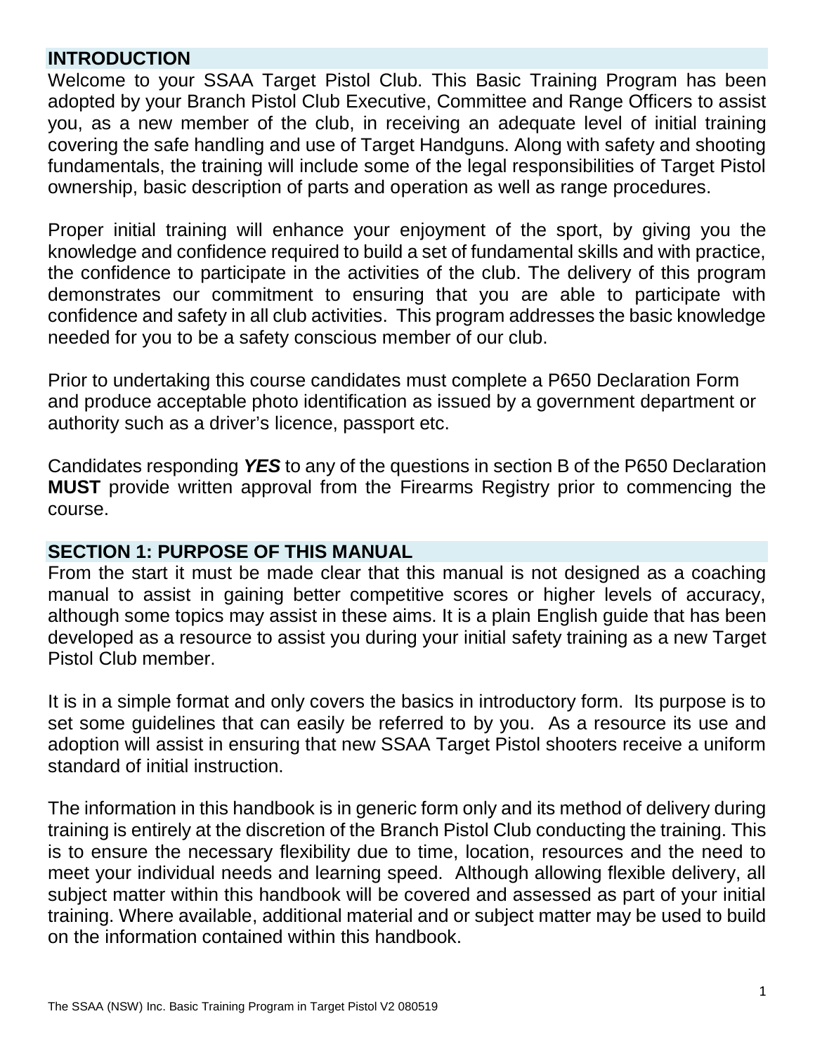## INTRODUCTION

Welcome to your SSAA Target Pistol Club. This Basic Training Program has been adopted by your Branch Pistol Club Executive, Committee and Range Officers to assist you, as a new member of the club, in receiving an adequate level of initial training covering the safe handling and use of Target Handguns. Along with safety and shooting fundamentals, the training will include some of the legal responsibilities of Target Pistol ownership, basic description of parts and operation as well as range procedures.

Proper initial training will enhance your enjoyment of the sport, by giving you the knowledge and confidence required to build a set of fundamental skills and with practice, the confidence to participate in the activities of the club. The delivery of this program demonstrates our commitment to ensuring that you are able to participate with confidence and safety in all club activities. This program addresses the basic knowledge needed for you to be a safety conscious member of our club.

Prior to undertaking this course candidates must complete a P650 Declaration Form and produce acceptable photo identification as issued by a government department or authority such as a driver's licence, passport etc.

Candidates responding ***YES*** to any of the questions in section B of the P650 Declaration **MUST** provide written approval from the Firearms Registry prior to commencing the course.

## SECTION 1: PURPOSE OF THIS MANUAL

From the start it must be made clear that this manual is not designed as a coaching manual to assist in gaining better competitive scores or higher levels of accuracy, although some topics may assist in these aims. It is a plain English guide that has been developed as a resource to assist you during your initial safety training as a new Target Pistol Club member.

It is in a simple format and only covers the basics in introductory form. Its purpose is to set some guidelines that can easily be referred to by you. As a resource its use and adoption will assist in ensuring that new SSAA Target Pistol shooters receive a uniform standard of initial instruction.

The information in this handbook is in generic form only and its method of delivery during training is entirely at the discretion of the Branch Pistol Club conducting the training. This is to ensure the necessary flexibility due to time, location, resources and the need to meet your individual needs and learning speed. Although allowing flexible delivery, all subject matter within this handbook will be covered and assessed as part of your initial training. Where available, additional material and or subject matter may be used to build on the information contained within this handbook.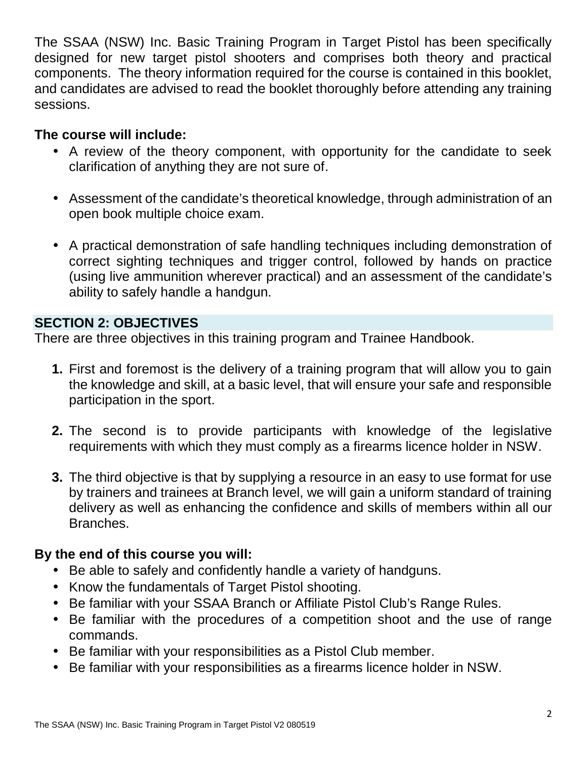The SSAA (NSW) Inc. Basic Training Program in Target Pistol has been specifically designed for new target pistol shooters and comprises both theory and practical components. The theory information required for the course is contained in this booklet, and candidates are advised to read the booklet thoroughly before attending any training sessions.

**The course will include:**

- A review of the theory component, with opportunity for the candidate to seek clarification of anything they are not sure of.
- Assessment of the candidate's theoretical knowledge, through administration of an open book multiple choice exam.
- A practical demonstration of safe handling techniques including demonstration of correct sighting techniques and trigger control, followed by hands on practice (using live ammunition wherever practical) and an assessment of the candidate's ability to safely handle a handgun.

## SECTION 2: OBJECTIVES

There are three objectives in this training program and Trainee Handbook.

1. First and foremost is the delivery of a training program that will allow you to gain the knowledge and skill, at a basic level, that will ensure your safe and responsible participation in the sport.
2. The second is to provide participants with knowledge of the legislative requirements with which they must comply as a firearms licence holder in NSW.
3. The third objective is that by supplying a resource in an easy to use format for use by trainers and trainees at Branch level, we will gain a uniform standard of training delivery as well as enhancing the confidence and skills of members within all our Branches.

**By the end of this course you will:**

- Be able to safely and confidently handle a variety of handguns.
- Know the fundamentals of Target Pistol shooting.
- Be familiar with your SSAA Branch or Affiliate Pistol Club's Range Rules.
- Be familiar with the procedures of a competition shoot and the use of range commands.
- Be familiar with your responsibilities as a Pistol Club member.
- Be familiar with your responsibilities as a firearms licence holder in NSW.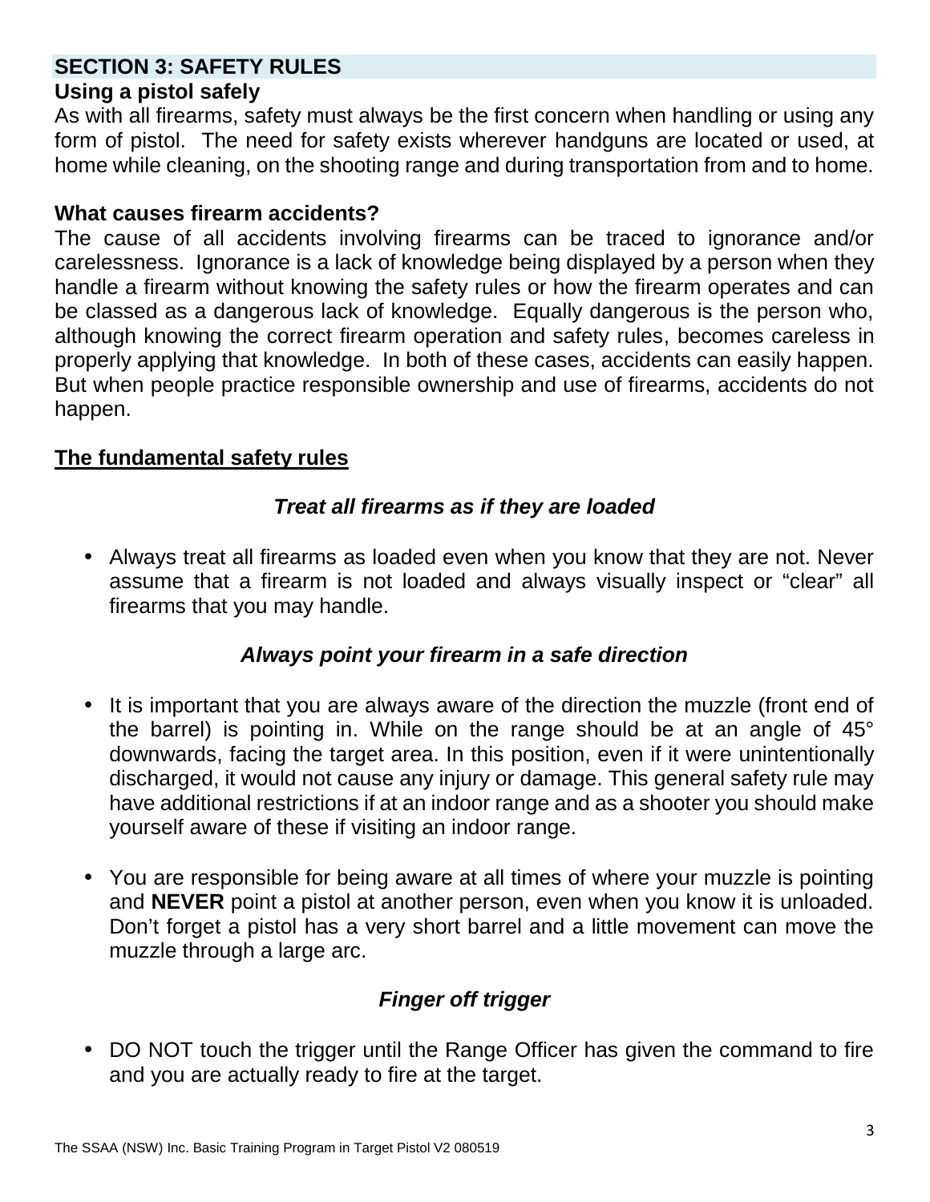## SECTION 3: SAFETY RULES

### Using a pistol safely

As with all firearms, safety must always be the first concern when handling or using any form of pistol. The need for safety exists wherever handguns are located or used, at home while cleaning, on the shooting range and during transportation from and to home.

### What causes firearm accidents?

The cause of all accidents involving firearms can be traced to ignorance and/or carelessness. Ignorance is a lack of knowledge being displayed by a person when they handle a firearm without knowing the safety rules or how the firearm operates and can be classed as a dangerous lack of knowledge. Equally dangerous is the person who, although knowing the correct firearm operation and safety rules, becomes careless in properly applying that knowledge. In both of these cases, accidents can easily happen. But when people practice responsible ownership and use of firearms, accidents do not happen.

### The fundamental safety rules

***Treat all firearms as if they are loaded***

- Always treat all firearms as loaded even when you know that they are not. Never assume that a firearm is not loaded and always visually inspect or "clear" all firearms that you may handle.

***Always point your firearm in a safe direction***

- It is important that you are always aware of the direction the muzzle (front end of the barrel) is pointing in. While on the range should be at an angle of 45° downwards, facing the target area. In this position, even if it were unintentionally discharged, it would not cause any injury or damage. This general safety rule may have additional restrictions if at an indoor range and as a shooter you should make yourself aware of these if visiting an indoor range.

- You are responsible for being aware at all times of where your muzzle is pointing and **NEVER** point a pistol at another person, even when you know it is unloaded. Don't forget a pistol has a very short barrel and a little movement can move the muzzle through a large arc.

***Finger off trigger***

- DO NOT touch the trigger until the Range Officer has given the command to fire and you are actually ready to fire at the target.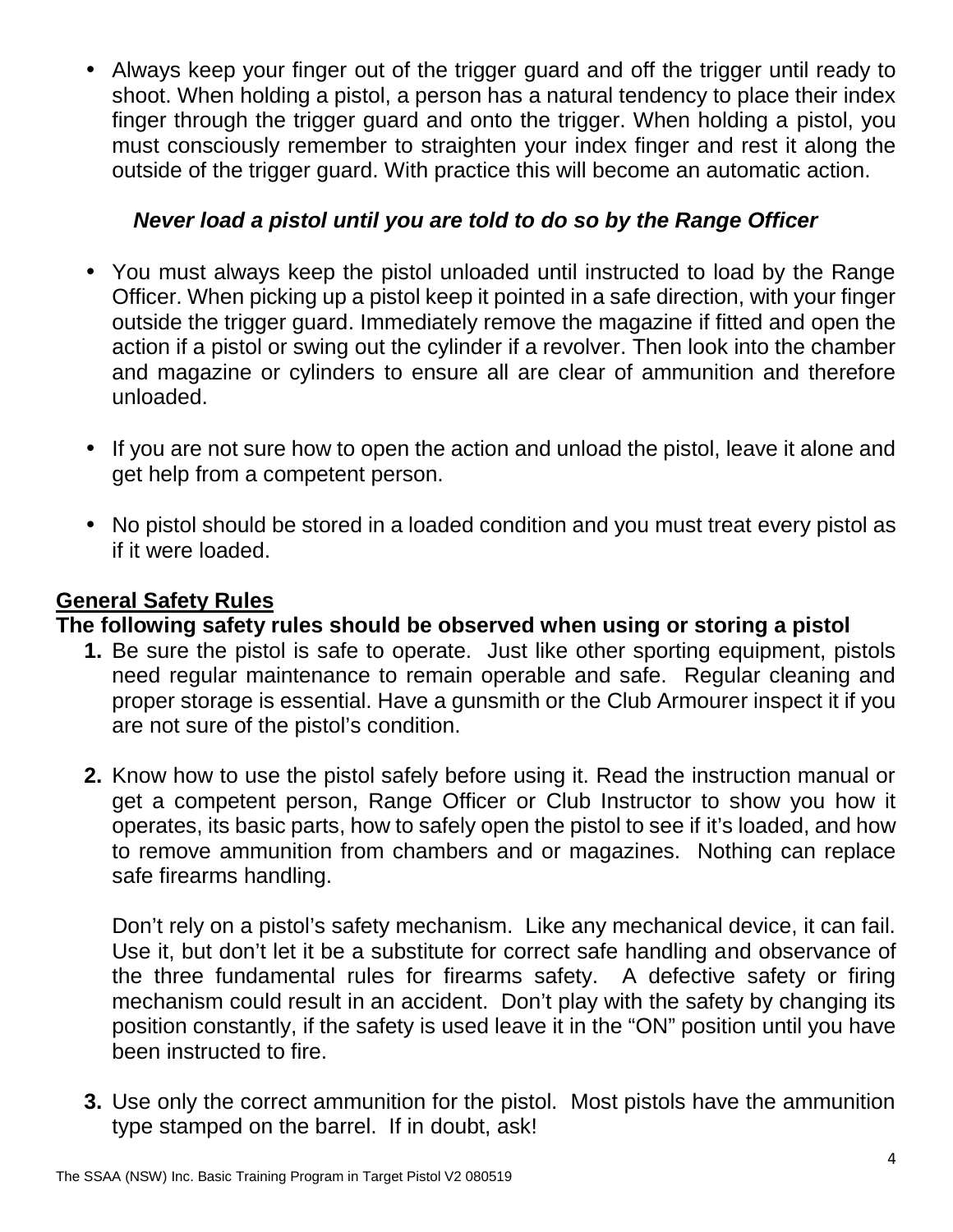- Always keep your finger out of the trigger guard and off the trigger until ready to shoot. When holding a pistol, a person has a natural tendency to place their index finger through the trigger guard and onto the trigger. When holding a pistol, you must consciously remember to straighten your index finger and rest it along the outside of the trigger guard. With practice this will become an automatic action.

***Never load a pistol until you are told to do so by the Range Officer***

- You must always keep the pistol unloaded until instructed to load by the Range Officer. When picking up a pistol keep it pointed in a safe direction, with your finger outside the trigger guard. Immediately remove the magazine if fitted and open the action if a pistol or swing out the cylinder if a revolver. Then look into the chamber and magazine or cylinders to ensure all are clear of ammunition and therefore unloaded.

- If you are not sure how to open the action and unload the pistol, leave it alone and get help from a competent person.

- No pistol should be stored in a loaded condition and you must treat every pistol as if it were loaded.

## <u>General Safety Rules</u>

**The following safety rules should be observed when using or storing a pistol**

1. Be sure the pistol is safe to operate. Just like other sporting equipment, pistols need regular maintenance to remain operable and safe. Regular cleaning and proper storage is essential. Have a gunsmith or the Club Armourer inspect it if you are not sure of the pistol's condition.

2. Know how to use the pistol safely before using it. Read the instruction manual or get a competent person, Range Officer or Club Instructor to show you how it operates, its basic parts, how to safely open the pistol to see if it's loaded, and how to remove ammunition from chambers and or magazines. Nothing can replace safe firearms handling.

   Don't rely on a pistol's safety mechanism. Like any mechanical device, it can fail. Use it, but don't let it be a substitute for correct safe handling and observance of the three fundamental rules for firearms safety. A defective safety or firing mechanism could result in an accident. Don't play with the safety by changing its position constantly, if the safety is used leave it in the "ON" position until you have been instructed to fire.

3. Use only the correct ammunition for the pistol. Most pistols have the ammunition type stamped on the barrel. If in doubt, ask!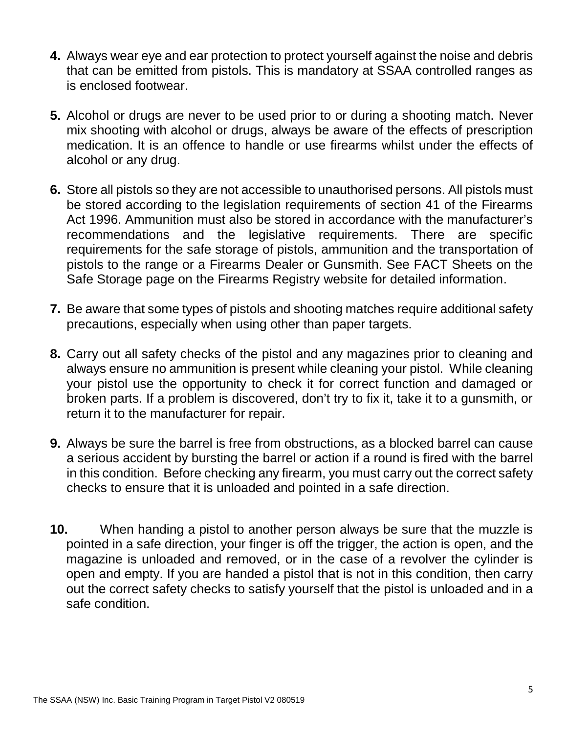4. Always wear eye and ear protection to protect yourself against the noise and debris that can be emitted from pistols. This is mandatory at SSAA controlled ranges as is enclosed footwear.

5. Alcohol or drugs are never to be used prior to or during a shooting match. Never mix shooting with alcohol or drugs, always be aware of the effects of prescription medication. It is an offence to handle or use firearms whilst under the effects of alcohol or any drug.

6. Store all pistols so they are not accessible to unauthorised persons. All pistols must be stored according to the legislation requirements of section 41 of the Firearms Act 1996. Ammunition must also be stored in accordance with the manufacturer's recommendations and the legislative requirements. There are specific requirements for the safe storage of pistols, ammunition and the transportation of pistols to the range or a Firearms Dealer or Gunsmith. See FACT Sheets on the Safe Storage page on the Firearms Registry website for detailed information.

7. Be aware that some types of pistols and shooting matches require additional safety precautions, especially when using other than paper targets.

8. Carry out all safety checks of the pistol and any magazines prior to cleaning and always ensure no ammunition is present while cleaning your pistol. While cleaning your pistol use the opportunity to check it for correct function and damaged or broken parts. If a problem is discovered, don't try to fix it, take it to a gunsmith, or return it to the manufacturer for repair.

9. Always be sure the barrel is free from obstructions, as a blocked barrel can cause a serious accident by bursting the barrel or action if a round is fired with the barrel in this condition. Before checking any firearm, you must carry out the correct safety checks to ensure that it is unloaded and pointed in a safe direction.

10. When handing a pistol to another person always be sure that the muzzle is pointed in a safe direction, your finger is off the trigger, the action is open, and the magazine is unloaded and removed, or in the case of a revolver the cylinder is open and empty. If you are handed a pistol that is not in this condition, then carry out the correct safety checks to satisfy yourself that the pistol is unloaded and in a safe condition.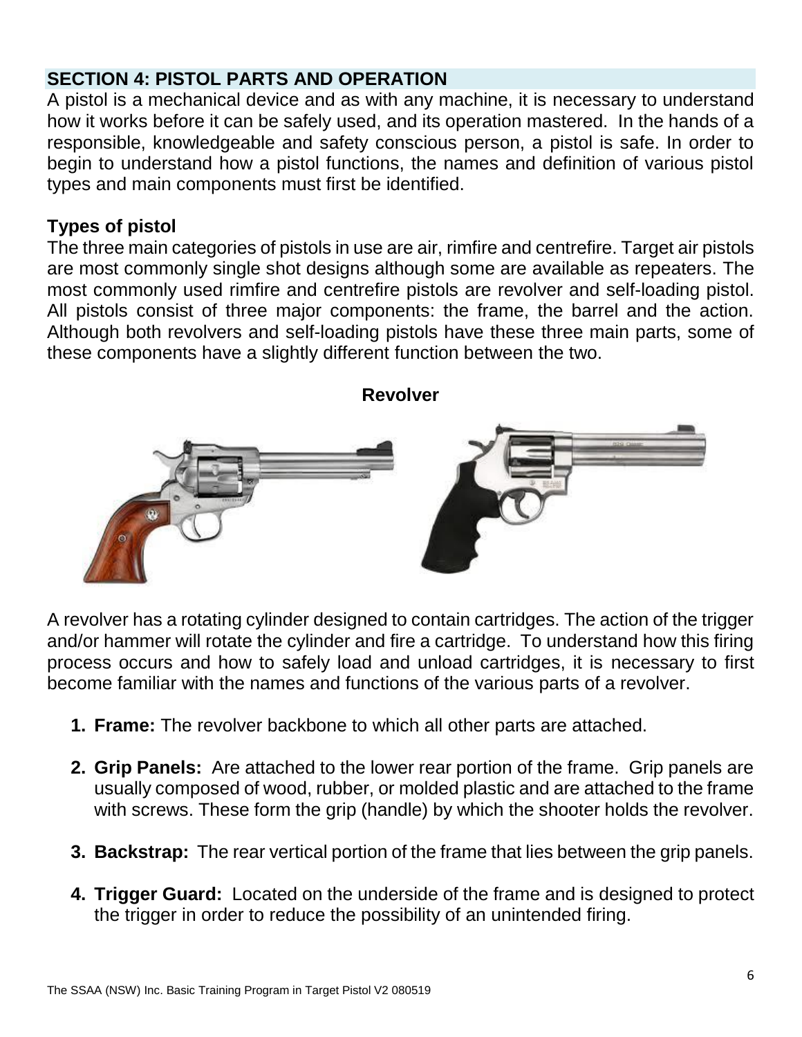## SECTION 4: PISTOL PARTS AND OPERATION

A pistol is a mechanical device and as with any machine, it is necessary to understand how it works before it can be safely used, and its operation mastered. In the hands of a responsible, knowledgeable and safety conscious person, a pistol is safe. In order to begin to understand how a pistol functions, the names and definition of various pistol types and main components must first be identified.

### Types of pistol

The three main categories of pistols in use are air, rimfire and centrefire. Target air pistols are most commonly single shot designs although some are available as repeaters. The most commonly used rimfire and centrefire pistols are revolver and self-loading pistol. All pistols consist of three major components: the frame, the barrel and the action. Although both revolvers and self-loading pistols have these three main parts, some of these components have a slightly different function between the two.

**Revolver**

A revolver has a rotating cylinder designed to contain cartridges. The action of the trigger and/or hammer will rotate the cylinder and fire a cartridge. To understand how this firing process occurs and how to safely load and unload cartridges, it is necessary to first become familiar with the names and functions of the various parts of a revolver.

1. **Frame:** The revolver backbone to which all other parts are attached.
2. **Grip Panels:** Are attached to the lower rear portion of the frame. Grip panels are usually composed of wood, rubber, or molded plastic and are attached to the frame with screws. These form the grip (handle) by which the shooter holds the revolver.
3. **Backstrap:** The rear vertical portion of the frame that lies between the grip panels.
4. **Trigger Guard:** Located on the underside of the frame and is designed to protect the trigger in order to reduce the possibility of an unintended firing.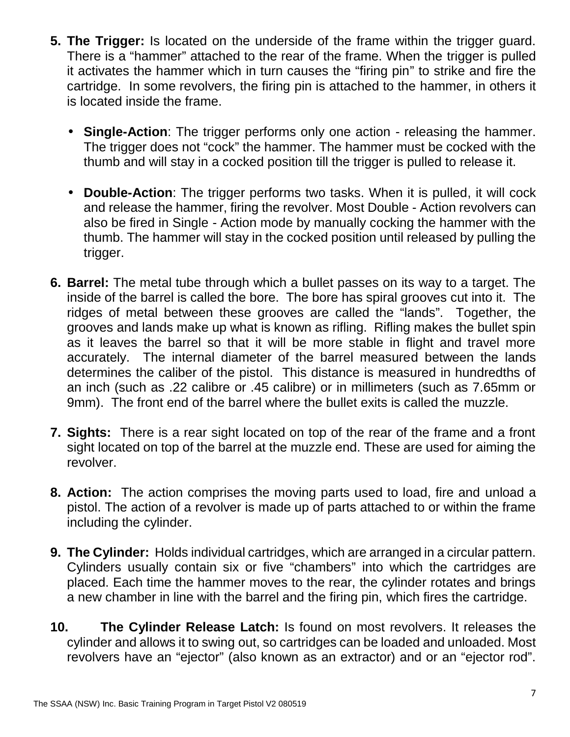5. **The Trigger:** Is located on the underside of the frame within the trigger guard. There is a "hammer" attached to the rear of the frame. When the trigger is pulled it activates the hammer which in turn causes the "firing pin" to strike and fire the cartridge. In some revolvers, the firing pin is attached to the hammer, in others it is located inside the frame.

    - **Single-Action**: The trigger performs only one action - releasing the hammer. The trigger does not "cock" the hammer. The hammer must be cocked with the thumb and will stay in a cocked position till the trigger is pulled to release it.

    - **Double-Action**: The trigger performs two tasks. When it is pulled, it will cock and release the hammer, firing the revolver. Most Double - Action revolvers can also be fired in Single - Action mode by manually cocking the hammer with the thumb. The hammer will stay in the cocked position until released by pulling the trigger.

6. **Barrel:** The metal tube through which a bullet passes on its way to a target. The inside of the barrel is called the bore. The bore has spiral grooves cut into it. The ridges of metal between these grooves are called the "lands". Together, the grooves and lands make up what is known as rifling. Rifling makes the bullet spin as it leaves the barrel so that it will be more stable in flight and travel more accurately. The internal diameter of the barrel measured between the lands determines the caliber of the pistol. This distance is measured in hundredths of an inch (such as .22 calibre or .45 calibre) or in millimeters (such as 7.65mm or 9mm). The front end of the barrel where the bullet exits is called the muzzle.

7. **Sights:** There is a rear sight located on top of the rear of the frame and a front sight located on top of the barrel at the muzzle end. These are used for aiming the revolver.

8. **Action:** The action comprises the moving parts used to load, fire and unload a pistol. The action of a revolver is made up of parts attached to or within the frame including the cylinder.

9. **The Cylinder:** Holds individual cartridges, which are arranged in a circular pattern. Cylinders usually contain six or five "chambers" into which the cartridges are placed. Each time the hammer moves to the rear, the cylinder rotates and brings a new chamber in line with the barrel and the firing pin, which fires the cartridge.

10. **The Cylinder Release Latch:** Is found on most revolvers. It releases the cylinder and allows it to swing out, so cartridges can be loaded and unloaded. Most revolvers have an "ejector" (also known as an extractor) and or an "ejector rod".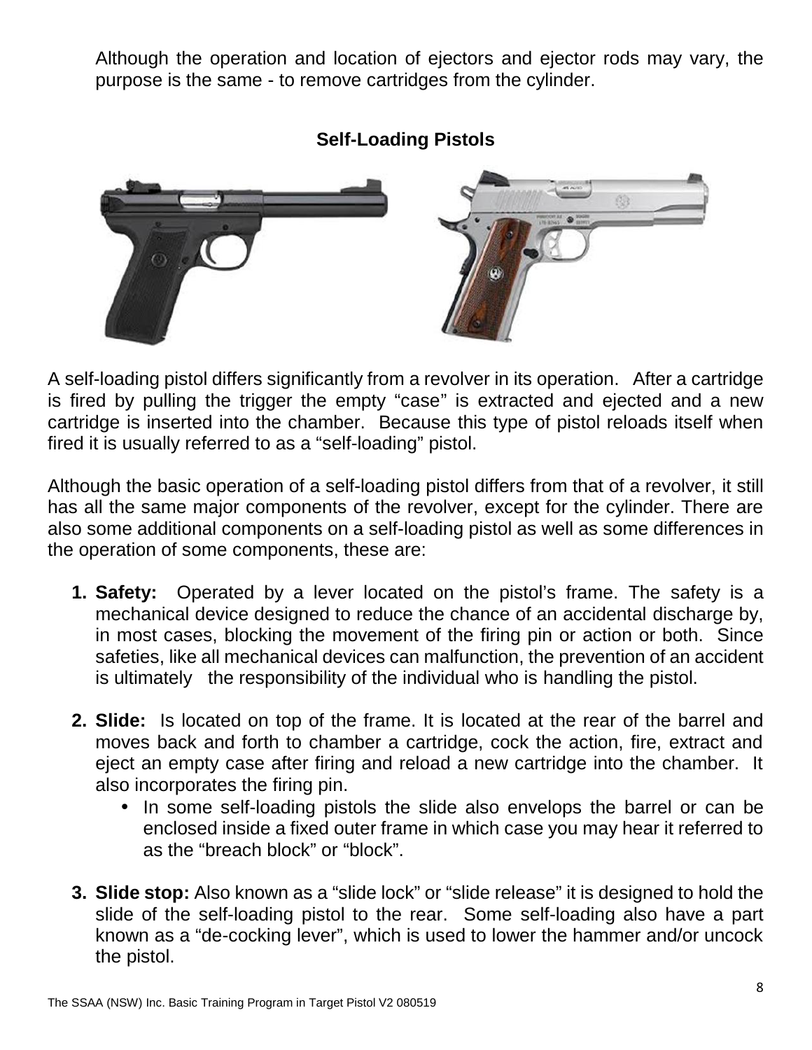Although the operation and location of ejectors and ejector rods may vary, the purpose is the same - to remove cartridges from the cylinder.

## Self-Loading Pistols

A self-loading pistol differs significantly from a revolver in its operation. After a cartridge is fired by pulling the trigger the empty "case" is extracted and ejected and a new cartridge is inserted into the chamber. Because this type of pistol reloads itself when fired it is usually referred to as a "self-loading" pistol.

Although the basic operation of a self-loading pistol differs from that of a revolver, it still has all the same major components of the revolver, except for the cylinder. There are also some additional components on a self-loading pistol as well as some differences in the operation of some components, these are:

1. **Safety:** Operated by a lever located on the pistol's frame. The safety is a mechanical device designed to reduce the chance of an accidental discharge by, in most cases, blocking the movement of the firing pin or action or both. Since safeties, like all mechanical devices can malfunction, the prevention of an accident is ultimately the responsibility of the individual who is handling the pistol.

2. **Slide:** Is located on top of the frame. It is located at the rear of the barrel and moves back and forth to chamber a cartridge, cock the action, fire, extract and eject an empty case after firing and reload a new cartridge into the chamber. It also incorporates the firing pin.
   - In some self-loading pistols the slide also envelops the barrel or can be enclosed inside a fixed outer frame in which case you may hear it referred to as the "breach block" or "block".

3. **Slide stop:** Also known as a "slide lock" or "slide release" it is designed to hold the slide of the self-loading pistol to the rear. Some self-loading also have a part known as a "de-cocking lever", which is used to lower the hammer and/or uncock the pistol.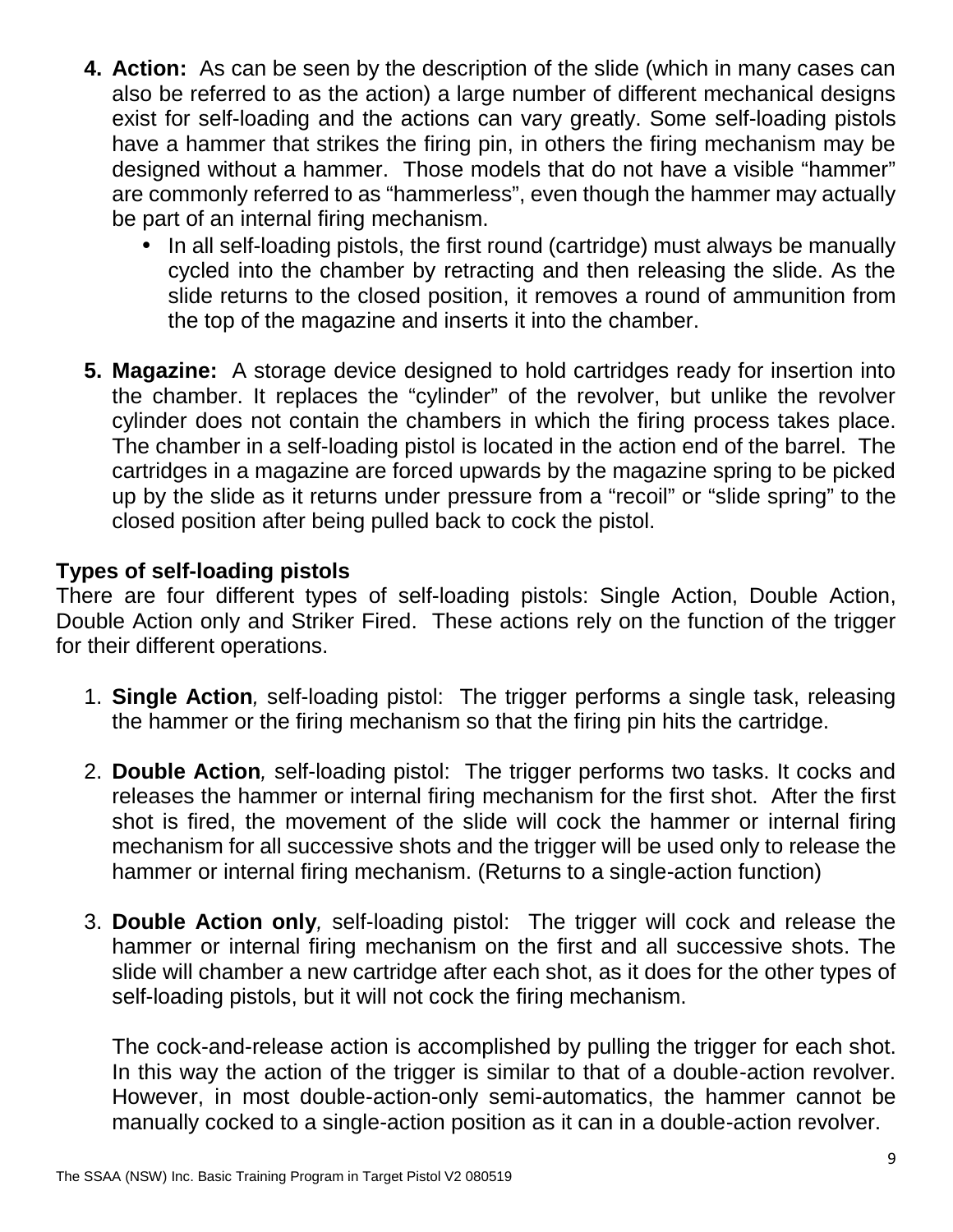4. **Action:** As can be seen by the description of the slide (which in many cases can also be referred to as the action) a large number of different mechanical designs exist for self-loading and the actions can vary greatly. Some self-loading pistols have a hammer that strikes the firing pin, in others the firing mechanism may be designed without a hammer. Those models that do not have a visible "hammer" are commonly referred to as "hammerless", even though the hammer may actually be part of an internal firing mechanism.
   - In all self-loading pistols, the first round (cartridge) must always be manually cycled into the chamber by retracting and then releasing the slide. As the slide returns to the closed position, it removes a round of ammunition from the top of the magazine and inserts it into the chamber.

5. **Magazine:** A storage device designed to hold cartridges ready for insertion into the chamber. It replaces the "cylinder" of the revolver, but unlike the revolver cylinder does not contain the chambers in which the firing process takes place. The chamber in a self-loading pistol is located in the action end of the barrel. The cartridges in a magazine are forced upwards by the magazine spring to be picked up by the slide as it returns under pressure from a "recoil" or "slide spring" to the closed position after being pulled back to cock the pistol.

**Types of self-loading pistols**

There are four different types of self-loading pistols: Single Action, Double Action, Double Action only and Striker Fired. These actions rely on the function of the trigger for their different operations.

1. **Single Action***,* self-loading pistol: The trigger performs a single task, releasing the hammer or the firing mechanism so that the firing pin hits the cartridge.

2. **Double Action***,* self-loading pistol: The trigger performs two tasks. It cocks and releases the hammer or internal firing mechanism for the first shot. After the first shot is fired, the movement of the slide will cock the hammer or internal firing mechanism for all successive shots and the trigger will be used only to release the hammer or internal firing mechanism. (Returns to a single-action function)

3. **Double Action only***,* self-loading pistol: The trigger will cock and release the hammer or internal firing mechanism on the first and all successive shots. The slide will chamber a new cartridge after each shot, as it does for the other types of self-loading pistols, but it will not cock the firing mechanism.

   The cock-and-release action is accomplished by pulling the trigger for each shot. In this way the action of the trigger is similar to that of a double-action revolver. However, in most double-action-only semi-automatics, the hammer cannot be manually cocked to a single-action position as it can in a double-action revolver.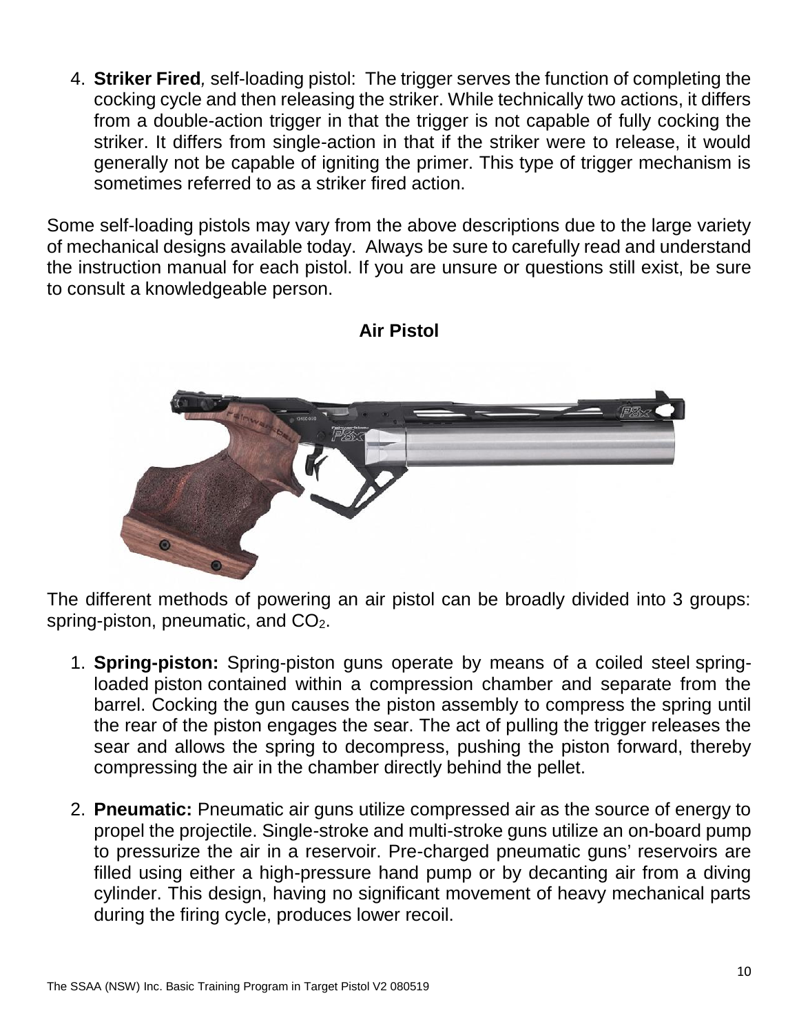4. **Striker Fired**, self-loading pistol: The trigger serves the function of completing the cocking cycle and then releasing the striker. While technically two actions, it differs from a double-action trigger in that the trigger is not capable of fully cocking the striker. It differs from single-action in that if the striker were to release, it would generally not be capable of igniting the primer. This type of trigger mechanism is sometimes referred to as a striker fired action.

Some self-loading pistols may vary from the above descriptions due to the large variety of mechanical designs available today. Always be sure to carefully read and understand the instruction manual for each pistol. If you are unsure or questions still exist, be sure to consult a knowledgeable person.

## Air Pistol

The different methods of powering an air pistol can be broadly divided into 3 groups: spring-piston, pneumatic, and $CO_2$.

1. **Spring-piston:** Spring-piston guns operate by means of a coiled steel spring-loaded piston contained within a compression chamber and separate from the barrel. Cocking the gun causes the piston assembly to compress the spring until the rear of the piston engages the sear. The act of pulling the trigger releases the sear and allows the spring to decompress, pushing the piston forward, thereby compressing the air in the chamber directly behind the pellet.

2. **Pneumatic:** Pneumatic air guns utilize compressed air as the source of energy to propel the projectile. Single-stroke and multi-stroke guns utilize an on-board pump to pressurize the air in a reservoir. Pre-charged pneumatic guns' reservoirs are filled using either a high-pressure hand pump or by decanting air from a diving cylinder. This design, having no significant movement of heavy mechanical parts during the firing cycle, produces lower recoil.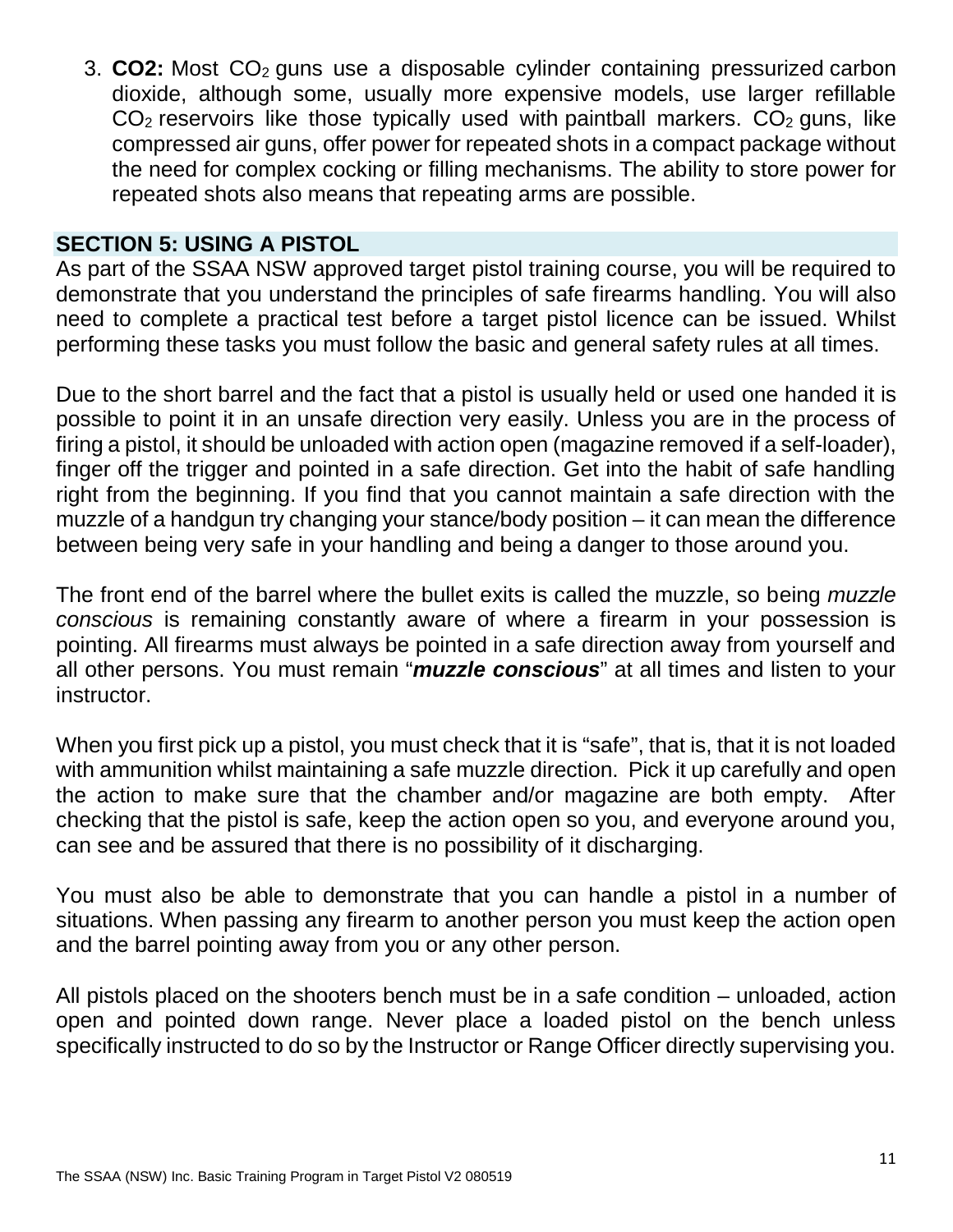3. **CO2:** Most $CO_2$ guns use a disposable cylinder containing pressurized carbon dioxide, although some, usually more expensive models, use larger refillable $CO_2$ reservoirs like those typically used with paintball markers. $CO_2$ guns, like compressed air guns, offer power for repeated shots in a compact package without the need for complex cocking or filling mechanisms. The ability to store power for repeated shots also means that repeating arms are possible.

## SECTION 5: USING A PISTOL

As part of the SSAA NSW approved target pistol training course, you will be required to demonstrate that you understand the principles of safe firearms handling. You will also need to complete a practical test before a target pistol licence can be issued. Whilst performing these tasks you must follow the basic and general safety rules at all times.

Due to the short barrel and the fact that a pistol is usually held or used one handed it is possible to point it in an unsafe direction very easily. Unless you are in the process of firing a pistol, it should be unloaded with action open (magazine removed if a self-loader), finger off the trigger and pointed in a safe direction. Get into the habit of safe handling right from the beginning. If you find that you cannot maintain a safe direction with the muzzle of a handgun try changing your stance/body position – it can mean the difference between being very safe in your handling and being a danger to those around you.

The front end of the barrel where the bullet exits is called the muzzle, so being *muzzle conscious* is remaining constantly aware of where a firearm in your possession is pointing. All firearms must always be pointed in a safe direction away from yourself and all other persons. You must remain "***muzzle conscious***" at all times and listen to your instructor.

When you first pick up a pistol, you must check that it is "safe", that is, that it is not loaded with ammunition whilst maintaining a safe muzzle direction. Pick it up carefully and open the action to make sure that the chamber and/or magazine are both empty. After checking that the pistol is safe, keep the action open so you, and everyone around you, can see and be assured that there is no possibility of it discharging.

You must also be able to demonstrate that you can handle a pistol in a number of situations. When passing any firearm to another person you must keep the action open and the barrel pointing away from you or any other person.

All pistols placed on the shooters bench must be in a safe condition – unloaded, action open and pointed down range. Never place a loaded pistol on the bench unless specifically instructed to do so by the Instructor or Range Officer directly supervising you.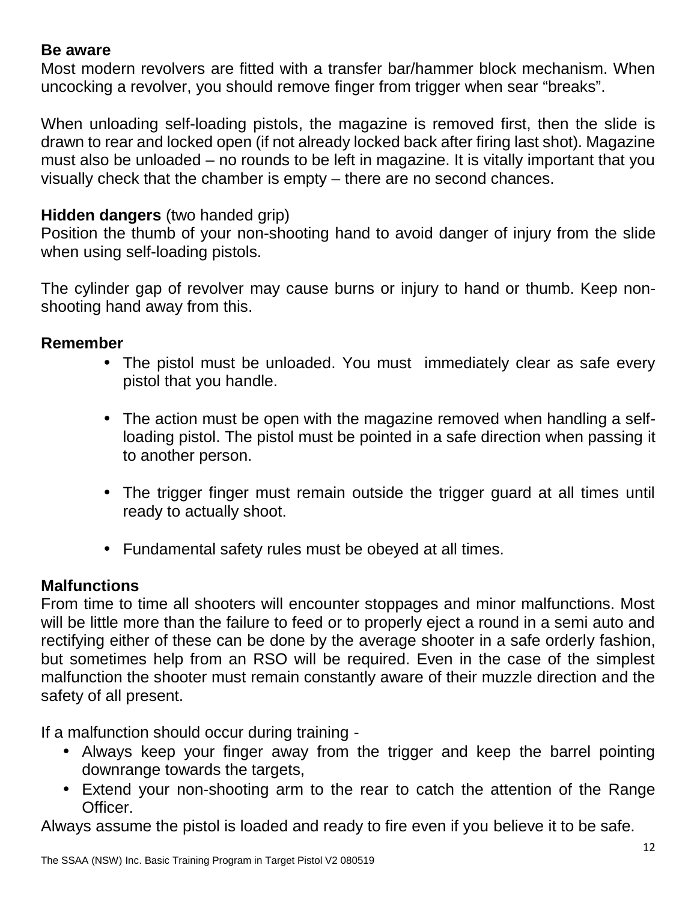**Be aware**

Most modern revolvers are fitted with a transfer bar/hammer block mechanism. When uncocking a revolver, you should remove finger from trigger when sear "breaks".

When unloading self-loading pistols, the magazine is removed first, then the slide is drawn to rear and locked open (if not already locked back after firing last shot). Magazine must also be unloaded – no rounds to be left in magazine. It is vitally important that you visually check that the chamber is empty – there are no second chances.

**Hidden dangers** (two handed grip)

Position the thumb of your non-shooting hand to avoid danger of injury from the slide when using self-loading pistols.

The cylinder gap of revolver may cause burns or injury to hand or thumb. Keep non-shooting hand away from this.

**Remember**

- The pistol must be unloaded. You must immediately clear as safe every pistol that you handle.
- The action must be open with the magazine removed when handling a self-loading pistol. The pistol must be pointed in a safe direction when passing it to another person.
- The trigger finger must remain outside the trigger guard at all times until ready to actually shoot.
- Fundamental safety rules must be obeyed at all times.

**Malfunctions**

From time to time all shooters will encounter stoppages and minor malfunctions. Most will be little more than the failure to feed or to properly eject a round in a semi auto and rectifying either of these can be done by the average shooter in a safe orderly fashion, but sometimes help from an RSO will be required. Even in the case of the simplest malfunction the shooter must remain constantly aware of their muzzle direction and the safety of all present.

If a malfunction should occur during training -

- Always keep your finger away from the trigger and keep the barrel pointing downrange towards the targets,
- Extend your non-shooting arm to the rear to catch the attention of the Range Officer.

Always assume the pistol is loaded and ready to fire even if you believe it to be safe.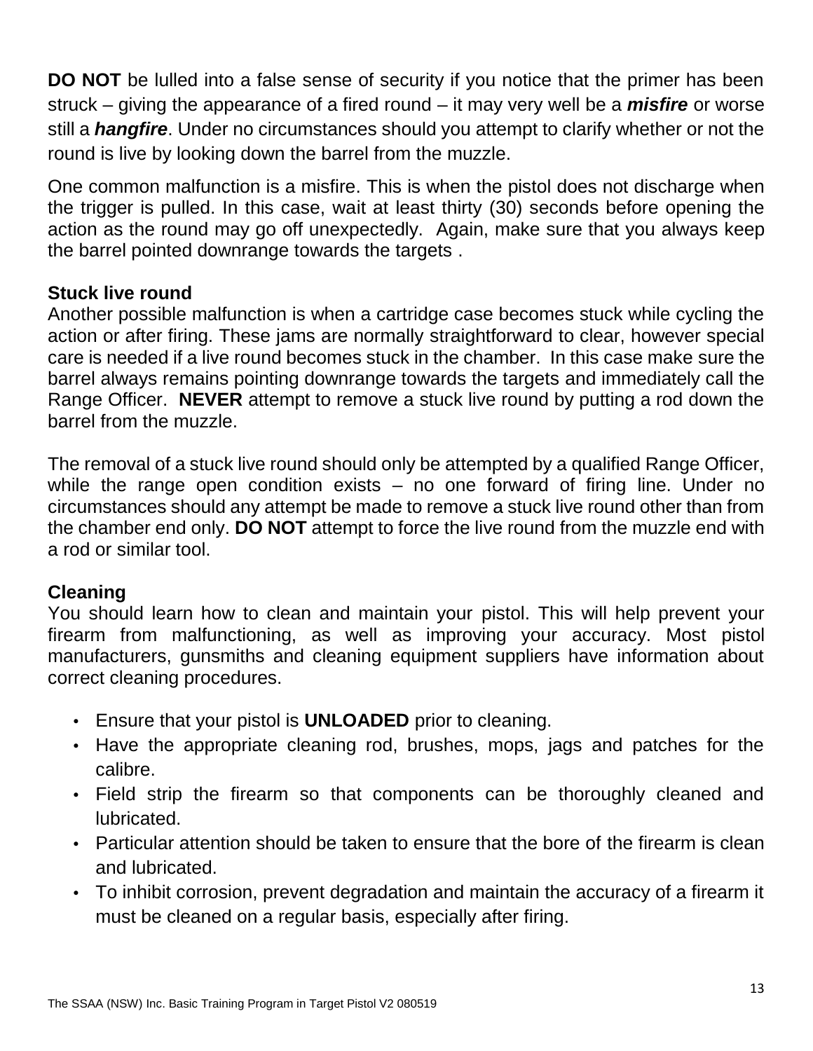**DO NOT** be lulled into a false sense of security if you notice that the primer has been struck – giving the appearance of a fired round – it may very well be a ***misfire*** or worse still a ***hangfire***. Under no circumstances should you attempt to clarify whether or not the round is live by looking down the barrel from the muzzle.

One common malfunction is a misfire. This is when the pistol does not discharge when the trigger is pulled. In this case, wait at least thirty (30) seconds before opening the action as the round may go off unexpectedly. Again, make sure that you always keep the barrel pointed downrange towards the targets .

**Stuck live round**

Another possible malfunction is when a cartridge case becomes stuck while cycling the action or after firing. These jams are normally straightforward to clear, however special care is needed if a live round becomes stuck in the chamber. In this case make sure the barrel always remains pointing downrange towards the targets and immediately call the Range Officer. **NEVER** attempt to remove a stuck live round by putting a rod down the barrel from the muzzle.

The removal of a stuck live round should only be attempted by a qualified Range Officer, while the range open condition exists – no one forward of firing line. Under no circumstances should any attempt be made to remove a stuck live round other than from the chamber end only. **DO NOT** attempt to force the live round from the muzzle end with a rod or similar tool.

**Cleaning**

You should learn how to clean and maintain your pistol. This will help prevent your firearm from malfunctioning, as well as improving your accuracy. Most pistol manufacturers, gunsmiths and cleaning equipment suppliers have information about correct cleaning procedures.

- Ensure that your pistol is **UNLOADED** prior to cleaning.
- Have the appropriate cleaning rod, brushes, mops, jags and patches for the calibre.
- Field strip the firearm so that components can be thoroughly cleaned and lubricated.
- Particular attention should be taken to ensure that the bore of the firearm is clean and lubricated.
- To inhibit corrosion, prevent degradation and maintain the accuracy of a firearm it must be cleaned on a regular basis, especially after firing.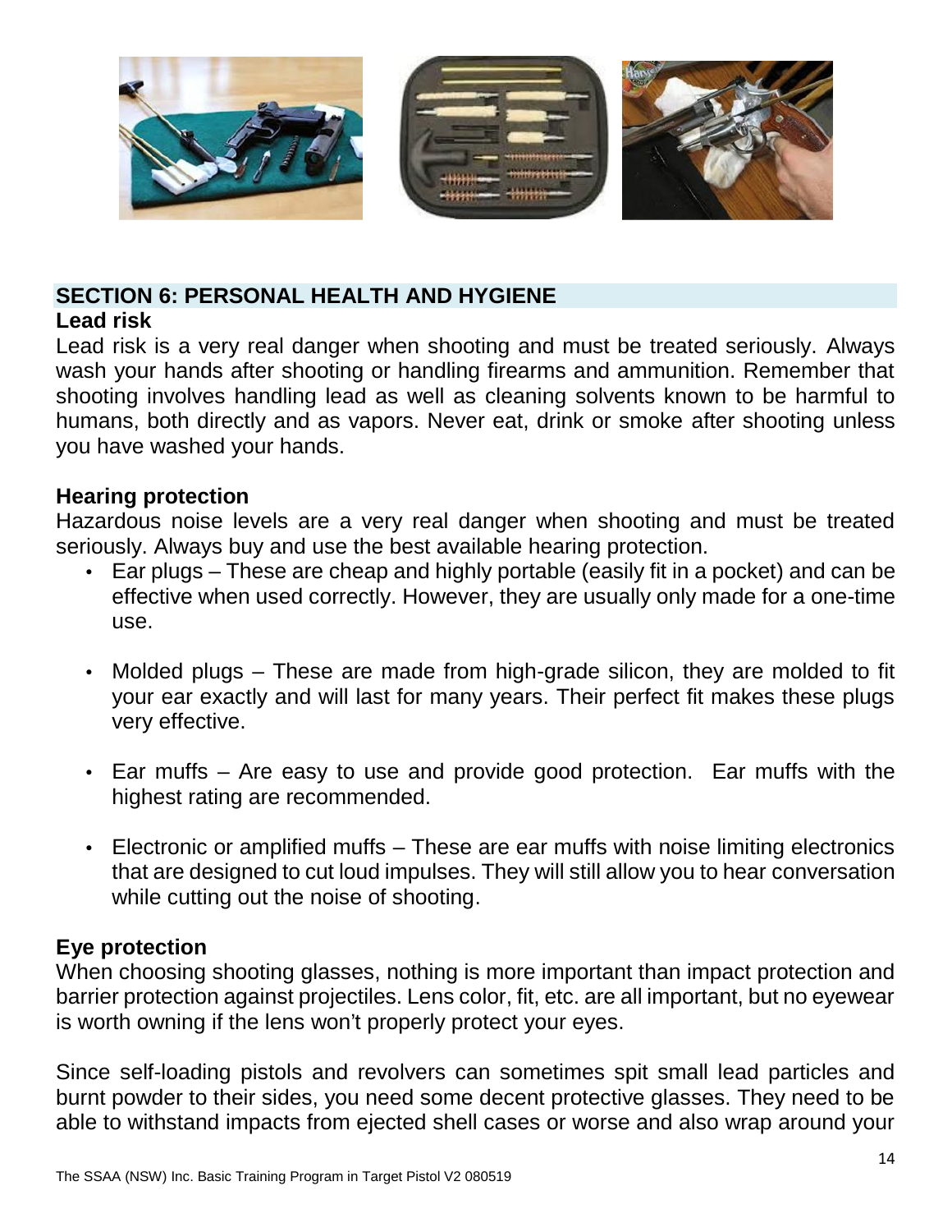## SECTION 6: PERSONAL HEALTH AND HYGIENE

### Lead risk

Lead risk is a very real danger when shooting and must be treated seriously. Always wash your hands after shooting or handling firearms and ammunition. Remember that shooting involves handling lead as well as cleaning solvents known to be harmful to humans, both directly and as vapors. Never eat, drink or smoke after shooting unless you have washed your hands.

### Hearing protection

Hazardous noise levels are a very real danger when shooting and must be treated seriously. Always buy and use the best available hearing protection.

- Ear plugs – These are cheap and highly portable (easily fit in a pocket) and can be effective when used correctly. However, they are usually only made for a one-time use.

- Molded plugs – These are made from high-grade silicon, they are molded to fit your ear exactly and will last for many years. Their perfect fit makes these plugs very effective.

- Ear muffs – Are easy to use and provide good protection. Ear muffs with the highest rating are recommended.

- Electronic or amplified muffs – These are ear muffs with noise limiting electronics that are designed to cut loud impulses. They will still allow you to hear conversation while cutting out the noise of shooting.

### Eye protection

When choosing shooting glasses, nothing is more important than impact protection and barrier protection against projectiles. Lens color, fit, etc. are all important, but no eyewear is worth owning if the lens won't properly protect your eyes.

Since self-loading pistols and revolvers can sometimes spit small lead particles and burnt powder to their sides, you need some decent protective glasses. They need to be able to withstand impacts from ejected shell cases or worse and also wrap around your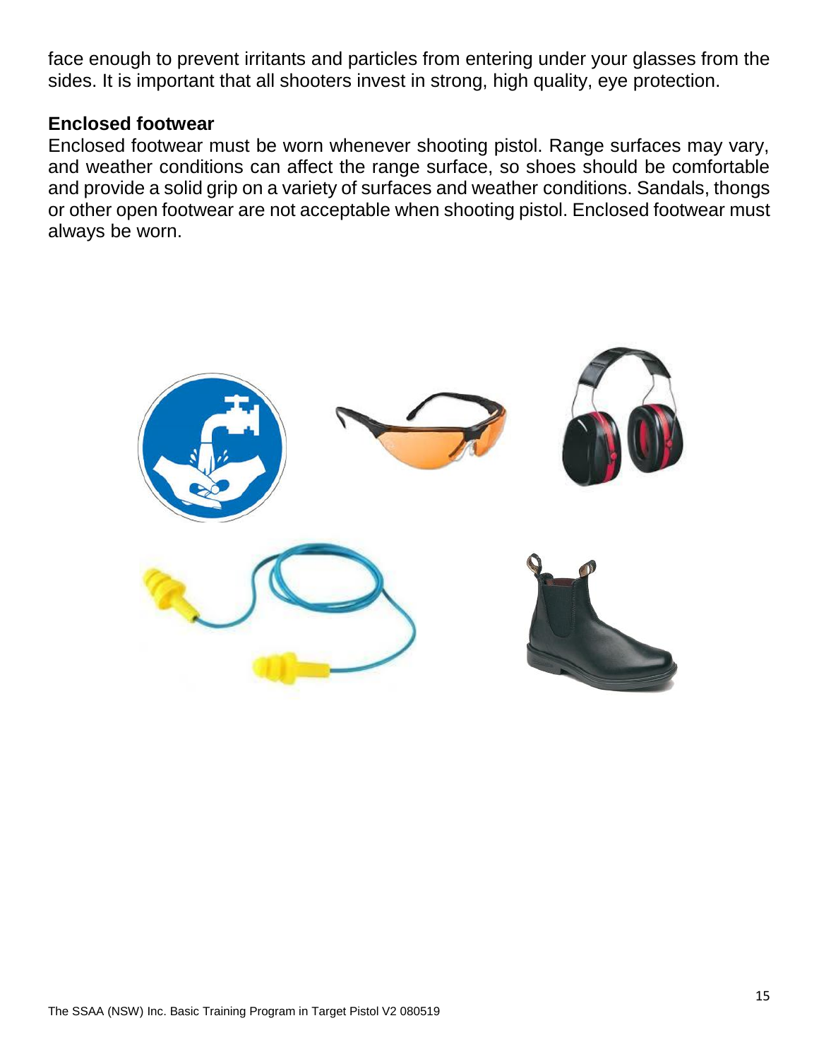face enough to prevent irritants and particles from entering under your glasses from the sides. It is important that all shooters invest in strong, high quality, eye protection.

### Enclosed footwear

Enclosed footwear must be worn whenever shooting pistol. Range surfaces may vary, and weather conditions can affect the range surface, so shoes should be comfortable and provide a solid grip on a variety of surfaces and weather conditions. Sandals, thongs or other open footwear are not acceptable when shooting pistol. Enclosed footwear must always be worn.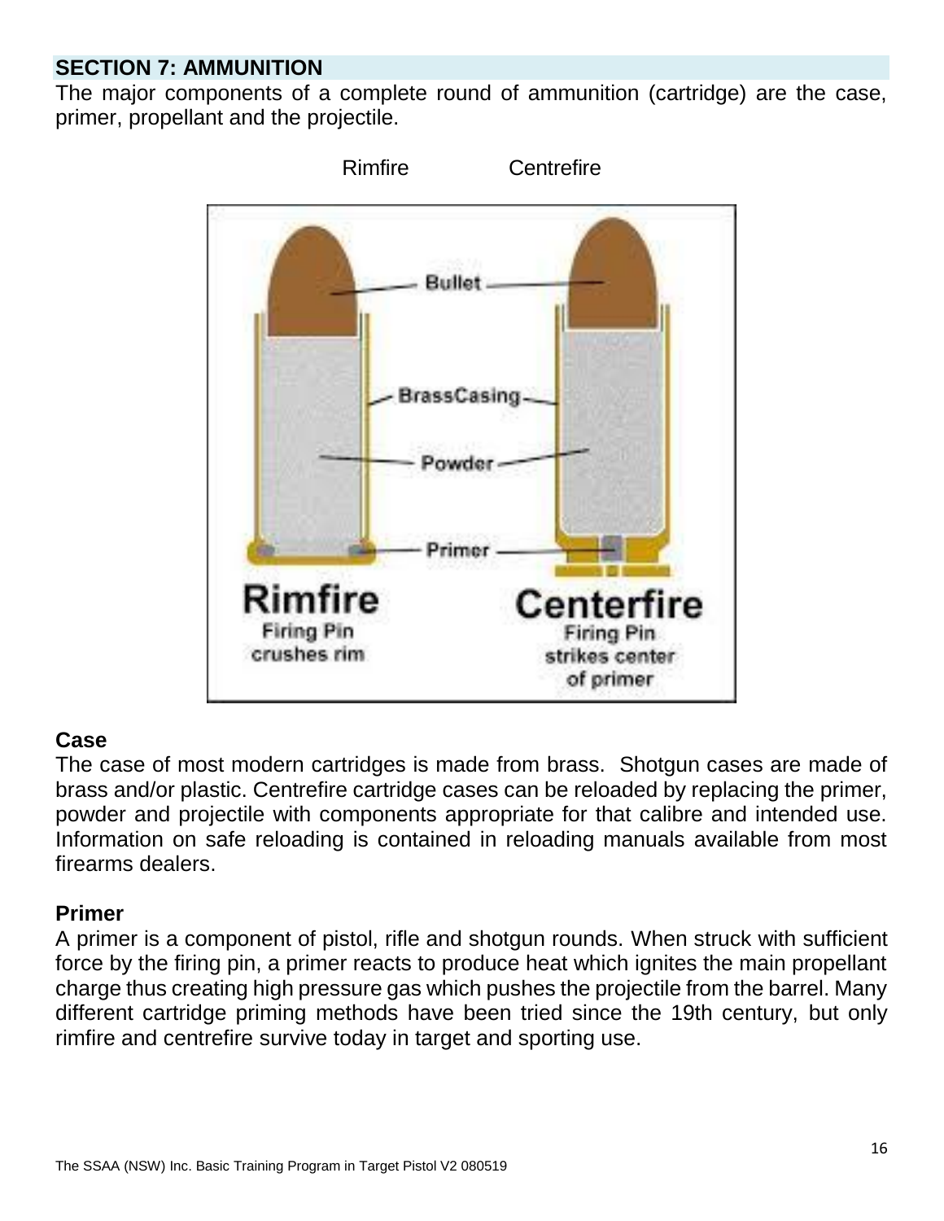## SECTION 7: AMMUNITION

The major components of a complete round of ammunition (cartridge) are the case, primer, propellant and the projectile.

Rimfire Centrefire

### Case

The case of most modern cartridges is made from brass. Shotgun cases are made of brass and/or plastic. Centrefire cartridge cases can be reloaded by replacing the primer, powder and projectile with components appropriate for that calibre and intended use. Information on safe reloading is contained in reloading manuals available from most firearms dealers.

### Primer

A primer is a component of pistol, rifle and shotgun rounds. When struck with sufficient force by the firing pin, a primer reacts to produce heat which ignites the main propellant charge thus creating high pressure gas which pushes the projectile from the barrel. Many different cartridge priming methods have been tried since the 19th century, but only rimfire and centrefire survive today in target and sporting use.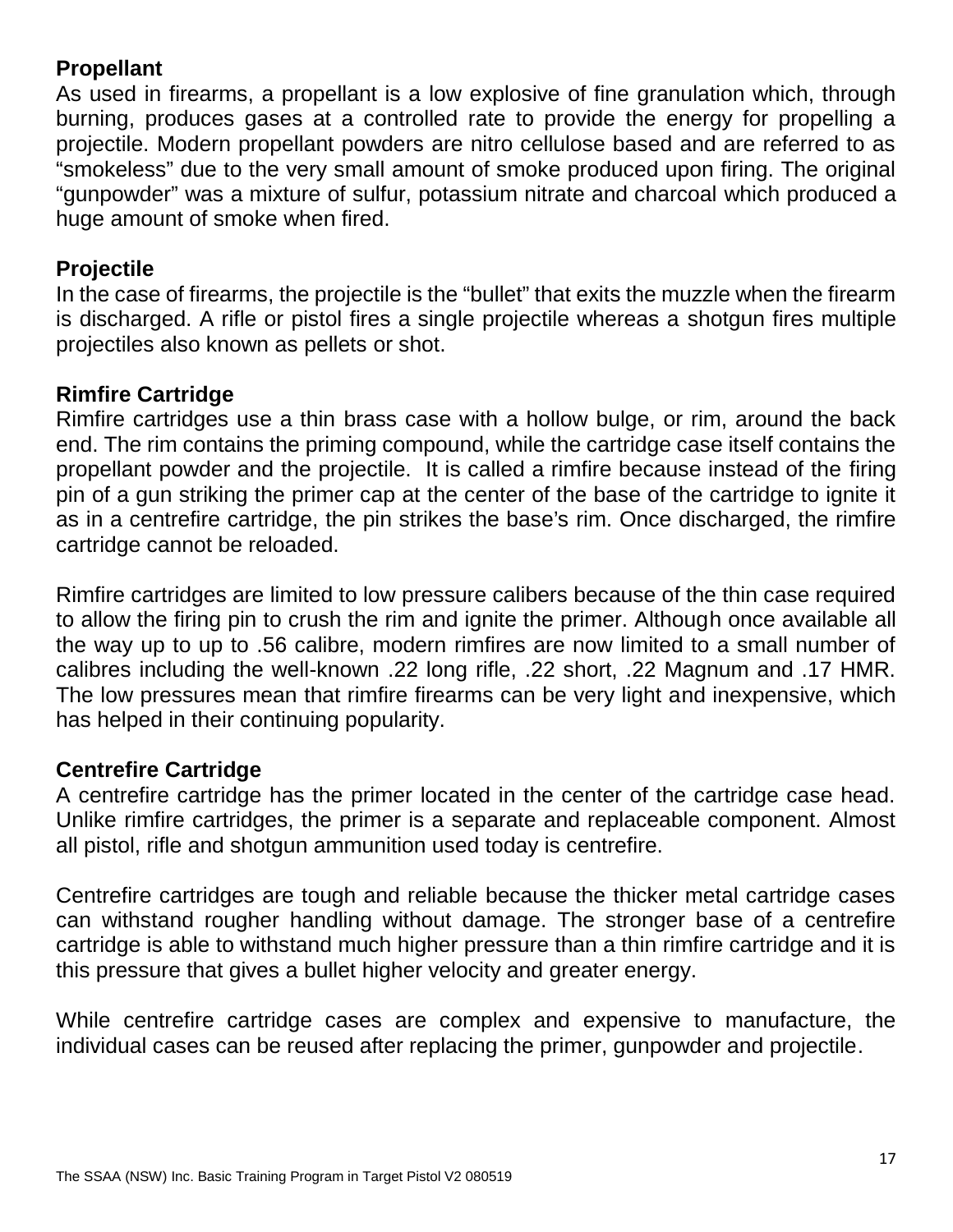**Propellant**

As used in firearms, a propellant is a low explosive of fine granulation which, through burning, produces gases at a controlled rate to provide the energy for propelling a projectile. Modern propellant powders are nitro cellulose based and are referred to as "smokeless" due to the very small amount of smoke produced upon firing. The original "gunpowder" was a mixture of sulfur, potassium nitrate and charcoal which produced a huge amount of smoke when fired.

**Projectile**

In the case of firearms, the projectile is the "bullet" that exits the muzzle when the firearm is discharged. A rifle or pistol fires a single projectile whereas a shotgun fires multiple projectiles also known as pellets or shot.

**Rimfire Cartridge**

Rimfire cartridges use a thin brass case with a hollow bulge, or rim, around the back end. The rim contains the priming compound, while the cartridge case itself contains the propellant powder and the projectile. It is called a rimfire because instead of the firing pin of a gun striking the primer cap at the center of the base of the cartridge to ignite it as in a centrefire cartridge, the pin strikes the base's rim. Once discharged, the rimfire cartridge cannot be reloaded.

Rimfire cartridges are limited to low pressure calibers because of the thin case required to allow the firing pin to crush the rim and ignite the primer. Although once available all the way up to up to .56 calibre, modern rimfires are now limited to a small number of calibres including the well-known .22 long rifle, .22 short, .22 Magnum and .17 HMR. The low pressures mean that rimfire firearms can be very light and inexpensive, which has helped in their continuing popularity.

**Centrefire Cartridge**

A centrefire cartridge has the primer located in the center of the cartridge case head. Unlike rimfire cartridges, the primer is a separate and replaceable component. Almost all pistol, rifle and shotgun ammunition used today is centrefire.

Centrefire cartridges are tough and reliable because the thicker metal cartridge cases can withstand rougher handling without damage. The stronger base of a centrefire cartridge is able to withstand much higher pressure than a thin rimfire cartridge and it is this pressure that gives a bullet higher velocity and greater energy.

While centrefire cartridge cases are complex and expensive to manufacture, the individual cases can be reused after replacing the primer, gunpowder and projectile.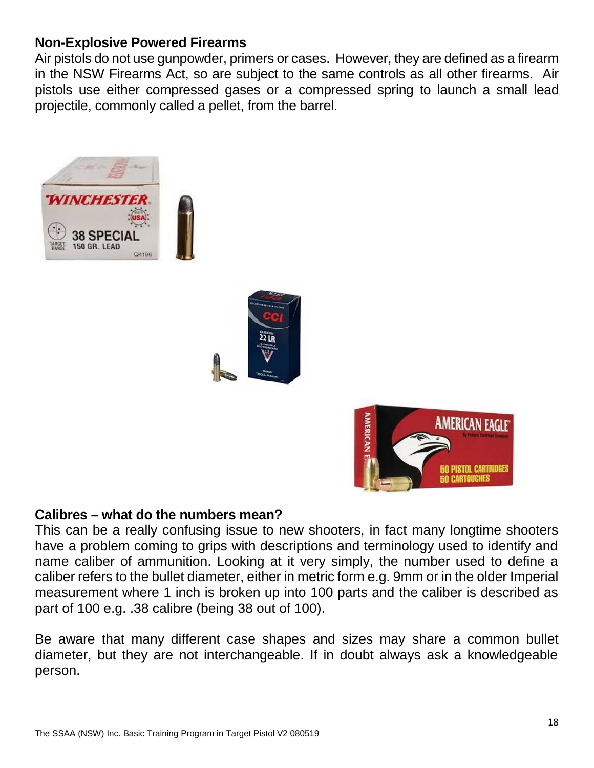## Non-Explosive Powered Firearms

Air pistols do not use gunpowder, primers or cases. However, they are defined as a firearm in the NSW Firearms Act, so are subject to the same controls as all other firearms. Air pistols use either compressed gases or a compressed spring to launch a small lead projectile, commonly called a pellet, from the barrel.

## Calibres – what do the numbers mean?

This can be a really confusing issue to new shooters, in fact many longtime shooters have a problem coming to grips with descriptions and terminology used to identify and name caliber of ammunition. Looking at it very simply, the number used to define a caliber refers to the bullet diameter, either in metric form e.g. 9mm or in the older Imperial measurement where 1 inch is broken up into 100 parts and the caliber is described as part of 100 e.g. .38 calibre (being 38 out of 100).

Be aware that many different case shapes and sizes may share a common bullet diameter, but they are not interchangeable. If in doubt always ask a knowledgeable person.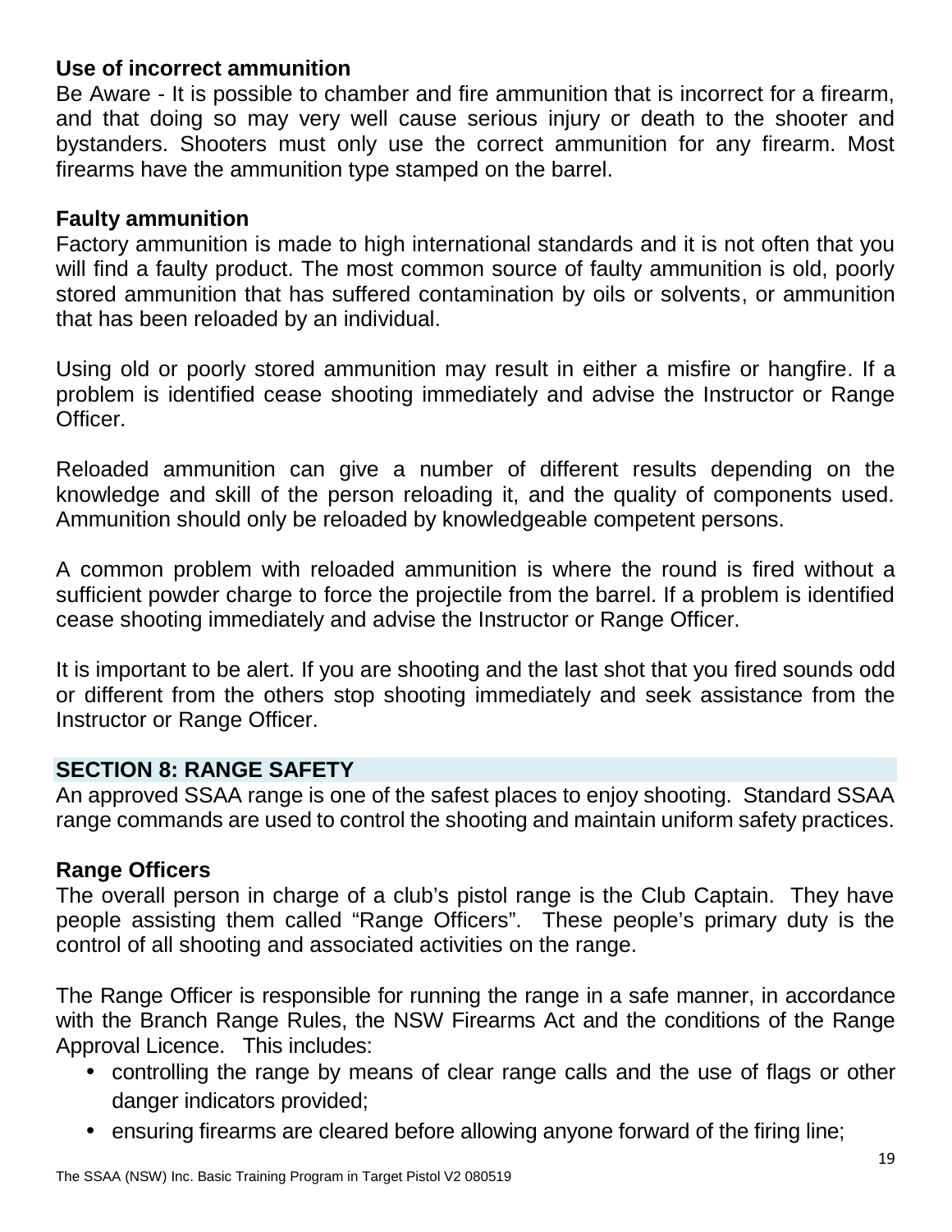**Use of incorrect ammunition**

Be Aware - It is possible to chamber and fire ammunition that is incorrect for a firearm, and that doing so may very well cause serious injury or death to the shooter and bystanders. Shooters must only use the correct ammunition for any firearm. Most firearms have the ammunition type stamped on the barrel.

**Faulty ammunition**

Factory ammunition is made to high international standards and it is not often that you will find a faulty product. The most common source of faulty ammunition is old, poorly stored ammunition that has suffered contamination by oils or solvents, or ammunition that has been reloaded by an individual.

Using old or poorly stored ammunition may result in either a misfire or hangfire. If a problem is identified cease shooting immediately and advise the Instructor or Range Officer.

Reloaded ammunition can give a number of different results depending on the knowledge and skill of the person reloading it, and the quality of components used. Ammunition should only be reloaded by knowledgeable competent persons.

A common problem with reloaded ammunition is where the round is fired without a sufficient powder charge to force the projectile from the barrel. If a problem is identified cease shooting immediately and advise the Instructor or Range Officer.

It is important to be alert. If you are shooting and the last shot that you fired sounds odd or different from the others stop shooting immediately and seek assistance from the Instructor or Range Officer.

## SECTION 8: RANGE SAFETY

An approved SSAA range is one of the safest places to enjoy shooting. Standard SSAA range commands are used to control the shooting and maintain uniform safety practices.

**Range Officers**

The overall person in charge of a club's pistol range is the Club Captain. They have people assisting them called "Range Officers". These people's primary duty is the control of all shooting and associated activities on the range.

The Range Officer is responsible for running the range in a safe manner, in accordance with the Branch Range Rules, the NSW Firearms Act and the conditions of the Range Approval Licence. This includes:

- controlling the range by means of clear range calls and the use of flags or other danger indicators provided;
- ensuring firearms are cleared before allowing anyone forward of the firing line;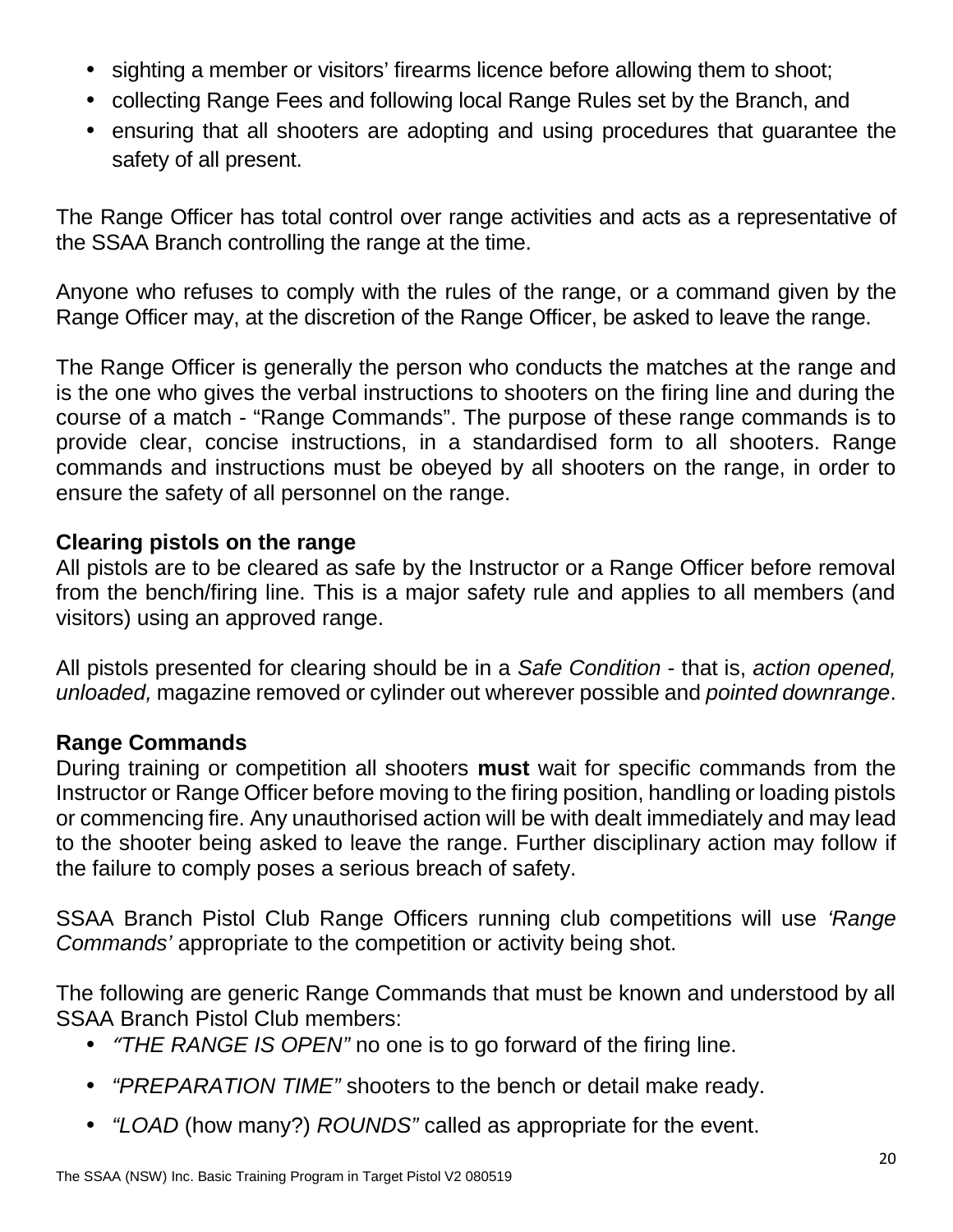- sighting a member or visitors' firearms licence before allowing them to shoot;
- collecting Range Fees and following local Range Rules set by the Branch, and
- ensuring that all shooters are adopting and using procedures that guarantee the safety of all present.

The Range Officer has total control over range activities and acts as a representative of the SSAA Branch controlling the range at the time.

Anyone who refuses to comply with the rules of the range, or a command given by the Range Officer may, at the discretion of the Range Officer, be asked to leave the range.

The Range Officer is generally the person who conducts the matches at the range and is the one who gives the verbal instructions to shooters on the firing line and during the course of a match - "Range Commands". The purpose of these range commands is to provide clear, concise instructions, in a standardised form to all shooters. Range commands and instructions must be obeyed by all shooters on the range, in order to ensure the safety of all personnel on the range.

**Clearing pistols on the range**

All pistols are to be cleared as safe by the Instructor or a Range Officer before removal from the bench/firing line. This is a major safety rule and applies to all members (and visitors) using an approved range.

All pistols presented for clearing should be in a *Safe Condition* - that is, *action opened, unloaded,* magazine removed or cylinder out wherever possible and *pointed downrange*.

**Range Commands**

During training or competition all shooters **must** wait for specific commands from the Instructor or Range Officer before moving to the firing position, handling or loading pistols or commencing fire. Any unauthorised action will be with dealt immediately and may lead to the shooter being asked to leave the range. Further disciplinary action may follow if the failure to comply poses a serious breach of safety.

SSAA Branch Pistol Club Range Officers running club competitions will use *'Range Commands'* appropriate to the competition or activity being shot.

The following are generic Range Commands that must be known and understood by all SSAA Branch Pistol Club members:

- *"THE RANGE IS OPEN"* no one is to go forward of the firing line.
- *"PREPARATION TIME"* shooters to the bench or detail make ready.
- *"LOAD* (how many?) *ROUNDS"* called as appropriate for the event.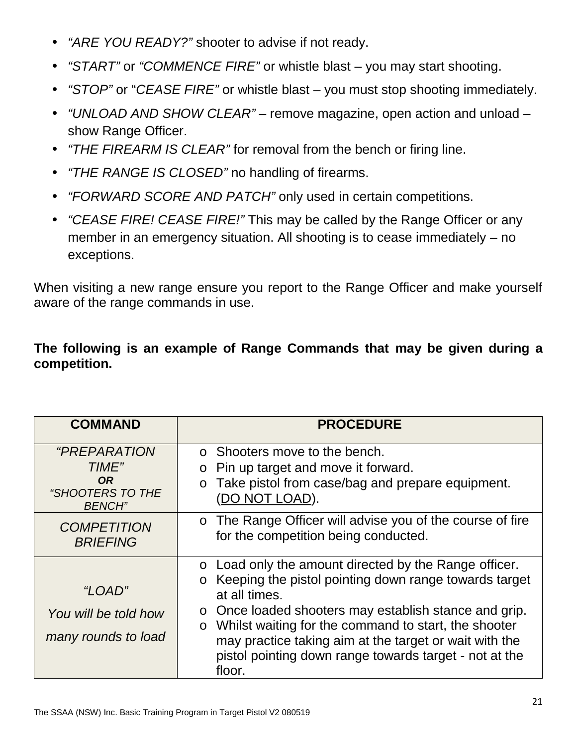- *“ARE YOU READY?”* shooter to advise if not ready.
- *“START”* or *“COMMENCE FIRE”* or whistle blast – you may start shooting.
- *“STOP”* or “*CEASE FIRE”* or whistle blast – you must stop shooting immediately.
- *“UNLOAD AND SHOW CLEAR”* – remove magazine, open action and unload – show Range Officer.
- *“THE FIREARM IS CLEAR”* for removal from the bench or firing line.
- *“THE RANGE IS CLOSED”* no handling of firearms.
- *“FORWARD SCORE AND PATCH”* only used in certain competitions.
- *“CEASE FIRE! CEASE FIRE!”* This may be called by the Range Officer or any member in an emergency situation. All shooting is to cease immediately – no exceptions.

When visiting a new range ensure you report to the Range Officer and make yourself aware of the range commands in use.

**The following is an example of Range Commands that may be given during a competition.**

| COMMAND | PROCEDURE |
|---|---|
| *“PREPARATION TIME”* ***OR*** *“SHOOTERS TO THE BENCH”* | o Shooters move to the bench.<br>o Pin up target and move it forward.<br>o Take pistol from case/bag and prepare equipment. (<u>DO NOT LOAD</u>). |
| *COMPETITION BRIEFING* | o The Range Officer will advise you of the course of fire for the competition being conducted. |
| *“LOAD”*<br>*You will be told how many rounds to load* | o Load only the amount directed by the Range officer.<br>o Keeping the pistol pointing down range towards target at all times.<br>o Once loaded shooters may establish stance and grip.<br>o Whilst waiting for the command to start, the shooter may practice taking aim at the target or wait with the pistol pointing down range towards target - not at the floor. |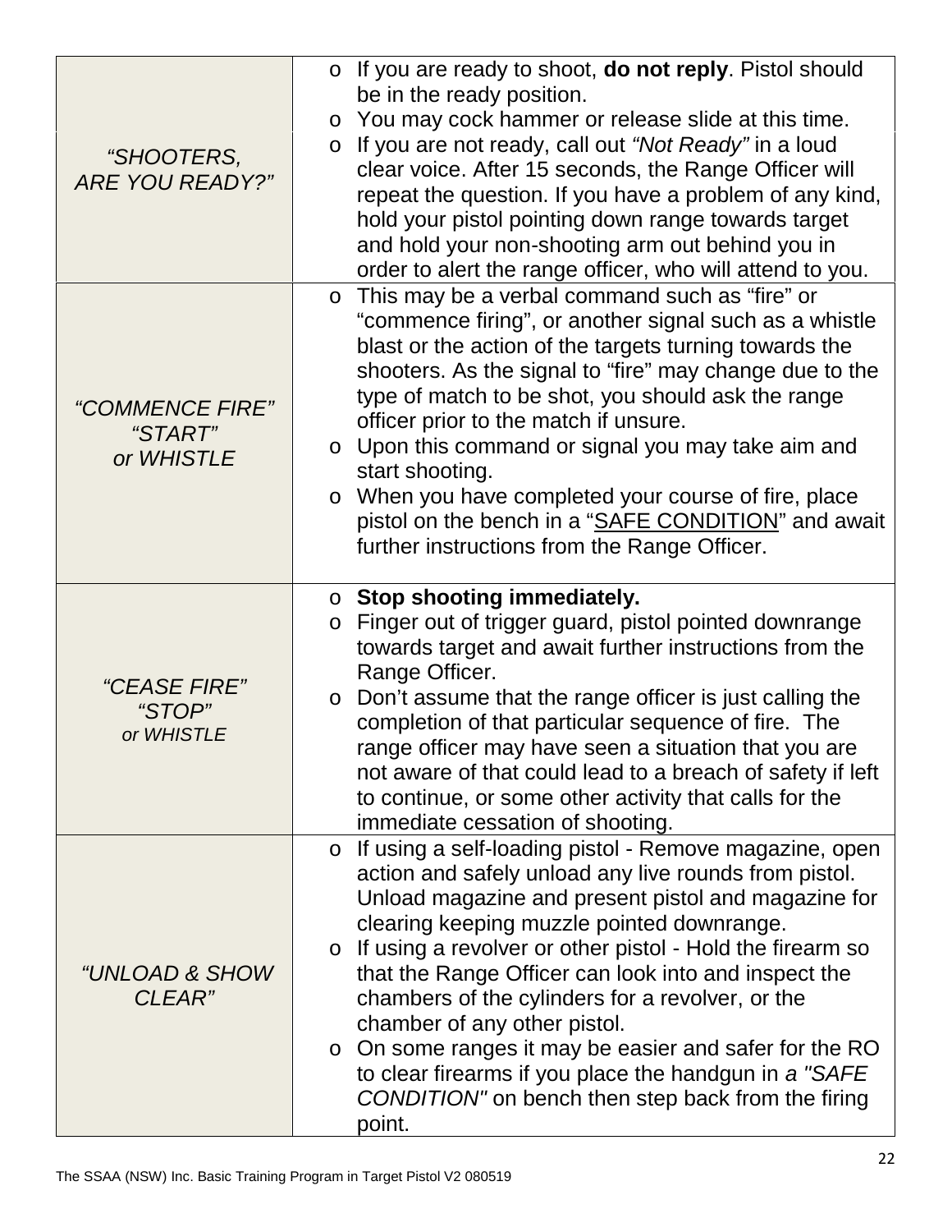| | |
|---|---|
| *"SHOOTERS, ARE YOU READY?"* | <ul><li>If you are ready to shoot, **do not reply**. Pistol should be in the ready position.</li><li>You may cock hammer or release slide at this time.</li><li>If you are not ready, call out *"Not Ready"* in a loud clear voice. After 15 seconds, the Range Officer will repeat the question. If you have a problem of any kind, hold your pistol pointing down range towards target and hold your non-shooting arm out behind you in order to alert the range officer, who will attend to you.</li></ul> |
| *"COMMENCE FIRE"* *"START"* *or WHISTLE* | <ul><li>This may be a verbal command such as "fire" or "commence firing", or another signal such as a whistle blast or the action of the targets turning towards the shooters. As the signal to "fire" may change due to the type of match to be shot, you should ask the range officer prior to the match if unsure.</li><li>Upon this command or signal you may take aim and start shooting.</li><li>When you have completed your course of fire, place pistol on the bench in a "<u>SAFE CONDITION</u>" and await further instructions from the Range Officer.</li></ul> |
| *"CEASE FIRE"* *"STOP"* *or WHISTLE* | <ul><li>**Stop shooting immediately.**</li><li>Finger out of trigger guard, pistol pointed downrange towards target and await further instructions from the Range Officer.</li><li>Don't assume that the range officer is just calling the completion of that particular sequence of fire. The range officer may have seen a situation that you are not aware of that could lead to a breach of safety if left to continue, or some other activity that calls for the immediate cessation of shooting.</li></ul> |
| *"UNLOAD & SHOW CLEAR"* | <ul><li>If using a self-loading pistol - Remove magazine, open action and safely unload any live rounds from pistol. Unload magazine and present pistol and magazine for clearing keeping muzzle pointed downrange.</li><li>If using a revolver or other pistol - Hold the firearm so that the Range Officer can look into and inspect the chambers of the cylinders for a revolver, or the chamber of any other pistol.</li><li>On some ranges it may be easier and safer for the RO to clear firearms if you place the handgun in *a "SAFE CONDITION"* on bench then step back from the firing point.</li></ul> |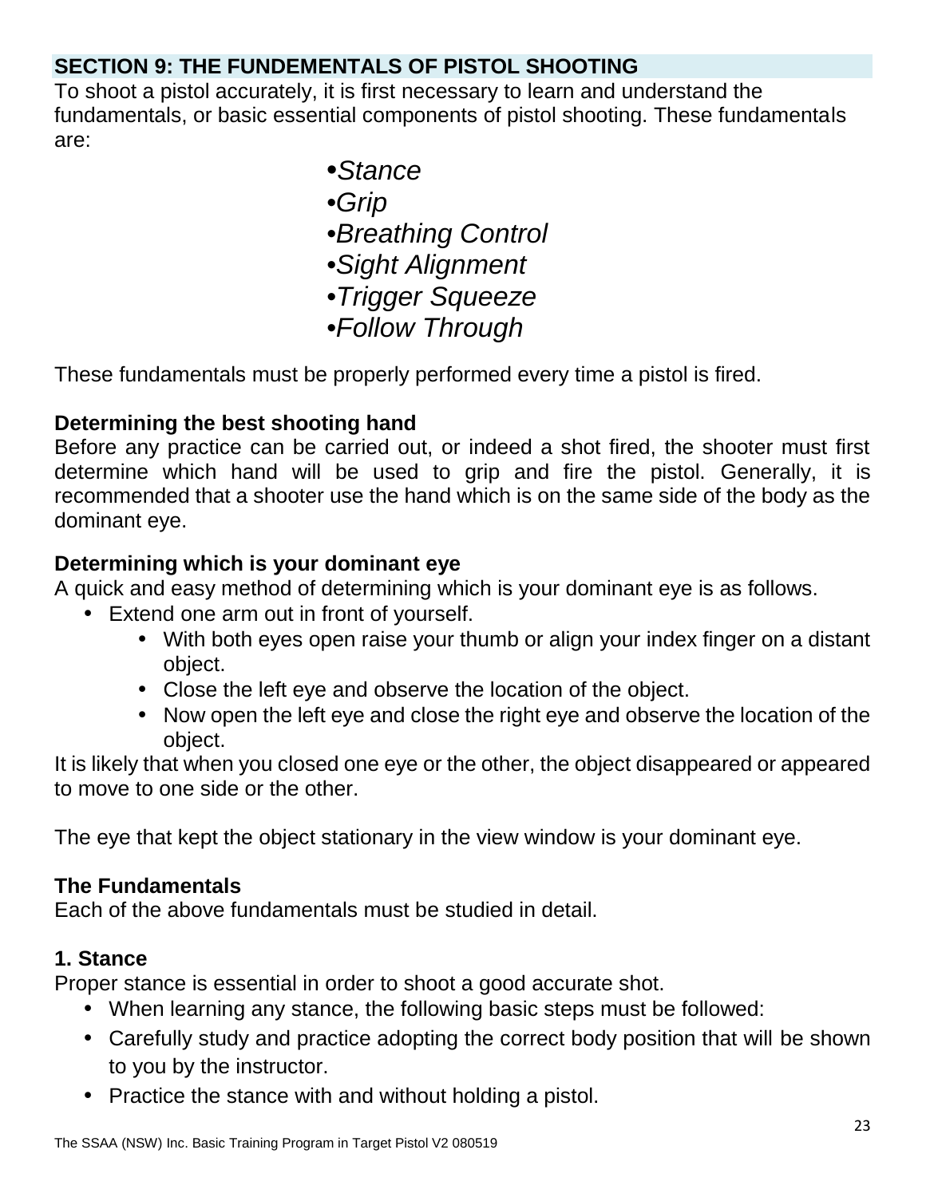## SECTION 9: THE FUNDEMENTALS OF PISTOL SHOOTING

To shoot a pistol accurately, it is first necessary to learn and understand the fundamentals, or basic essential components of pistol shooting. These fundamentals are:

- *Stance*
- *Grip*
- *Breathing Control*
- *Sight Alignment*
- *Trigger Squeeze*
- *Follow Through*

These fundamentals must be properly performed every time a pistol is fired.

**Determining the best shooting hand**

Before any practice can be carried out, or indeed a shot fired, the shooter must first determine which hand will be used to grip and fire the pistol. Generally, it is recommended that a shooter use the hand which is on the same side of the body as the dominant eye.

**Determining which is your dominant eye**

A quick and easy method of determining which is your dominant eye is as follows.

- Extend one arm out in front of yourself.
  - With both eyes open raise your thumb or align your index finger on a distant object.
  - Close the left eye and observe the location of the object.
  - Now open the left eye and close the right eye and observe the location of the object.

It is likely that when you closed one eye or the other, the object disappeared or appeared to move to one side or the other.

The eye that kept the object stationary in the view window is your dominant eye.

**The Fundamentals**

Each of the above fundamentals must be studied in detail.

**1. Stance**

Proper stance is essential in order to shoot a good accurate shot.

- When learning any stance, the following basic steps must be followed:
- Carefully study and practice adopting the correct body position that will be shown to you by the instructor.
- Practice the stance with and without holding a pistol.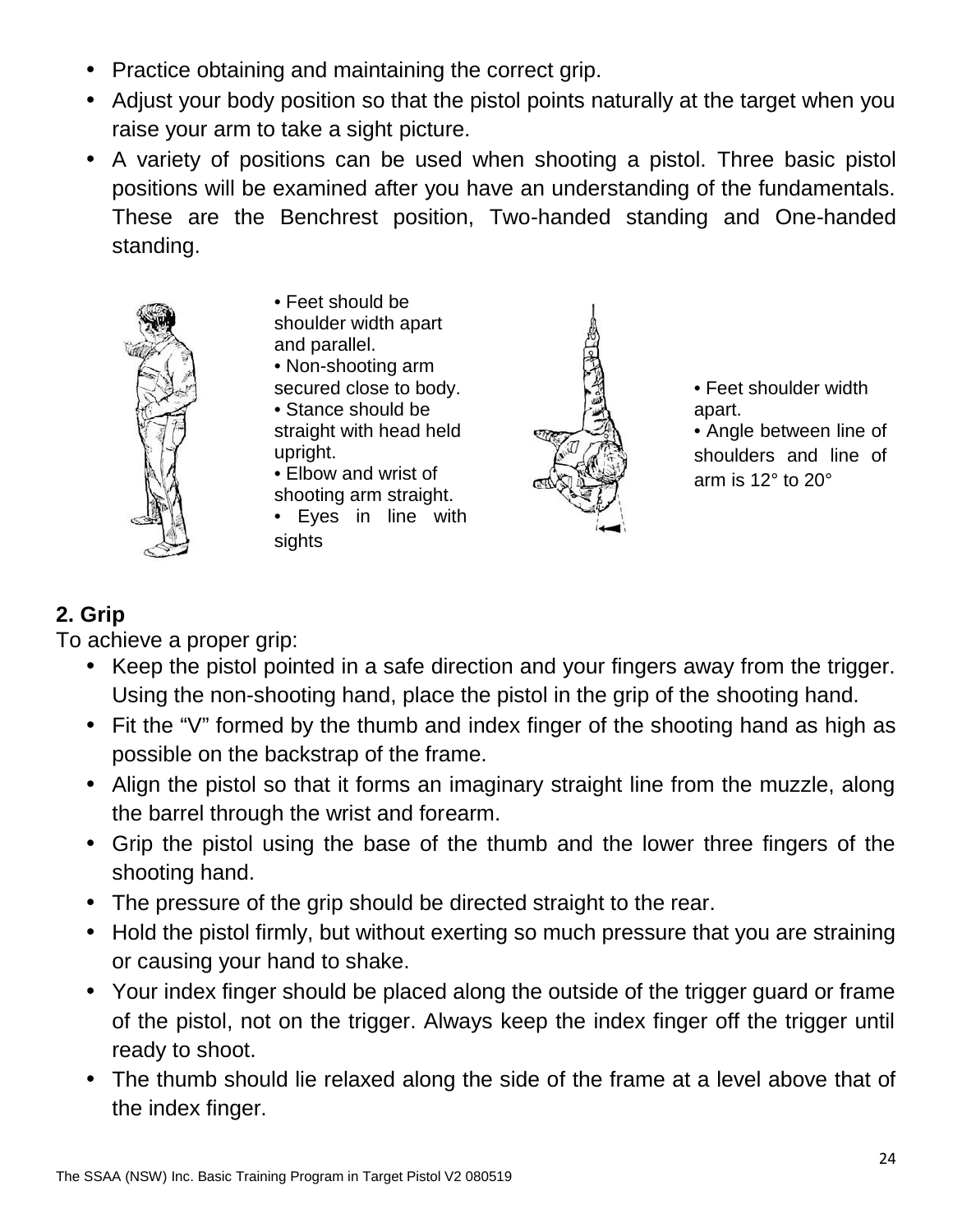- Practice obtaining and maintaining the correct grip.
- Adjust your body position so that the pistol points naturally at the target when you raise your arm to take a sight picture.
- A variety of positions can be used when shooting a pistol. Three basic pistol positions will be examined after you have an understanding of the fundamentals. These are the Benchrest position, Two-handed standing and One-handed standing.

- Feet should be shoulder width apart and parallel.
- Non-shooting arm secured close to body.
- Stance should be straight with head held upright.
- Elbow and wrist of shooting arm straight.
- Eyes in line with sights

- Feet shoulder width apart.
- Angle between line of shoulders and line of arm is 12° to 20°

**2. Grip**

To achieve a proper grip:

- Keep the pistol pointed in a safe direction and your fingers away from the trigger. Using the non-shooting hand, place the pistol in the grip of the shooting hand.
- Fit the "V" formed by the thumb and index finger of the shooting hand as high as possible on the backstrap of the frame.
- Align the pistol so that it forms an imaginary straight line from the muzzle, along the barrel through the wrist and forearm.
- Grip the pistol using the base of the thumb and the lower three fingers of the shooting hand.
- The pressure of the grip should be directed straight to the rear.
- Hold the pistol firmly, but without exerting so much pressure that you are straining or causing your hand to shake.
- Your index finger should be placed along the outside of the trigger guard or frame of the pistol, not on the trigger. Always keep the index finger off the trigger until ready to shoot.
- The thumb should lie relaxed along the side of the frame at a level above that of the index finger.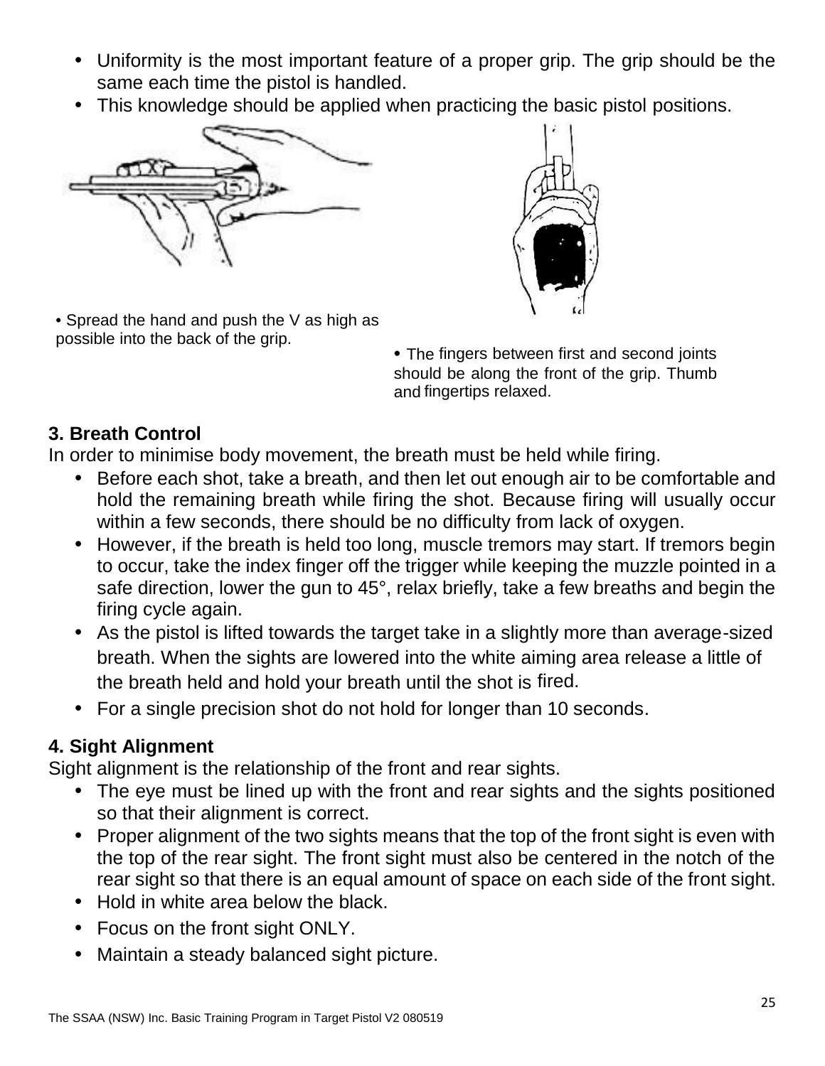- Uniformity is the most important feature of a proper grip. The grip should be the same each time the pistol is handled.
- This knowledge should be applied when practicing the basic pistol positions.

• Spread the hand and push the V as high as possible into the back of the grip.

• The fingers between first and second joints should be along the front of the grip. Thumb and fingertips relaxed.

**3. Breath Control**

In order to minimise body movement, the breath must be held while firing.

- Before each shot, take a breath, and then let out enough air to be comfortable and hold the remaining breath while firing the shot. Because firing will usually occur within a few seconds, there should be no difficulty from lack of oxygen.
- However, if the breath is held too long, muscle tremors may start. If tremors begin to occur, take the index finger off the trigger while keeping the muzzle pointed in a safe direction, lower the gun to 45°, relax briefly, take a few breaths and begin the firing cycle again.
- As the pistol is lifted towards the target take in a slightly more than average-sized breath. When the sights are lowered into the white aiming area release a little of the breath held and hold your breath until the shot is fired.
- For a single precision shot do not hold for longer than 10 seconds.

**4. Sight Alignment**

Sight alignment is the relationship of the front and rear sights.

- The eye must be lined up with the front and rear sights and the sights positioned so that their alignment is correct.
- Proper alignment of the two sights means that the top of the front sight is even with the top of the rear sight. The front sight must also be centered in the notch of the rear sight so that there is an equal amount of space on each side of the front sight.
- Hold in white area below the black.
- Focus on the front sight ONLY.
- Maintain a steady balanced sight picture.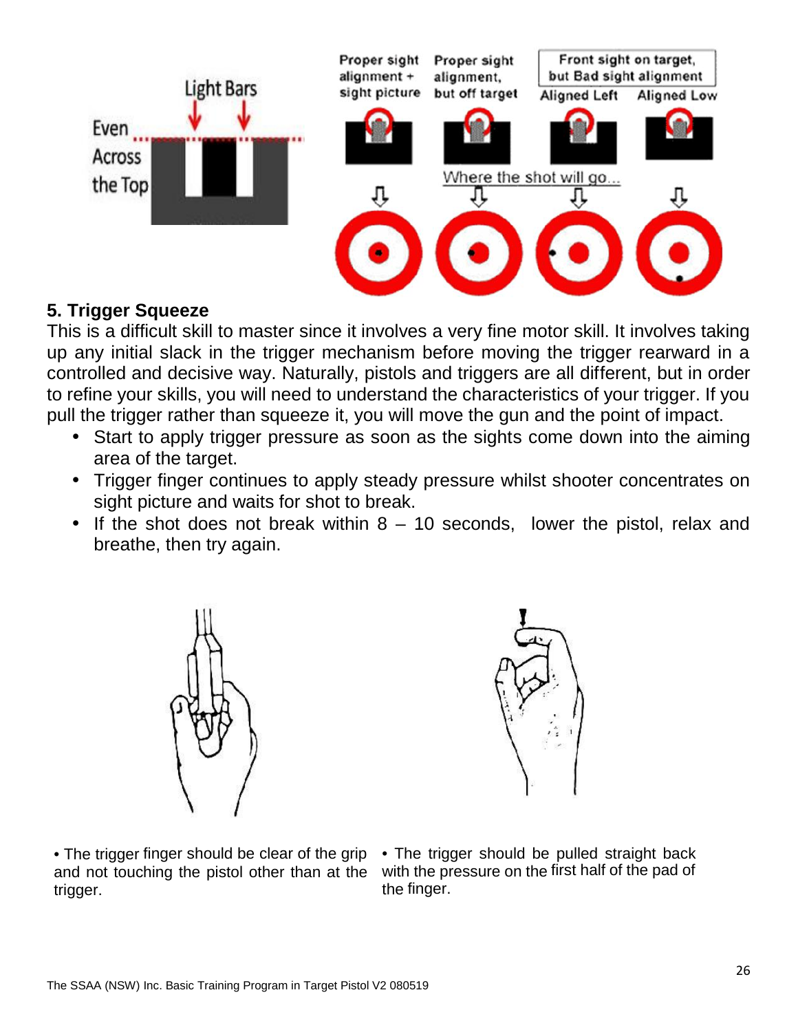## 5. Trigger Squeeze

This is a difficult skill to master since it involves a very fine motor skill. It involves taking up any initial slack in the trigger mechanism before moving the trigger rearward in a controlled and decisive way. Naturally, pistols and triggers are all different, but in order to refine your skills, you will need to understand the characteristics of your trigger. If you pull the trigger rather than squeeze it, you will move the gun and the point of impact.

- Start to apply trigger pressure as soon as the sights come down into the aiming area of the target.
- Trigger finger continues to apply steady pressure whilst shooter concentrates on sight picture and waits for shot to break.
- If the shot does not break within 8 – 10 seconds, lower the pistol, relax and breathe, then try again.

- The trigger finger should be clear of the grip and not touching the pistol other than at the trigger.

- The trigger should be pulled straight back with the pressure on the first half of the pad of the finger.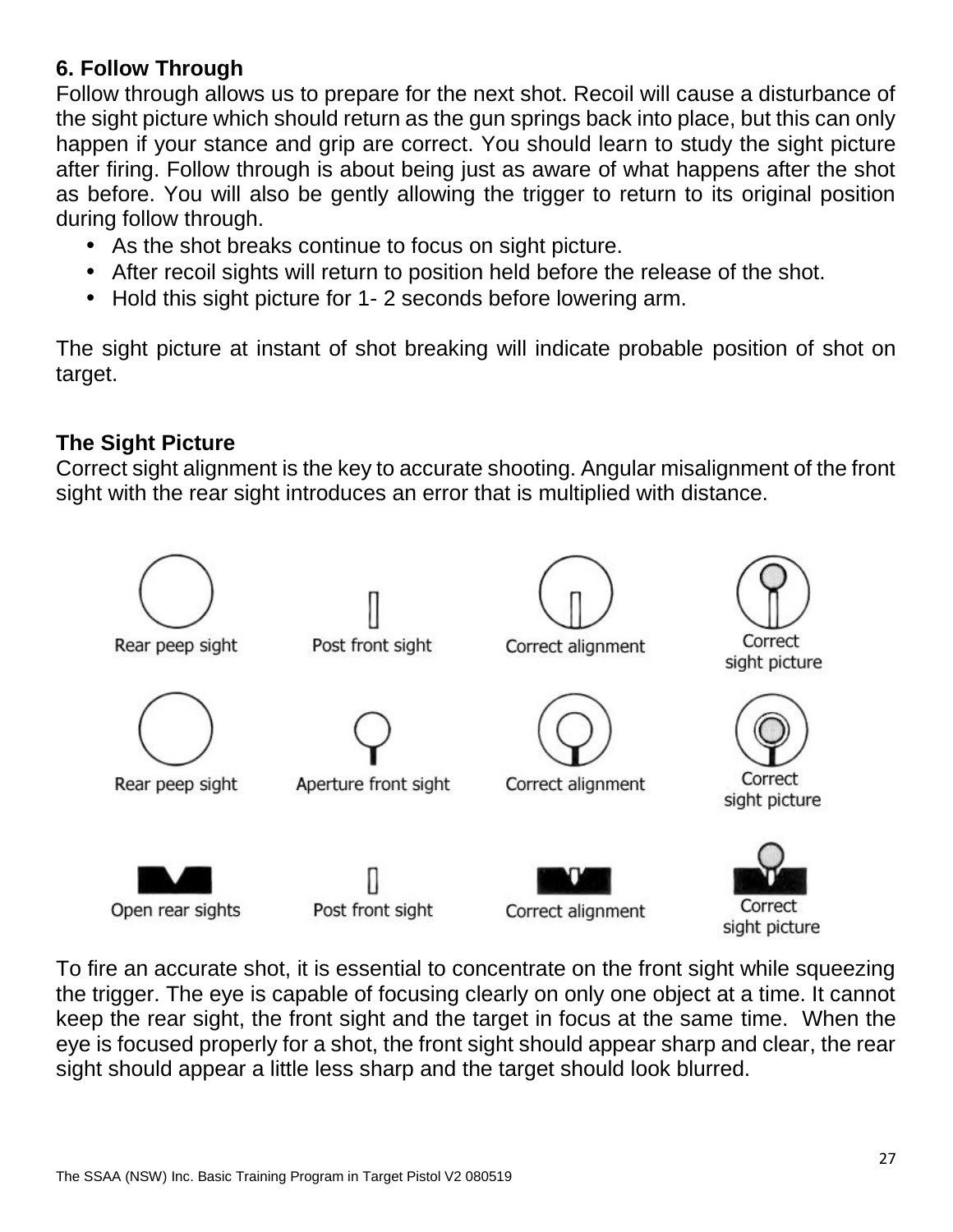### 6. Follow Through

Follow through allows us to prepare for the next shot. Recoil will cause a disturbance of the sight picture which should return as the gun springs back into place, but this can only happen if your stance and grip are correct. You should learn to study the sight picture after firing. Follow through is about being just as aware of what happens after the shot as before. You will also be gently allowing the trigger to return to its original position during follow through.

- As the shot breaks continue to focus on sight picture.
- After recoil sights will return to position held before the release of the shot.
- Hold this sight picture for 1- 2 seconds before lowering arm.

The sight picture at instant of shot breaking will indicate probable position of shot on target.

### The Sight Picture

Correct sight alignment is the key to accurate shooting. Angular misalignment of the front sight with the rear sight introduces an error that is multiplied with distance.

Rear peep sight | Post front sight | Correct alignment | Correct sight picture

Rear peep sight | Aperture front sight | Correct alignment | Correct sight picture

Open rear sights | Post front sight | Correct alignment | Correct sight picture

To fire an accurate shot, it is essential to concentrate on the front sight while squeezing the trigger. The eye is capable of focusing clearly on only one object at a time. It cannot keep the rear sight, the front sight and the target in focus at the same time. When the eye is focused properly for a shot, the front sight should appear sharp and clear, the rear sight should appear a little less sharp and the target should look blurred.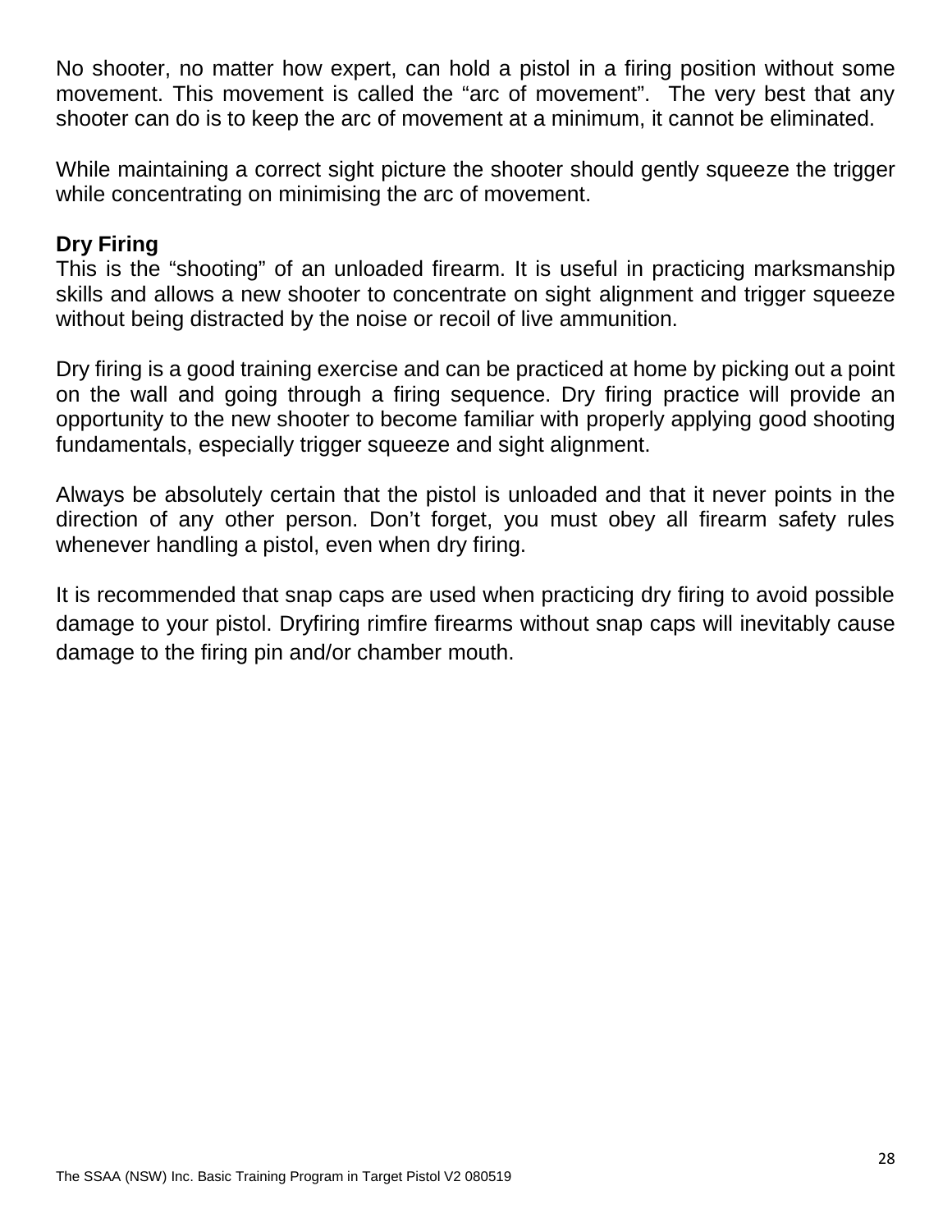No shooter, no matter how expert, can hold a pistol in a firing position without some movement. This movement is called the “arc of movement”. The very best that any shooter can do is to keep the arc of movement at a minimum, it cannot be eliminated.

While maintaining a correct sight picture the shooter should gently squeeze the trigger while concentrating on minimising the arc of movement.

**Dry Firing**

This is the “shooting” of an unloaded firearm. It is useful in practicing marksmanship skills and allows a new shooter to concentrate on sight alignment and trigger squeeze without being distracted by the noise or recoil of live ammunition.

Dry firing is a good training exercise and can be practiced at home by picking out a point on the wall and going through a firing sequence. Dry firing practice will provide an opportunity to the new shooter to become familiar with properly applying good shooting fundamentals, especially trigger squeeze and sight alignment.

Always be absolutely certain that the pistol is unloaded and that it never points in the direction of any other person. Don’t forget, you must obey all firearm safety rules whenever handling a pistol, even when dry firing.

It is recommended that snap caps are used when practicing dry firing to avoid possible damage to your pistol. Dryfiring rimfire firearms without snap caps will inevitably cause damage to the firing pin and/or chamber mouth.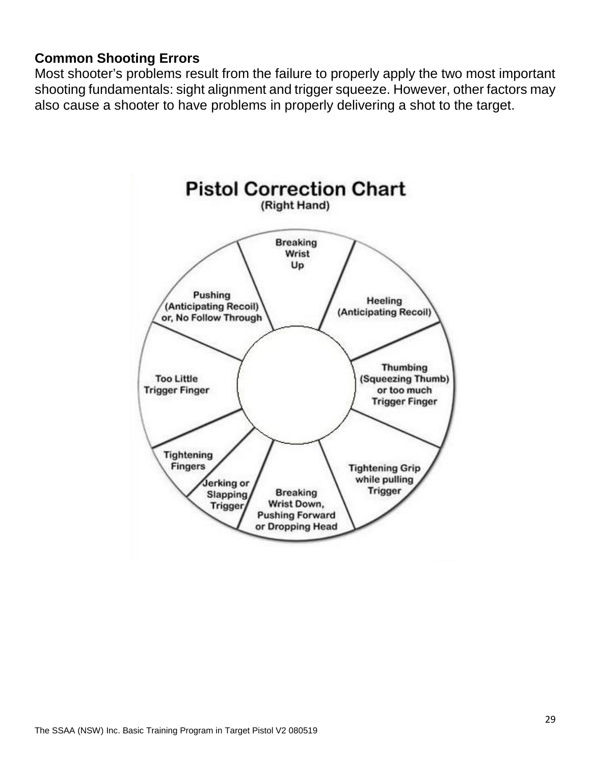**Common Shooting Errors**

Most shooter's problems result from the failure to properly apply the two most important shooting fundamentals: sight alignment and trigger squeeze. However, other factors may also cause a shooter to have problems in properly delivering a shot to the target.

**Pistol Correction Chart**

(Right Hand)

- Breaking Wrist Up
- Heeling (Anticipating Recoil)
- Thumbing (Squeezing Thumb) or too much Trigger Finger
- Tightening Grip while pulling Trigger
- Breaking Wrist Down, Pushing Forward or Dropping Head
- Jerking or Slapping Trigger
- Tightening Fingers
- Too Little Trigger Finger
- Pushing (Anticipating Recoil) or, No Follow Through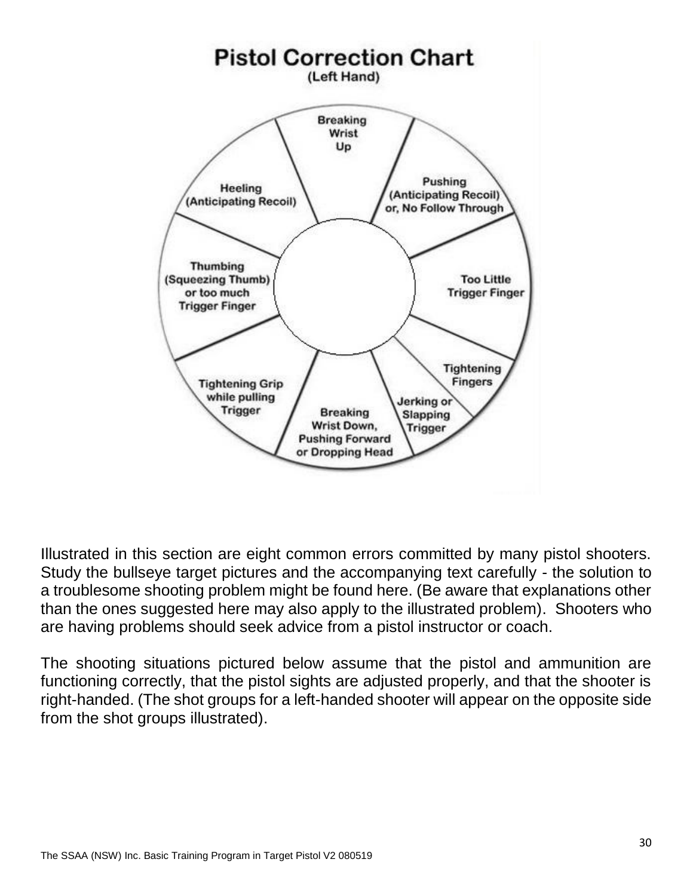# Pistol Correction Chart

(Left Hand)

- Breaking Wrist Up
- Pushing (Anticipating Recoil) or, No Follow Through
- Too Little Trigger Finger
- Tightening Fingers
- Jerking or Slapping Trigger
- Breaking Wrist Down, Pushing Forward or Dropping Head
- Tightening Grip while pulling Trigger
- Thumbing (Squeezing Thumb) or too much Trigger Finger
- Heeling (Anticipating Recoil)

Illustrated in this section are eight common errors committed by many pistol shooters. Study the bullseye target pictures and the accompanying text carefully - the solution to a troublesome shooting problem might be found here. (Be aware that explanations other than the ones suggested here may also apply to the illustrated problem). Shooters who are having problems should seek advice from a pistol instructor or coach.

The shooting situations pictured below assume that the pistol and ammunition are functioning correctly, that the pistol sights are adjusted properly, and that the shooter is right-handed. (The shot groups for a left-handed shooter will appear on the opposite side from the shot groups illustrated).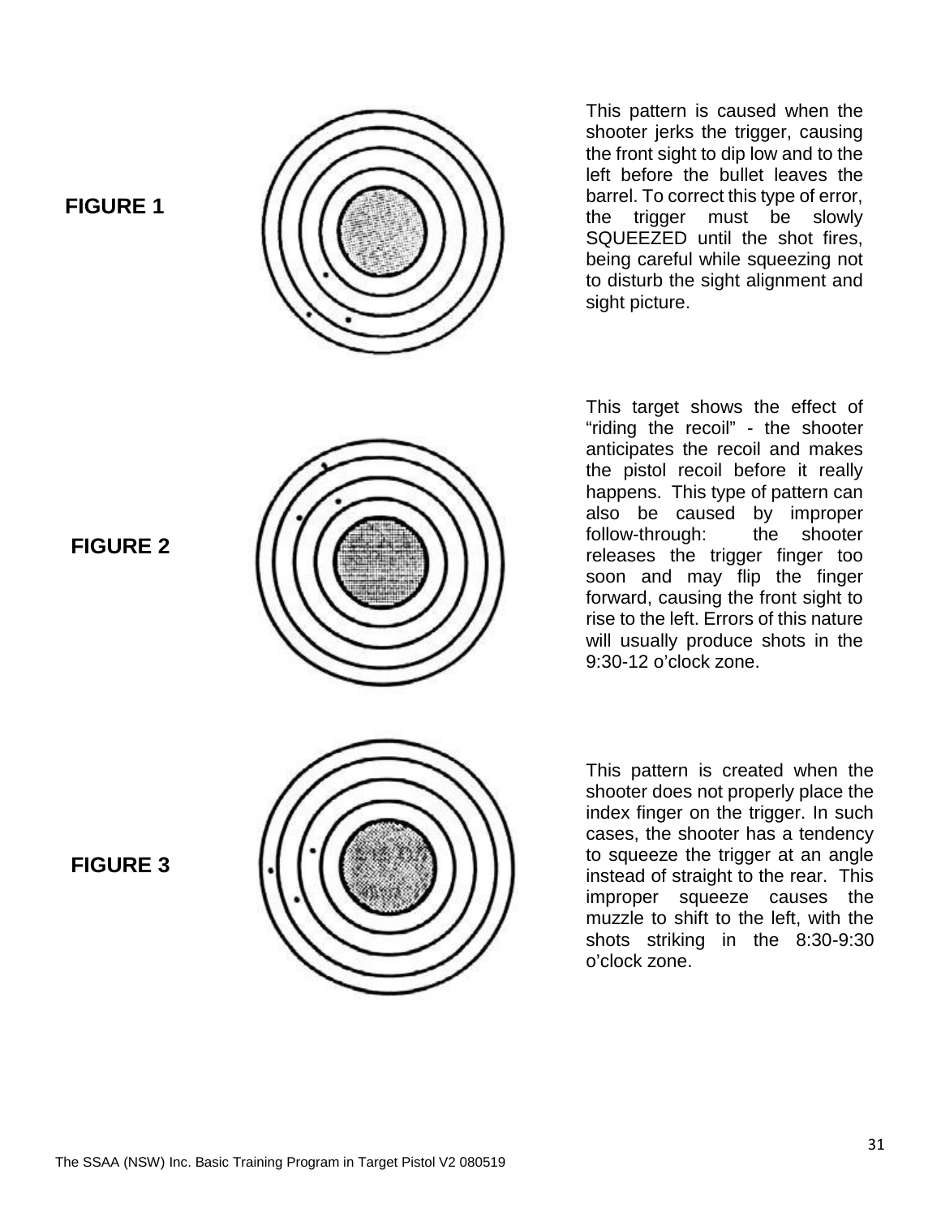**FIGURE 1**

This pattern is caused when the shooter jerks the trigger, causing the front sight to dip low and to the left before the bullet leaves the barrel. To correct this type of error, the trigger must be slowly SQUEEZED until the shot fires, being careful while squeezing not to disturb the sight alignment and sight picture.

**FIGURE 2**

This target shows the effect of "riding the recoil" - the shooter anticipates the recoil and makes the pistol recoil before it really happens. This type of pattern can also be caused by improper follow-through: the shooter releases the trigger finger too soon and may flip the finger forward, causing the front sight to rise to the left. Errors of this nature will usually produce shots in the 9:30-12 o'clock zone.

**FIGURE 3**

This pattern is created when the shooter does not properly place the index finger on the trigger. In such cases, the shooter has a tendency to squeeze the trigger at an angle instead of straight to the rear. This improper squeeze causes the muzzle to shift to the left, with the shots striking in the 8:30-9:30 o'clock zone.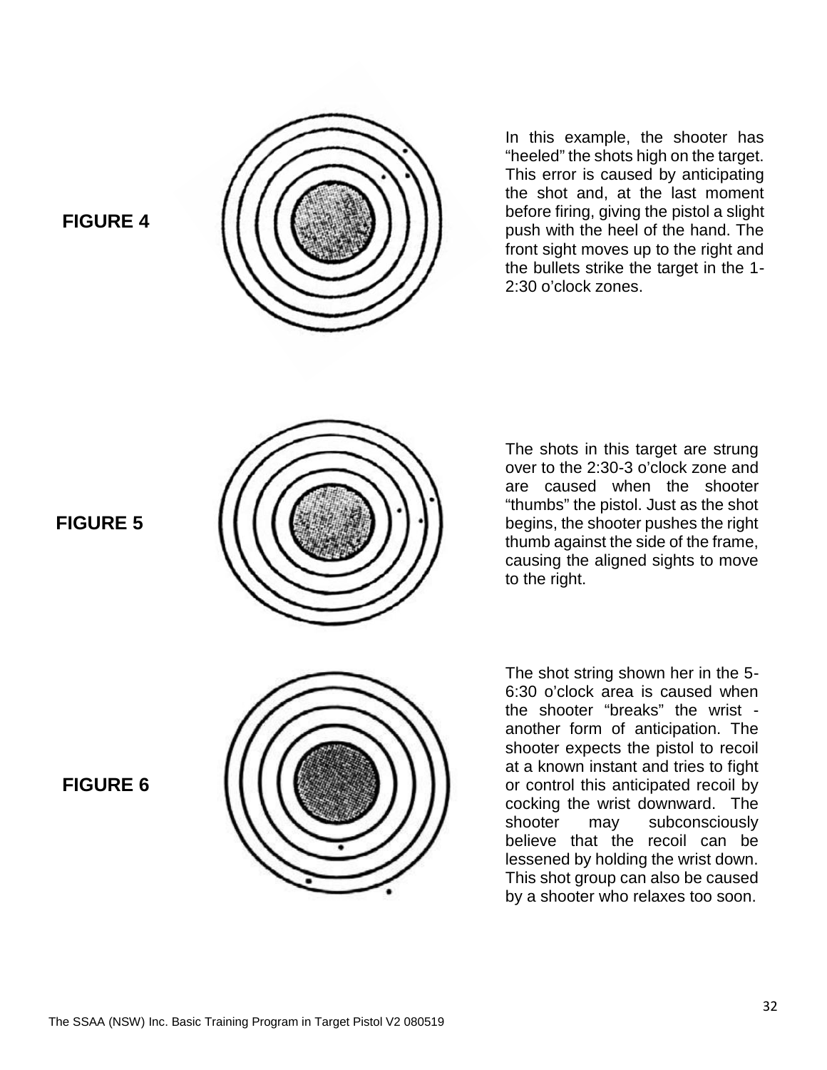**FIGURE 4**

In this example, the shooter has "heeled" the shots high on the target. This error is caused by anticipating the shot and, at the last moment before firing, giving the pistol a slight push with the heel of the hand. The front sight moves up to the right and the bullets strike the target in the 1-2:30 o'clock zones.

**FIGURE 5**

The shots in this target are strung over to the 2:30-3 o'clock zone and are caused when the shooter "thumbs" the pistol. Just as the shot begins, the shooter pushes the right thumb against the side of the frame, causing the aligned sights to move to the right.

**FIGURE 6**

The shot string shown her in the 5-6:30 o'clock area is caused when the shooter "breaks" the wrist - another form of anticipation. The shooter expects the pistol to recoil at a known instant and tries to fight or control this anticipated recoil by cocking the wrist downward. The shooter may subconsciously believe that the recoil can be lessened by holding the wrist down. This shot group can also be caused by a shooter who relaxes too soon.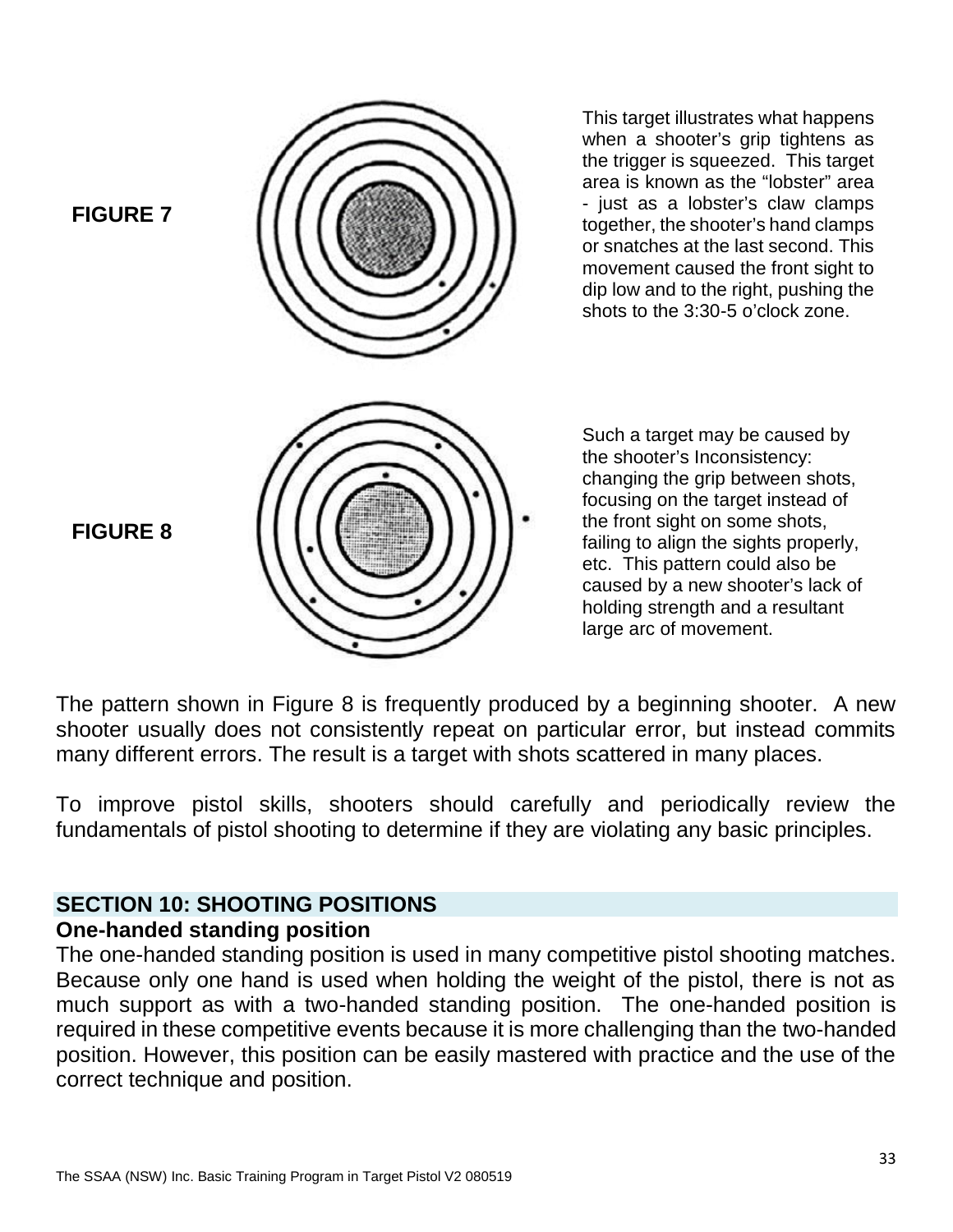**FIGURE 7**

This target illustrates what happens when a shooter's grip tightens as the trigger is squeezed. This target area is known as the "lobster" area - just as a lobster's claw clamps together, the shooter's hand clamps or snatches at the last second. This movement caused the front sight to dip low and to the right, pushing the shots to the 3:30-5 o'clock zone.

**FIGURE 8**

Such a target may be caused by the shooter's Inconsistency: changing the grip between shots, focusing on the target instead of the front sight on some shots, failing to align the sights properly, etc. This pattern could also be caused by a new shooter's lack of holding strength and a resultant large arc of movement.

The pattern shown in Figure 8 is frequently produced by a beginning shooter. A new shooter usually does not consistently repeat on particular error, but instead commits many different errors. The result is a target with shots scattered in many places.

To improve pistol skills, shooters should carefully and periodically review the fundamentals of pistol shooting to determine if they are violating any basic principles.

## SECTION 10: SHOOTING POSITIONS

### One-handed standing position

The one-handed standing position is used in many competitive pistol shooting matches. Because only one hand is used when holding the weight of the pistol, there is not as much support as with a two-handed standing position. The one-handed position is required in these competitive events because it is more challenging than the two-handed position. However, this position can be easily mastered with practice and the use of the correct technique and position.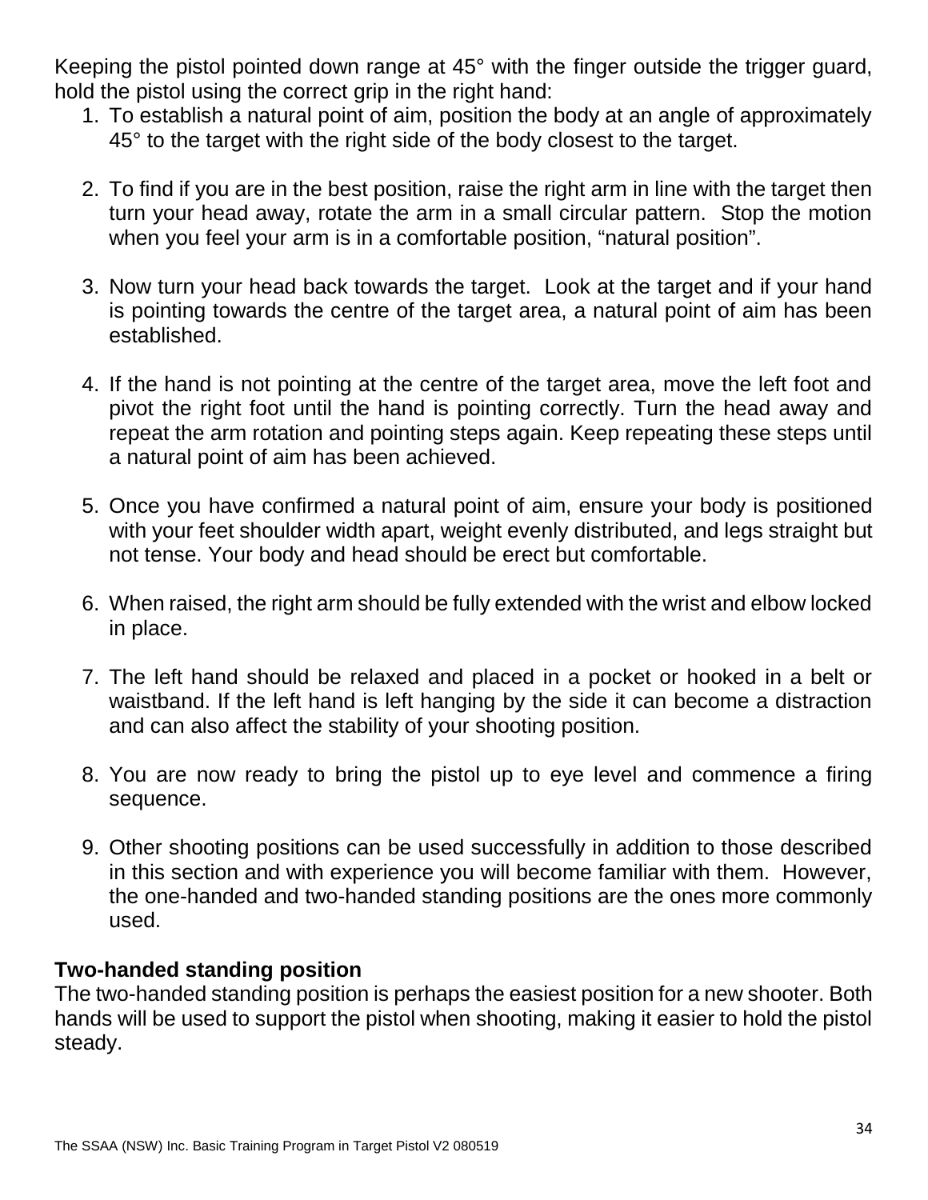Keeping the pistol pointed down range at 45° with the finger outside the trigger guard, hold the pistol using the correct grip in the right hand:

1. To establish a natural point of aim, position the body at an angle of approximately 45° to the target with the right side of the body closest to the target.

2. To find if you are in the best position, raise the right arm in line with the target then turn your head away, rotate the arm in a small circular pattern. Stop the motion when you feel your arm is in a comfortable position, “natural position”.

3. Now turn your head back towards the target. Look at the target and if your hand is pointing towards the centre of the target area, a natural point of aim has been established.

4. If the hand is not pointing at the centre of the target area, move the left foot and pivot the right foot until the hand is pointing correctly. Turn the head away and repeat the arm rotation and pointing steps again. Keep repeating these steps until a natural point of aim has been achieved.

5. Once you have confirmed a natural point of aim, ensure your body is positioned with your feet shoulder width apart, weight evenly distributed, and legs straight but not tense. Your body and head should be erect but comfortable.

6. When raised, the right arm should be fully extended with the wrist and elbow locked in place.

7. The left hand should be relaxed and placed in a pocket or hooked in a belt or waistband. If the left hand is left hanging by the side it can become a distraction and can also affect the stability of your shooting position.

8. You are now ready to bring the pistol up to eye level and commence a firing sequence.

9. Other shooting positions can be used successfully in addition to those described in this section and with experience you will become familiar with them. However, the one-handed and two-handed standing positions are the ones more commonly used.

**Two-handed standing position**

The two-handed standing position is perhaps the easiest position for a new shooter. Both hands will be used to support the pistol when shooting, making it easier to hold the pistol steady.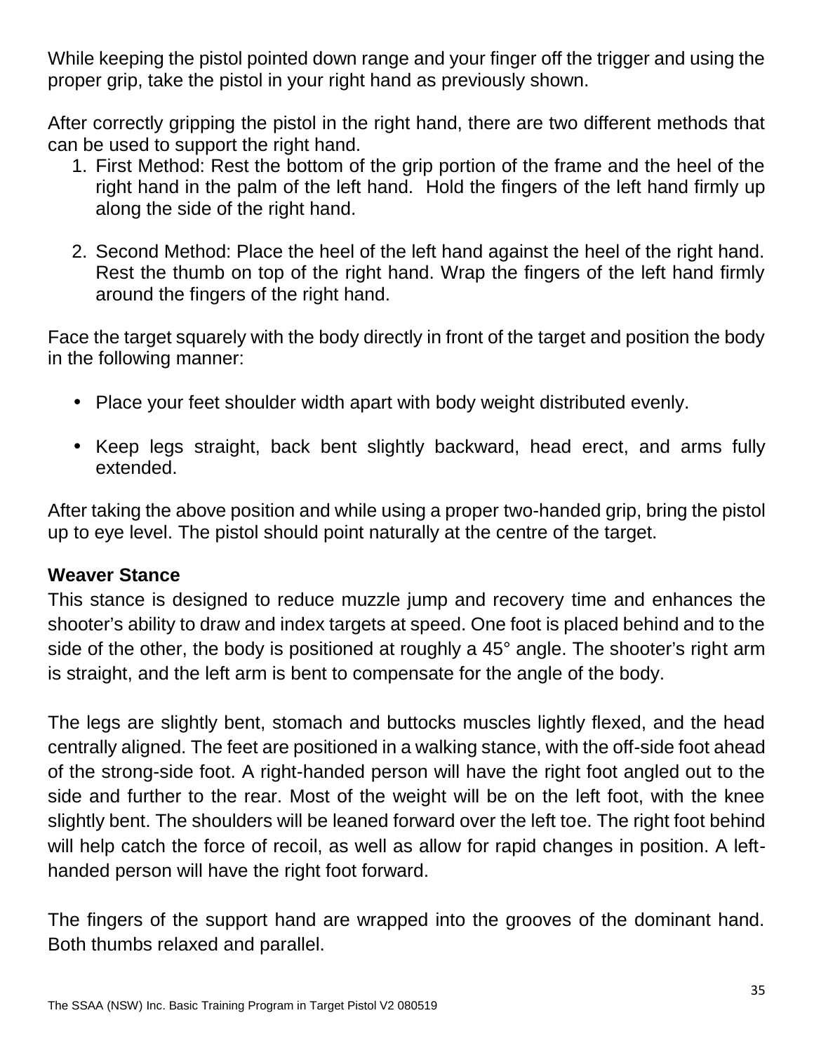While keeping the pistol pointed down range and your finger off the trigger and using the proper grip, take the pistol in your right hand as previously shown.

After correctly gripping the pistol in the right hand, there are two different methods that can be used to support the right hand.

1. First Method: Rest the bottom of the grip portion of the frame and the heel of the right hand in the palm of the left hand.  Hold the fingers of the left hand firmly up along the side of the right hand.

2. Second Method: Place the heel of the left hand against the heel of the right hand. Rest the thumb on top of the right hand. Wrap the fingers of the left hand firmly around the fingers of the right hand.

Face the target squarely with the body directly in front of the target and position the body in the following manner:

- Place your feet shoulder width apart with body weight distributed evenly.

- Keep legs straight, back bent slightly backward, head erect, and arms fully extended.

After taking the above position and while using a proper two-handed grip, bring the pistol up to eye level. The pistol should point naturally at the centre of the target.

**Weaver Stance**

This stance is designed to reduce muzzle jump and recovery time and enhances the shooter's ability to draw and index targets at speed. One foot is placed behind and to the side of the other, the body is positioned at roughly a 45° angle. The shooter's right arm is straight, and the left arm is bent to compensate for the angle of the body.

The legs are slightly bent, stomach and buttocks muscles lightly flexed, and the head centrally aligned. The feet are positioned in a walking stance, with the off-side foot ahead of the strong-side foot. A right-handed person will have the right foot angled out to the side and further to the rear. Most of the weight will be on the left foot, with the knee slightly bent. The shoulders will be leaned forward over the left toe. The right foot behind will help catch the force of recoil, as well as allow for rapid changes in position. A left-handed person will have the right foot forward.

The fingers of the support hand are wrapped into the grooves of the dominant hand. Both thumbs relaxed and parallel.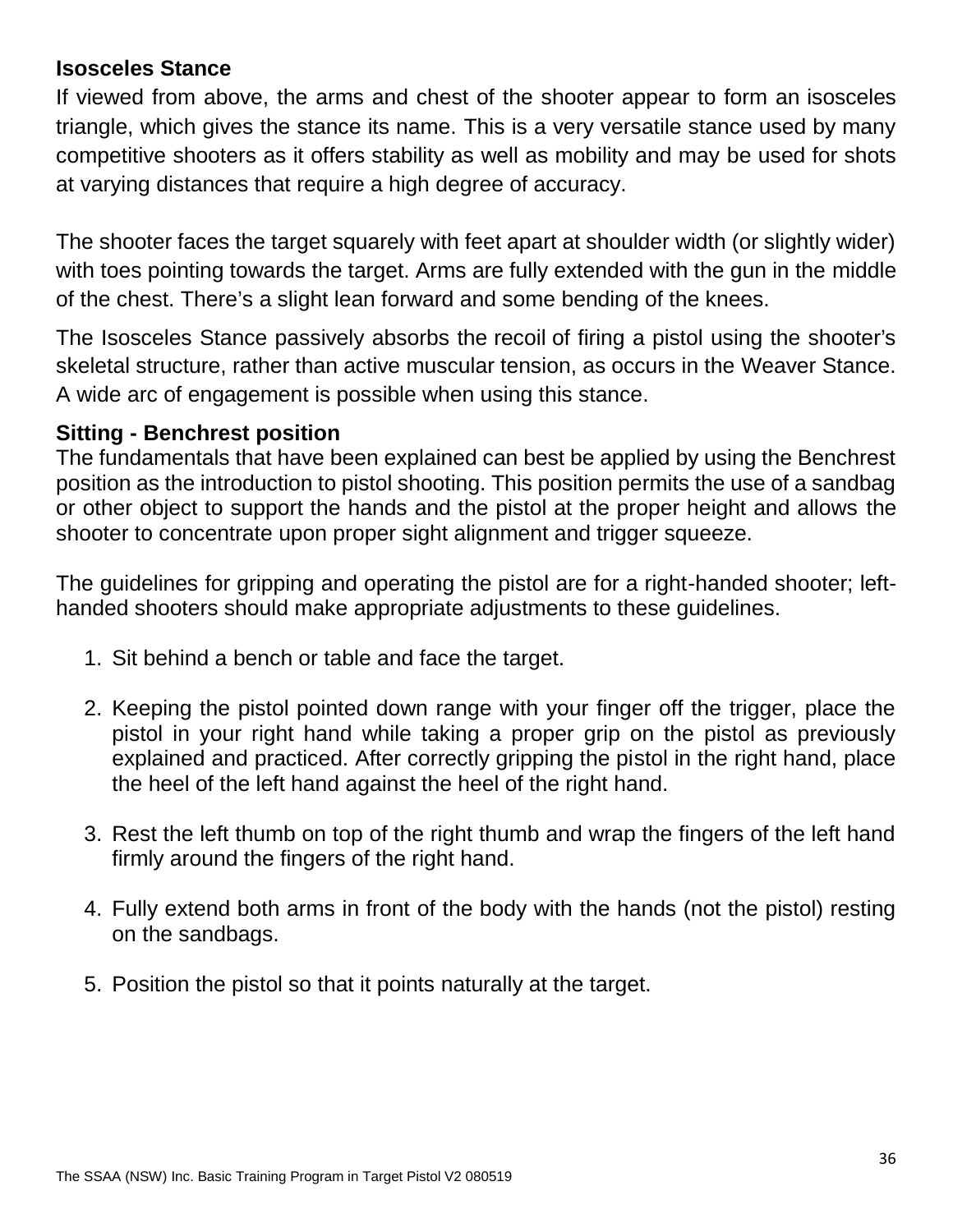**Isosceles Stance**

If viewed from above, the arms and chest of the shooter appear to form an isosceles triangle, which gives the stance its name. This is a very versatile stance used by many competitive shooters as it offers stability as well as mobility and may be used for shots at varying distances that require a high degree of accuracy.

The shooter faces the target squarely with feet apart at shoulder width (or slightly wider) with toes pointing towards the target. Arms are fully extended with the gun in the middle of the chest. There's a slight lean forward and some bending of the knees.

The Isosceles Stance passively absorbs the recoil of firing a pistol using the shooter's skeletal structure, rather than active muscular tension, as occurs in the Weaver Stance. A wide arc of engagement is possible when using this stance.

**Sitting - Benchrest position**

The fundamentals that have been explained can best be applied by using the Benchrest position as the introduction to pistol shooting. This position permits the use of a sandbag or other object to support the hands and the pistol at the proper height and allows the shooter to concentrate upon proper sight alignment and trigger squeeze.

The guidelines for gripping and operating the pistol are for a right-handed shooter; left-handed shooters should make appropriate adjustments to these guidelines.

1. Sit behind a bench or table and face the target.

2. Keeping the pistol pointed down range with your finger off the trigger, place the pistol in your right hand while taking a proper grip on the pistol as previously explained and practiced. After correctly gripping the pistol in the right hand, place the heel of the left hand against the heel of the right hand.

3. Rest the left thumb on top of the right thumb and wrap the fingers of the left hand firmly around the fingers of the right hand.

4. Fully extend both arms in front of the body with the hands (not the pistol) resting on the sandbags.

5. Position the pistol so that it points naturally at the target.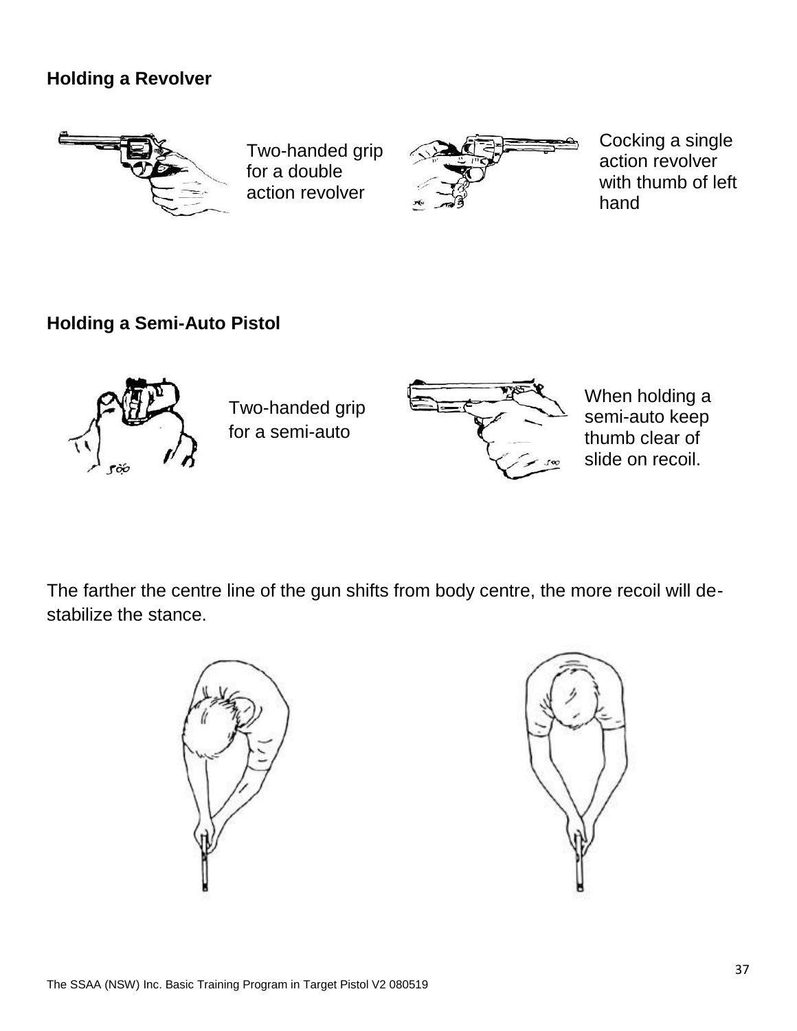**Holding a Revolver**

Two-handed grip for a double action revolver

Cocking a single action revolver with thumb of left hand

**Holding a Semi-Auto Pistol**

Two-handed grip for a semi-auto

When holding a semi-auto keep thumb clear of slide on recoil.

The farther the centre line of the gun shifts from body centre, the more recoil will de-stabilize the stance.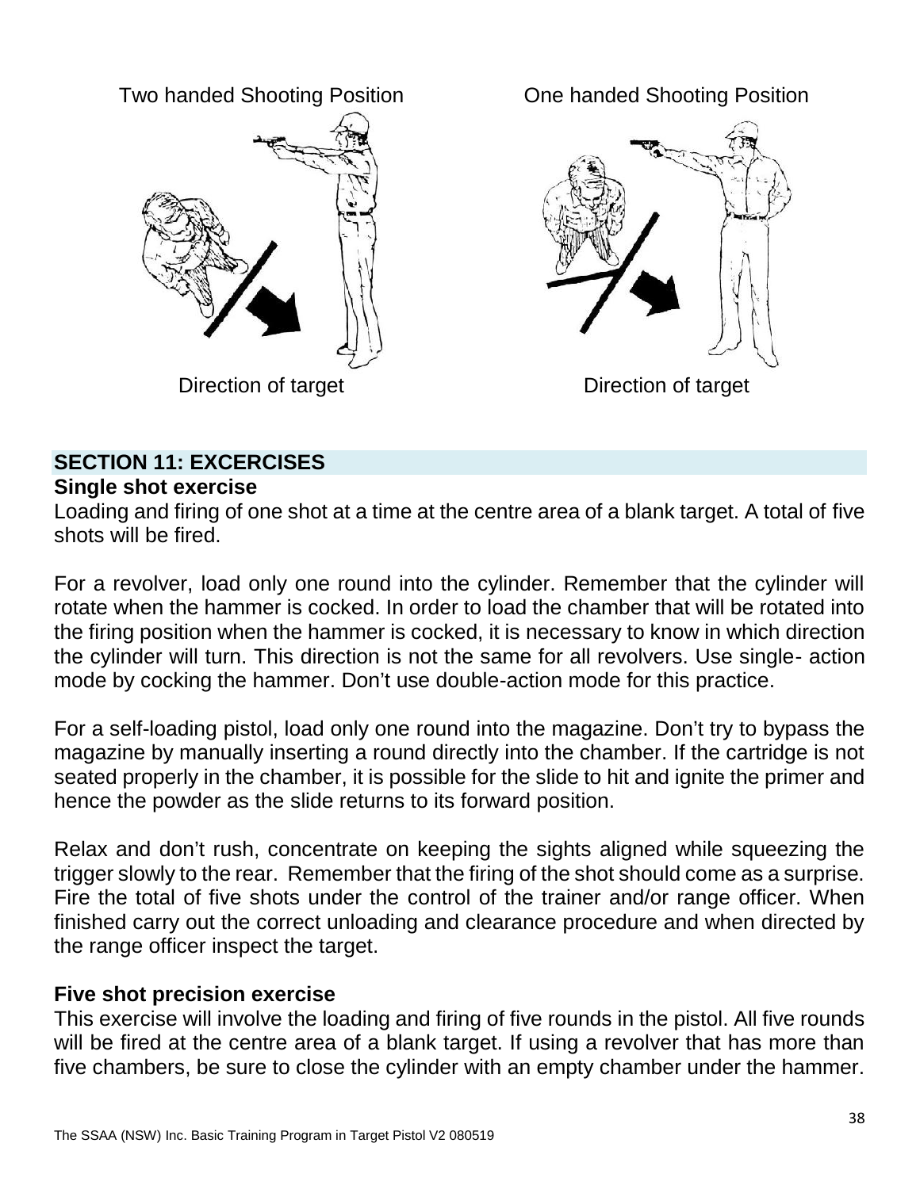Two handed Shooting Position

One handed Shooting Position

Direction of target

Direction of target

## SECTION 11: EXCERCISES

### Single shot exercise

Loading and firing of one shot at a time at the centre area of a blank target. A total of five shots will be fired.

For a revolver, load only one round into the cylinder. Remember that the cylinder will rotate when the hammer is cocked. In order to load the chamber that will be rotated into the firing position when the hammer is cocked, it is necessary to know in which direction the cylinder will turn. This direction is not the same for all revolvers. Use single- action mode by cocking the hammer. Don't use double-action mode for this practice.

For a self-loading pistol, load only one round into the magazine. Don't try to bypass the magazine by manually inserting a round directly into the chamber. If the cartridge is not seated properly in the chamber, it is possible for the slide to hit and ignite the primer and hence the powder as the slide returns to its forward position.

Relax and don't rush, concentrate on keeping the sights aligned while squeezing the trigger slowly to the rear. Remember that the firing of the shot should come as a surprise. Fire the total of five shots under the control of the trainer and/or range officer. When finished carry out the correct unloading and clearance procedure and when directed by the range officer inspect the target.

### Five shot precision exercise

This exercise will involve the loading and firing of five rounds in the pistol. All five rounds will be fired at the centre area of a blank target. If using a revolver that has more than five chambers, be sure to close the cylinder with an empty chamber under the hammer.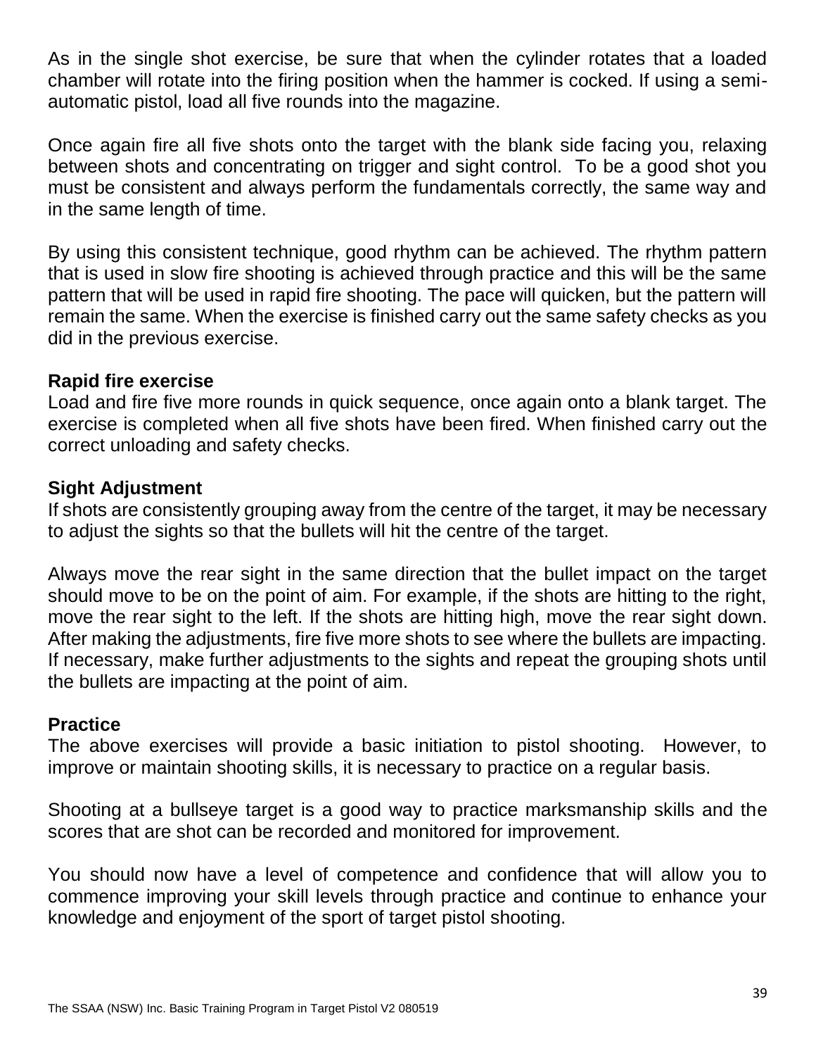As in the single shot exercise, be sure that when the cylinder rotates that a loaded chamber will rotate into the firing position when the hammer is cocked. If using a semi-automatic pistol, load all five rounds into the magazine.

Once again fire all five shots onto the target with the blank side facing you, relaxing between shots and concentrating on trigger and sight control. To be a good shot you must be consistent and always perform the fundamentals correctly, the same way and in the same length of time.

By using this consistent technique, good rhythm can be achieved. The rhythm pattern that is used in slow fire shooting is achieved through practice and this will be the same pattern that will be used in rapid fire shooting. The pace will quicken, but the pattern will remain the same. When the exercise is finished carry out the same safety checks as you did in the previous exercise.

**Rapid fire exercise**
Load and fire five more rounds in quick sequence, once again onto a blank target. The exercise is completed when all five shots have been fired. When finished carry out the correct unloading and safety checks.

**Sight Adjustment**
If shots are consistently grouping away from the centre of the target, it may be necessary to adjust the sights so that the bullets will hit the centre of the target.

Always move the rear sight in the same direction that the bullet impact on the target should move to be on the point of aim. For example, if the shots are hitting to the right, move the rear sight to the left. If the shots are hitting high, move the rear sight down. After making the adjustments, fire five more shots to see where the bullets are impacting. If necessary, make further adjustments to the sights and repeat the grouping shots until the bullets are impacting at the point of aim.

**Practice**
The above exercises will provide a basic initiation to pistol shooting. However, to improve or maintain shooting skills, it is necessary to practice on a regular basis.

Shooting at a bullseye target is a good way to practice marksmanship skills and the scores that are shot can be recorded and monitored for improvement.

You should now have a level of competence and confidence that will allow you to commence improving your skill levels through practice and continue to enhance your knowledge and enjoyment of the sport of target pistol shooting.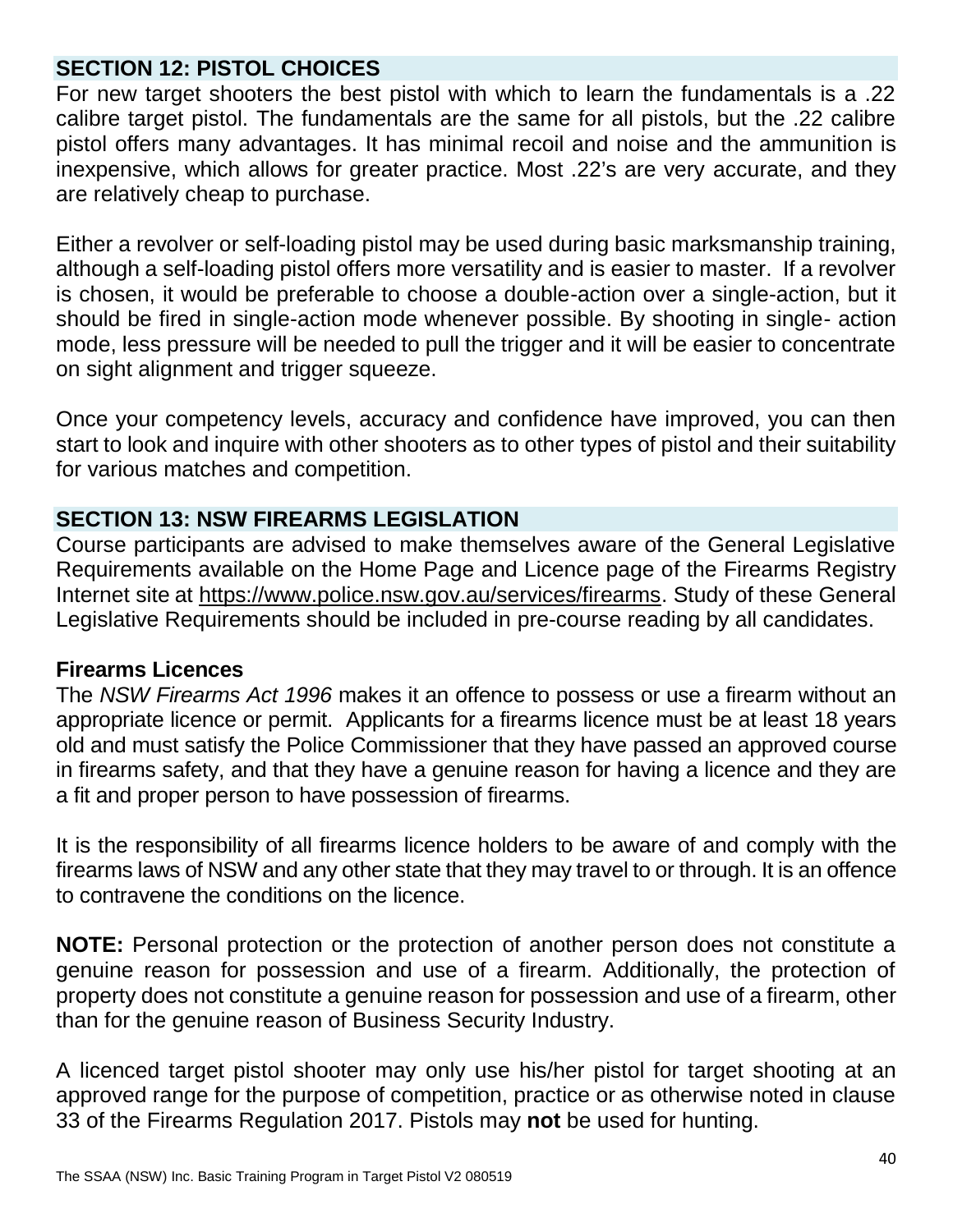## SECTION 12: PISTOL CHOICES

For new target shooters the best pistol with which to learn the fundamentals is a .22 calibre target pistol. The fundamentals are the same for all pistols, but the .22 calibre pistol offers many advantages. It has minimal recoil and noise and the ammunition is inexpensive, which allows for greater practice. Most .22's are very accurate, and they are relatively cheap to purchase.

Either a revolver or self-loading pistol may be used during basic marksmanship training, although a self-loading pistol offers more versatility and is easier to master. If a revolver is chosen, it would be preferable to choose a double-action over a single-action, but it should be fired in single-action mode whenever possible. By shooting in single- action mode, less pressure will be needed to pull the trigger and it will be easier to concentrate on sight alignment and trigger squeeze.

Once your competency levels, accuracy and confidence have improved, you can then start to look and inquire with other shooters as to other types of pistol and their suitability for various matches and competition.

## SECTION 13: NSW FIREARMS LEGISLATION

Course participants are advised to make themselves aware of the General Legislative Requirements available on the Home Page and Licence page of the Firearms Registry Internet site at https://www.police.nsw.gov.au/services/firearms. Study of these General Legislative Requirements should be included in pre-course reading by all candidates.

### Firearms Licences

The *NSW Firearms Act 1996* makes it an offence to possess or use a firearm without an appropriate licence or permit. Applicants for a firearms licence must be at least 18 years old and must satisfy the Police Commissioner that they have passed an approved course in firearms safety, and that they have a genuine reason for having a licence and they are a fit and proper person to have possession of firearms.

It is the responsibility of all firearms licence holders to be aware of and comply with the firearms laws of NSW and any other state that they may travel to or through. It is an offence to contravene the conditions on the licence.

**NOTE:** Personal protection or the protection of another person does not constitute a genuine reason for possession and use of a firearm. Additionally, the protection of property does not constitute a genuine reason for possession and use of a firearm, other than for the genuine reason of Business Security Industry.

A licenced target pistol shooter may only use his/her pistol for target shooting at an approved range for the purpose of competition, practice or as otherwise noted in clause 33 of the Firearms Regulation 2017. Pistols may **not** be used for hunting.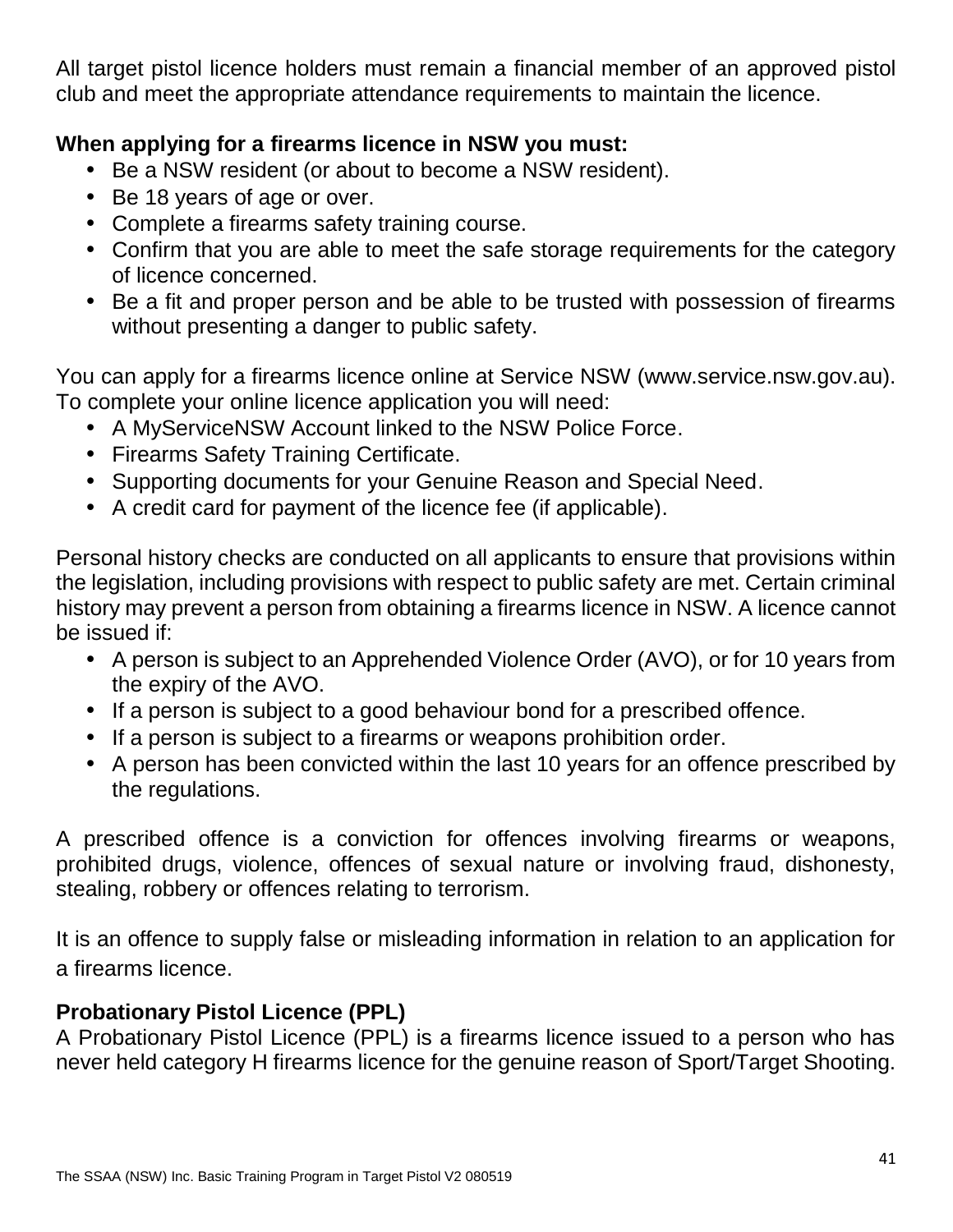All target pistol licence holders must remain a financial member of an approved pistol club and meet the appropriate attendance requirements to maintain the licence.

**When applying for a firearms licence in NSW you must:**

- Be a NSW resident (or about to become a NSW resident).
- Be 18 years of age or over.
- Complete a firearms safety training course.
- Confirm that you are able to meet the safe storage requirements for the category of licence concerned.
- Be a fit and proper person and be able to be trusted with possession of firearms without presenting a danger to public safety.

You can apply for a firearms licence online at Service NSW (www.service.nsw.gov.au). To complete your online licence application you will need:

- A MyServiceNSW Account linked to the NSW Police Force.
- Firearms Safety Training Certificate.
- Supporting documents for your Genuine Reason and Special Need.
- A credit card for payment of the licence fee (if applicable).

Personal history checks are conducted on all applicants to ensure that provisions within the legislation, including provisions with respect to public safety are met. Certain criminal history may prevent a person from obtaining a firearms licence in NSW. A licence cannot be issued if:

- A person is subject to an Apprehended Violence Order (AVO), or for 10 years from the expiry of the AVO.
- If a person is subject to a good behaviour bond for a prescribed offence.
- If a person is subject to a firearms or weapons prohibition order.
- A person has been convicted within the last 10 years for an offence prescribed by the regulations.

A prescribed offence is a conviction for offences involving firearms or weapons, prohibited drugs, violence, offences of sexual nature or involving fraud, dishonesty, stealing, robbery or offences relating to terrorism.

It is an offence to supply false or misleading information in relation to an application for a firearms licence.

**Probationary Pistol Licence (PPL)**

A Probationary Pistol Licence (PPL) is a firearms licence issued to a person who has never held category H firearms licence for the genuine reason of Sport/Target Shooting.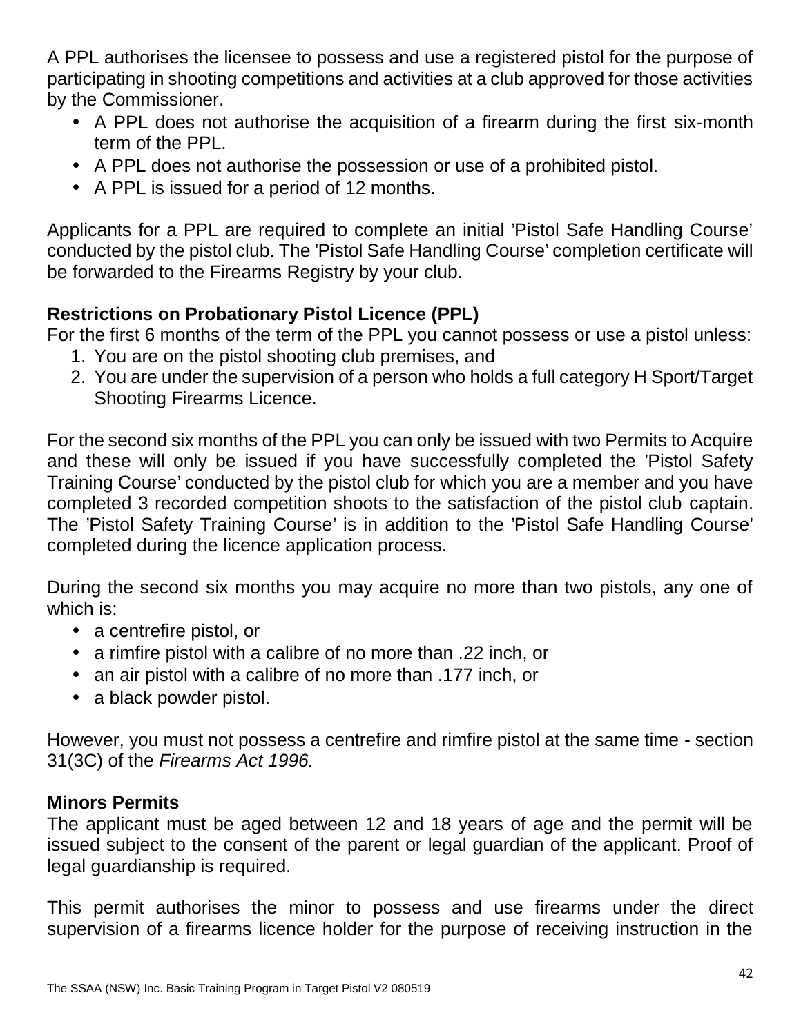A PPL authorises the licensee to possess and use a registered pistol for the purpose of participating in shooting competitions and activities at a club approved for those activities by the Commissioner.

- A PPL does not authorise the acquisition of a firearm during the first six-month term of the PPL.
- A PPL does not authorise the possession or use of a prohibited pistol.
- A PPL is issued for a period of 12 months.

Applicants for a PPL are required to complete an initial ’Pistol Safe Handling Course’ conducted by the pistol club. The ’Pistol Safe Handling Course’ completion certificate will be forwarded to the Firearms Registry by your club.

**Restrictions on Probationary Pistol Licence (PPL)**
For the first 6 months of the term of the PPL you cannot possess or use a pistol unless:

1. You are on the pistol shooting club premises, and
2. You are under the supervision of a person who holds a full category H Sport/Target Shooting Firearms Licence.

For the second six months of the PPL you can only be issued with two Permits to Acquire and these will only be issued if you have successfully completed the ’Pistol Safety Training Course’ conducted by the pistol club for which you are a member and you have completed 3 recorded competition shoots to the satisfaction of the pistol club captain. The ’Pistol Safety Training Course’ is in addition to the ’Pistol Safe Handling Course’ completed during the licence application process.

During the second six months you may acquire no more than two pistols, any one of which is:

- a centrefire pistol, or
- a rimfire pistol with a calibre of no more than .22 inch, or
- an air pistol with a calibre of no more than .177 inch, or
- a black powder pistol.

However, you must not possess a centrefire and rimfire pistol at the same time - section 31(3C) of the *Firearms Act 1996.*

**Minors Permits**
The applicant must be aged between 12 and 18 years of age and the permit will be issued subject to the consent of the parent or legal guardian of the applicant. Proof of legal guardianship is required.

This permit authorises the minor to possess and use firearms under the direct supervision of a firearms licence holder for the purpose of receiving instruction in the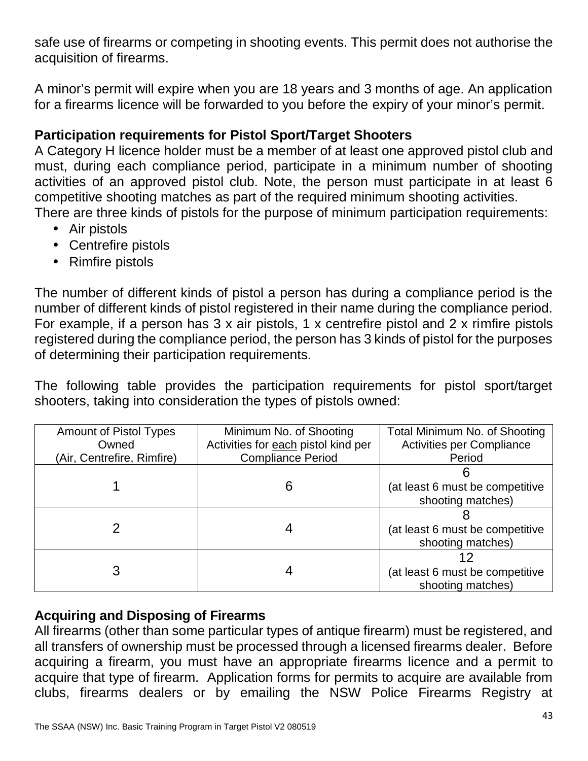safe use of firearms or competing in shooting events. This permit does not authorise the acquisition of firearms.

A minor's permit will expire when you are 18 years and 3 months of age. An application for a firearms licence will be forwarded to you before the expiry of your minor's permit.

**Participation requirements for Pistol Sport/Target Shooters**

A Category H licence holder must be a member of at least one approved pistol club and must, during each compliance period, participate in a minimum number of shooting activities of an approved pistol club. Note, the person must participate in at least 6 competitive shooting matches as part of the required minimum shooting activities.

There are three kinds of pistols for the purpose of minimum participation requirements:

- Air pistols
- Centrefire pistols
- Rimfire pistols

The number of different kinds of pistol a person has during a compliance period is the number of different kinds of pistol registered in their name during the compliance period. For example, if a person has 3 x air pistols, 1 x centrefire pistol and 2 x rimfire pistols registered during the compliance period, the person has 3 kinds of pistol for the purposes of determining their participation requirements.

The following table provides the participation requirements for pistol sport/target shooters, taking into consideration the types of pistols owned:

| Amount of Pistol Types Owned (Air, Centrefire, Rimfire) | Minimum No. of Shooting Activities for each pistol kind per Compliance Period | Total Minimum No. of Shooting Activities per Compliance Period |
|---|---|---|
| 1 | 6 | 6 (at least 6 must be competitive shooting matches) |
| 2 | 4 | 8 (at least 6 must be competitive shooting matches) |
| 3 | 4 | 12 (at least 6 must be competitive shooting matches) |

**Acquiring and Disposing of Firearms**

All firearms (other than some particular types of antique firearm) must be registered, and all transfers of ownership must be processed through a licensed firearms dealer. Before acquiring a firearm, you must have an appropriate firearms licence and a permit to acquire that type of firearm. Application forms for permits to acquire are available from clubs, firearms dealers or by emailing the NSW Police Firearms Registry at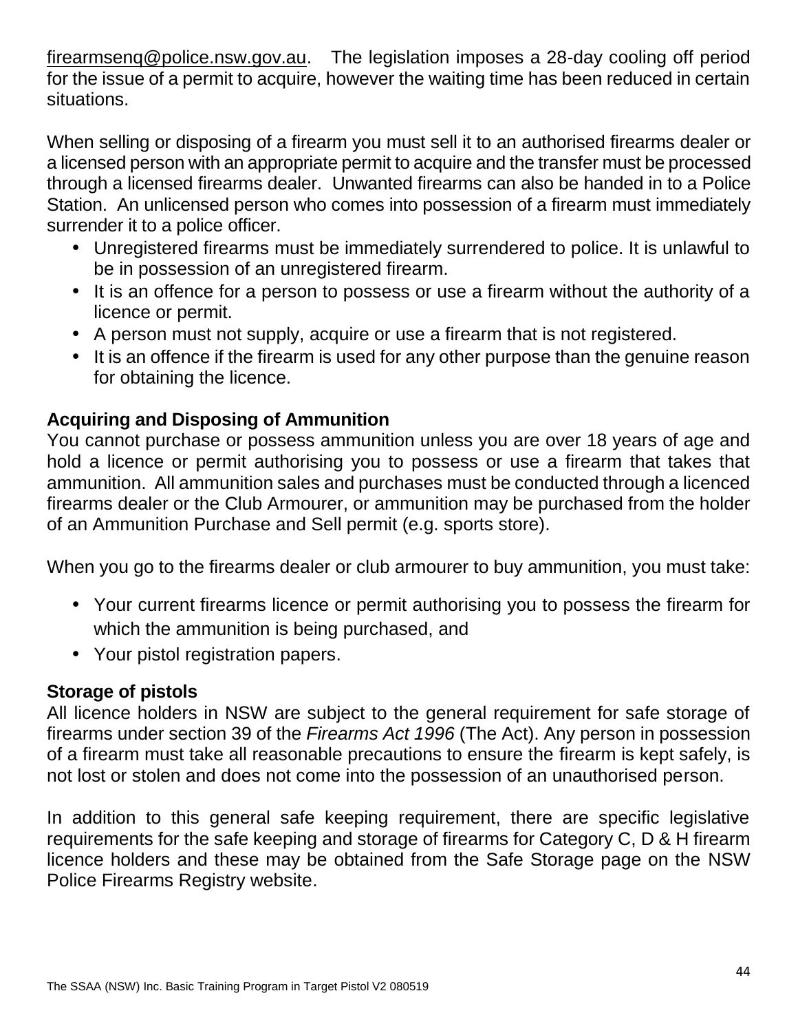firearmsenq@police.nsw.gov.au. The legislation imposes a 28-day cooling off period for the issue of a permit to acquire, however the waiting time has been reduced in certain situations.

When selling or disposing of a firearm you must sell it to an authorised firearms dealer or a licensed person with an appropriate permit to acquire and the transfer must be processed through a licensed firearms dealer. Unwanted firearms can also be handed in to a Police Station. An unlicensed person who comes into possession of a firearm must immediately surrender it to a police officer.

- Unregistered firearms must be immediately surrendered to police. It is unlawful to be in possession of an unregistered firearm.
- It is an offence for a person to possess or use a firearm without the authority of a licence or permit.
- A person must not supply, acquire or use a firearm that is not registered.
- It is an offence if the firearm is used for any other purpose than the genuine reason for obtaining the licence.

**Acquiring and Disposing of Ammunition**

You cannot purchase or possess ammunition unless you are over 18 years of age and hold a licence or permit authorising you to possess or use a firearm that takes that ammunition. All ammunition sales and purchases must be conducted through a licenced firearms dealer or the Club Armourer, or ammunition may be purchased from the holder of an Ammunition Purchase and Sell permit (e.g. sports store).

When you go to the firearms dealer or club armourer to buy ammunition, you must take:

- Your current firearms licence or permit authorising you to possess the firearm for which the ammunition is being purchased, and
- Your pistol registration papers.

**Storage of pistols**

All licence holders in NSW are subject to the general requirement for safe storage of firearms under section 39 of the *Firearms Act 1996* (The Act). Any person in possession of a firearm must take all reasonable precautions to ensure the firearm is kept safely, is not lost or stolen and does not come into the possession of an unauthorised person.

In addition to this general safe keeping requirement, there are specific legislative requirements for the safe keeping and storage of firearms for Category C, D & H firearm licence holders and these may be obtained from the Safe Storage page on the NSW Police Firearms Registry website.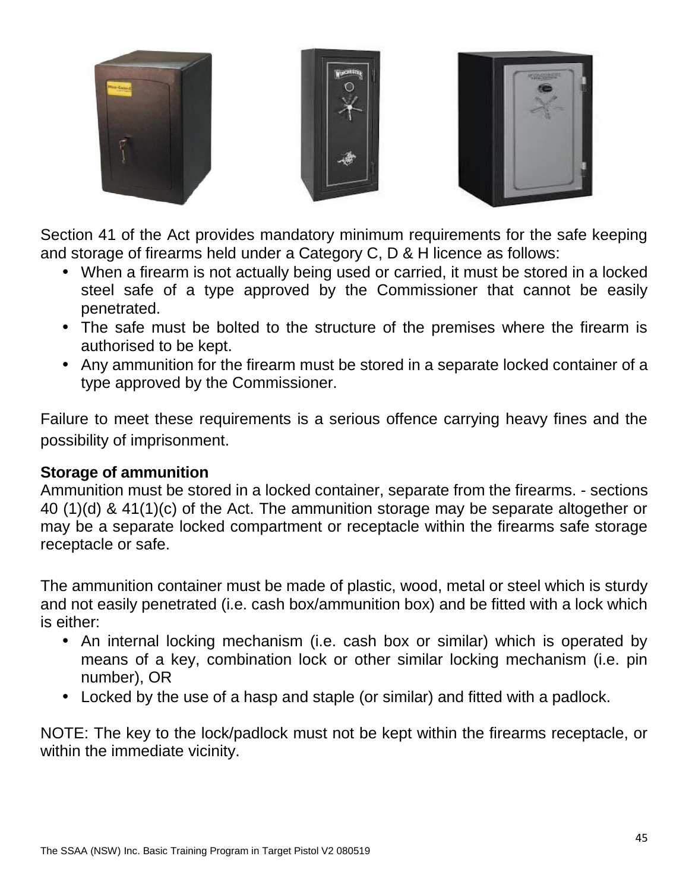Section 41 of the Act provides mandatory minimum requirements for the safe keeping and storage of firearms held under a Category C, D & H licence as follows:

- When a firearm is not actually being used or carried, it must be stored in a locked steel safe of a type approved by the Commissioner that cannot be easily penetrated.
- The safe must be bolted to the structure of the premises where the firearm is authorised to be kept.
- Any ammunition for the firearm must be stored in a separate locked container of a type approved by the Commissioner.

Failure to meet these requirements is a serious offence carrying heavy fines and the possibility of imprisonment.

**Storage of ammunition**

Ammunition must be stored in a locked container, separate from the firearms. - sections 40 (1)(d) & 41(1)(c) of the Act. The ammunition storage may be separate altogether or may be a separate locked compartment or receptacle within the firearms safe storage receptacle or safe.

The ammunition container must be made of plastic, wood, metal or steel which is sturdy and not easily penetrated (i.e. cash box/ammunition box) and be fitted with a lock which is either:

- An internal locking mechanism (i.e. cash box or similar) which is operated by means of a key, combination lock or other similar locking mechanism (i.e. pin number), OR
- Locked by the use of a hasp and staple (or similar) and fitted with a padlock.

NOTE: The key to the lock/padlock must not be kept within the firearms receptacle, or within the immediate vicinity.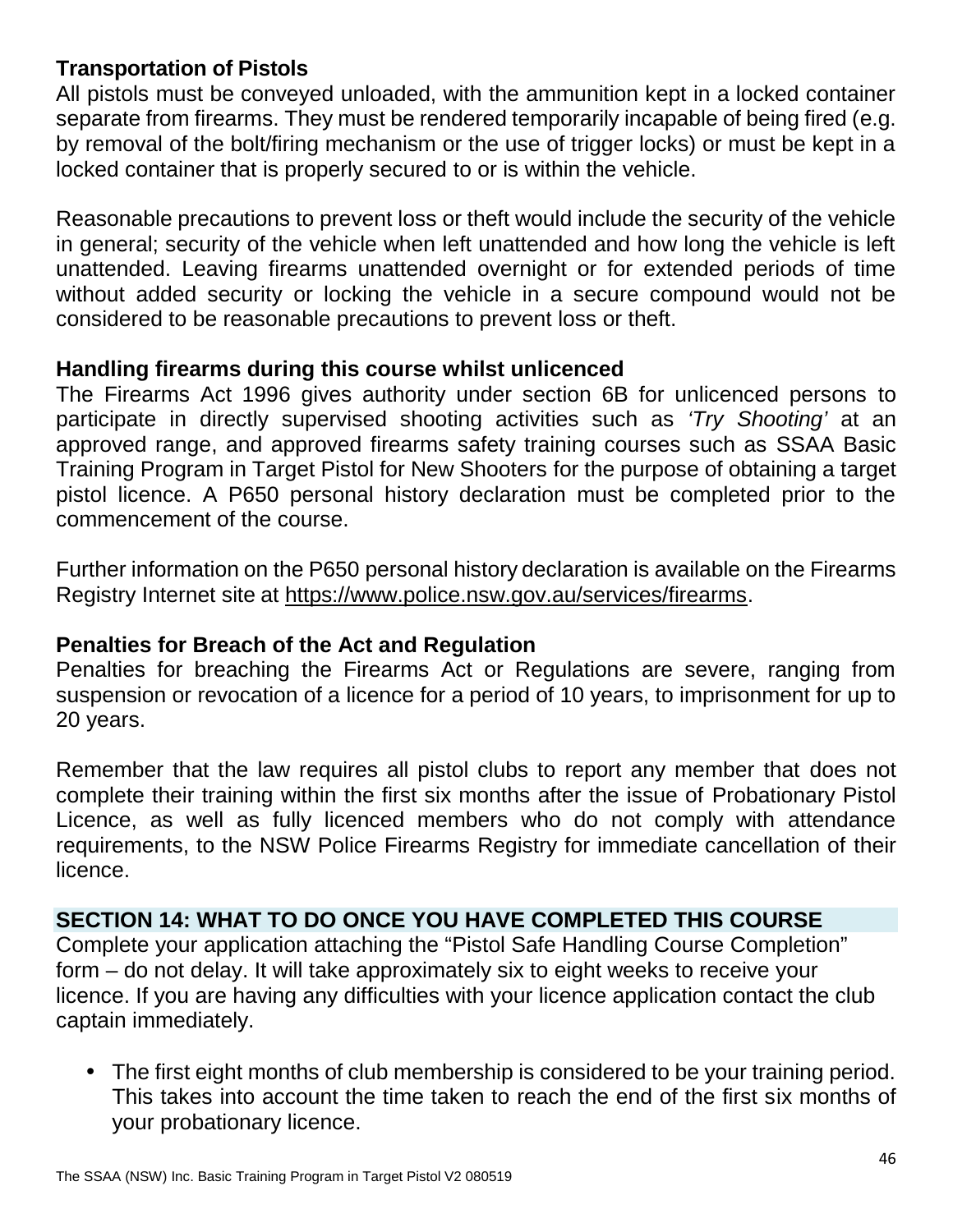### Transportation of Pistols

All pistols must be conveyed unloaded, with the ammunition kept in a locked container separate from firearms. They must be rendered temporarily incapable of being fired (e.g. by removal of the bolt/firing mechanism or the use of trigger locks) or must be kept in a locked container that is properly secured to or is within the vehicle.

Reasonable precautions to prevent loss or theft would include the security of the vehicle in general; security of the vehicle when left unattended and how long the vehicle is left unattended. Leaving firearms unattended overnight or for extended periods of time without added security or locking the vehicle in a secure compound would not be considered to be reasonable precautions to prevent loss or theft.

### Handling firearms during this course whilst unlicenced

The Firearms Act 1996 gives authority under section 6B for unlicenced persons to participate in directly supervised shooting activities such as *'Try Shooting'* at an approved range, and approved firearms safety training courses such as SSAA Basic Training Program in Target Pistol for New Shooters for the purpose of obtaining a target pistol licence. A P650 personal history declaration must be completed prior to the commencement of the course.

Further information on the P650 personal history declaration is available on the Firearms Registry Internet site at https://www.police.nsw.gov.au/services/firearms.

### Penalties for Breach of the Act and Regulation

Penalties for breaching the Firearms Act or Regulations are severe, ranging from suspension or revocation of a licence for a period of 10 years, to imprisonment for up to 20 years.

Remember that the law requires all pistol clubs to report any member that does not complete their training within the first six months after the issue of Probationary Pistol Licence, as well as fully licenced members who do not comply with attendance requirements, to the NSW Police Firearms Registry for immediate cancellation of their licence.

## SECTION 14: WHAT TO DO ONCE YOU HAVE COMPLETED THIS COURSE

Complete your application attaching the "Pistol Safe Handling Course Completion" form – do not delay. It will take approximately six to eight weeks to receive your licence. If you are having any difficulties with your licence application contact the club captain immediately.

- The first eight months of club membership is considered to be your training period. This takes into account the time taken to reach the end of the first six months of your probationary licence.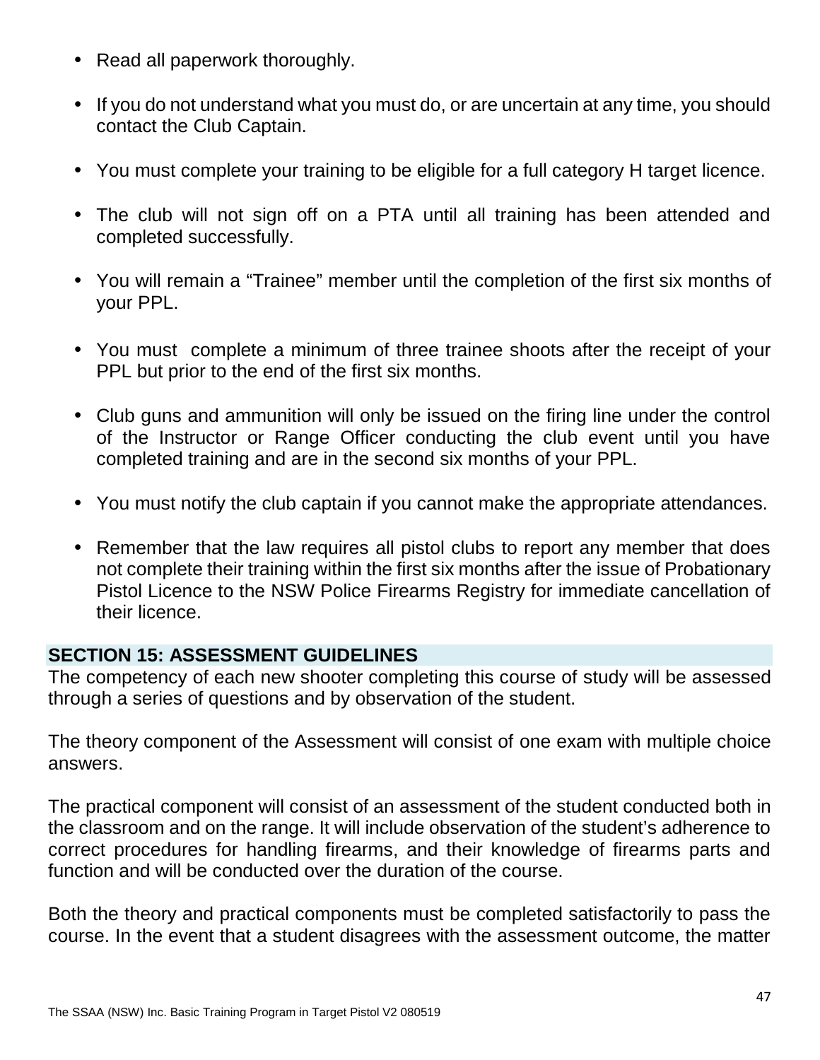- Read all paperwork thoroughly.
- If you do not understand what you must do, or are uncertain at any time, you should contact the Club Captain.
- You must complete your training to be eligible for a full category H target licence.
- The club will not sign off on a PTA until all training has been attended and completed successfully.
- You will remain a “Trainee” member until the completion of the first six months of your PPL.
- You must complete a minimum of three trainee shoots after the receipt of your PPL but prior to the end of the first six months.
- Club guns and ammunition will only be issued on the firing line under the control of the Instructor or Range Officer conducting the club event until you have completed training and are in the second six months of your PPL.
- You must notify the club captain if you cannot make the appropriate attendances.
- Remember that the law requires all pistol clubs to report any member that does not complete their training within the first six months after the issue of Probationary Pistol Licence to the NSW Police Firearms Registry for immediate cancellation of their licence.

## SECTION 15: ASSESSMENT GUIDELINES

The competency of each new shooter completing this course of study will be assessed through a series of questions and by observation of the student.

The theory component of the Assessment will consist of one exam with multiple choice answers.

The practical component will consist of an assessment of the student conducted both in the classroom and on the range. It will include observation of the student’s adherence to correct procedures for handling firearms, and their knowledge of firearms parts and function and will be conducted over the duration of the course.

Both the theory and practical components must be completed satisfactorily to pass the course. In the event that a student disagrees with the assessment outcome, the matter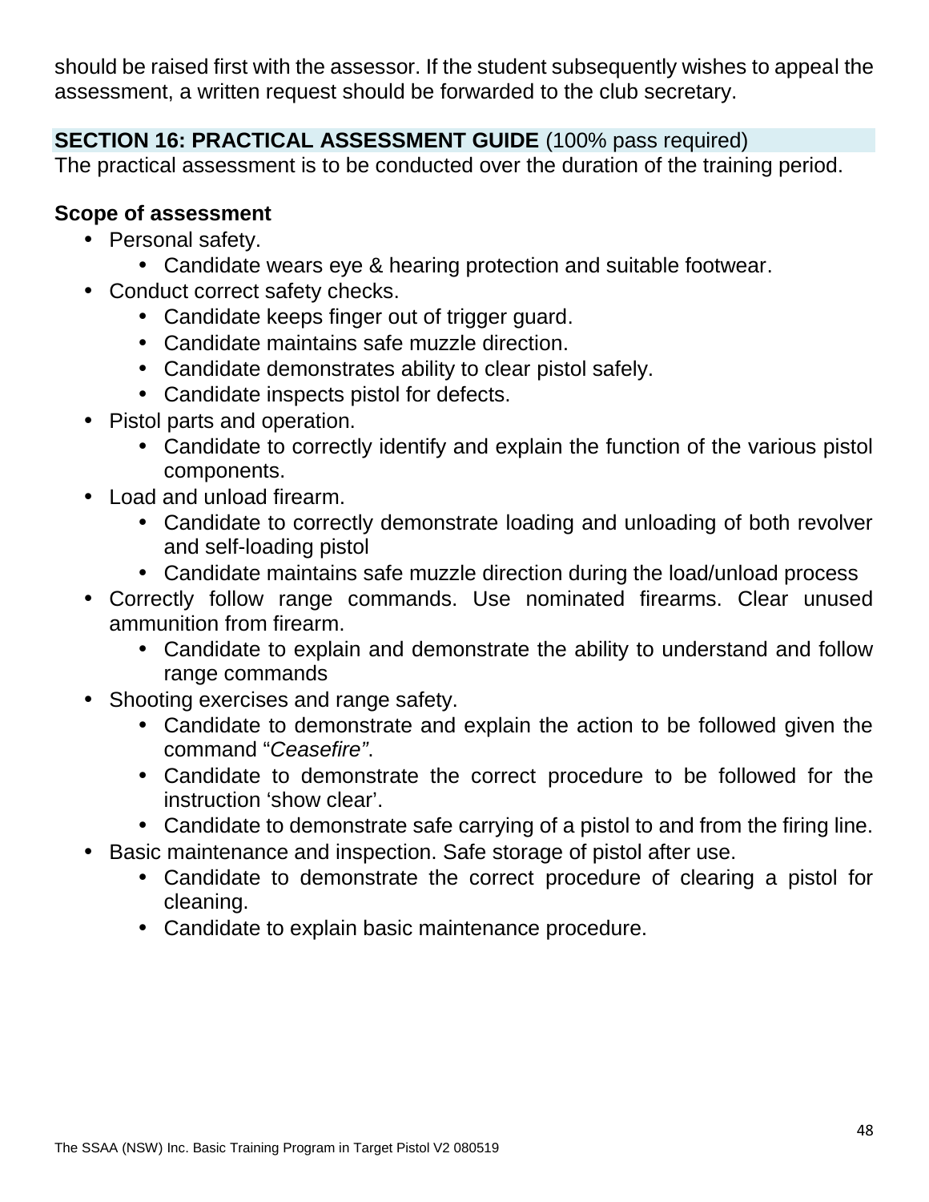should be raised first with the assessor. If the student subsequently wishes to appeal the assessment, a written request should be forwarded to the club secretary.

## SECTION 16: PRACTICAL ASSESSMENT GUIDE (100% pass required)

The practical assessment is to be conducted over the duration of the training period.

**Scope of assessment**

- Personal safety.
  - Candidate wears eye & hearing protection and suitable footwear.
- Conduct correct safety checks.
  - Candidate keeps finger out of trigger guard.
  - Candidate maintains safe muzzle direction.
  - Candidate demonstrates ability to clear pistol safely.
  - Candidate inspects pistol for defects.
- Pistol parts and operation.
  - Candidate to correctly identify and explain the function of the various pistol components.
- Load and unload firearm.
  - Candidate to correctly demonstrate loading and unloading of both revolver and self-loading pistol
  - Candidate maintains safe muzzle direction during the load/unload process
- Correctly follow range commands. Use nominated firearms. Clear unused ammunition from firearm.
  - Candidate to explain and demonstrate the ability to understand and follow range commands
- Shooting exercises and range safety.
  - Candidate to demonstrate and explain the action to be followed given the command "*Ceasefire"*.
  - Candidate to demonstrate the correct procedure to be followed for the instruction 'show clear'.
  - Candidate to demonstrate safe carrying of a pistol to and from the firing line.
- Basic maintenance and inspection. Safe storage of pistol after use.
  - Candidate to demonstrate the correct procedure of clearing a pistol for cleaning.
  - Candidate to explain basic maintenance procedure.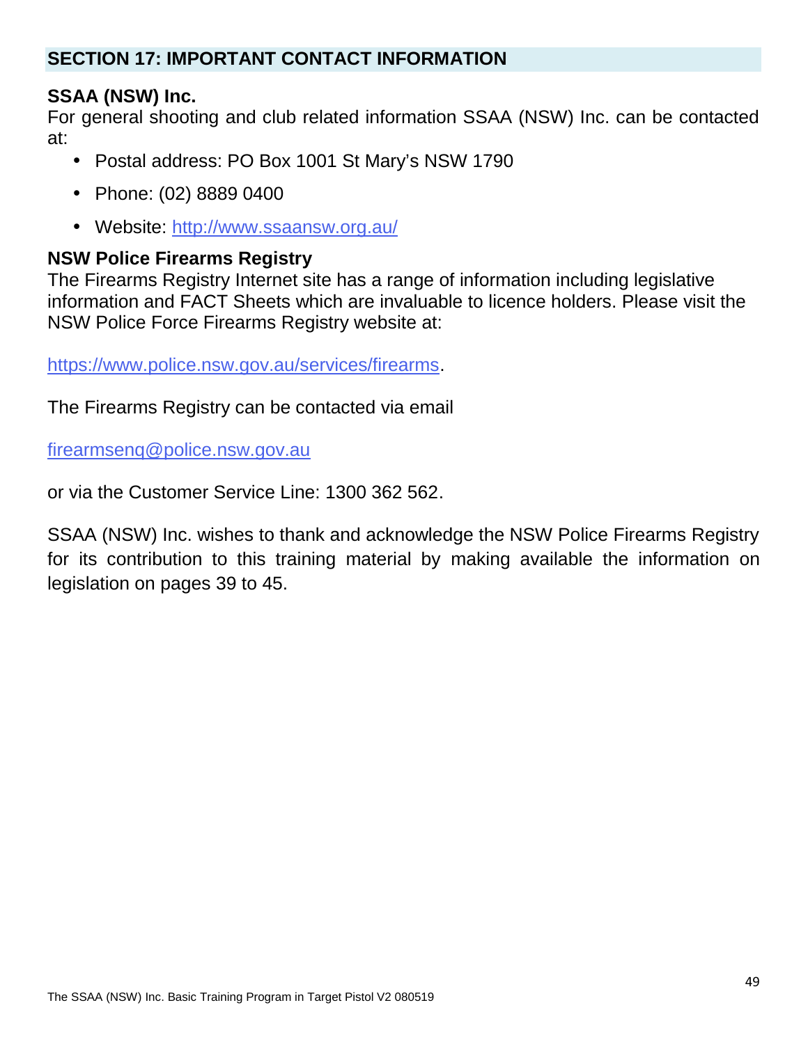## SECTION 17: IMPORTANT CONTACT INFORMATION

### SSAA (NSW) Inc.

For general shooting and club related information SSAA (NSW) Inc. can be contacted at:

- Postal address: PO Box 1001 St Mary's NSW 1790
- Phone: (02) 8889 0400
- Website: [http://www.ssaansw.org.au/](http://www.ssaansw.org.au/)

### NSW Police Firearms Registry

The Firearms Registry Internet site has a range of information including legislative information and FACT Sheets which are invaluable to licence holders. Please visit the NSW Police Force Firearms Registry website at:

[https://www.police.nsw.gov.au/services/firearms](https://www.police.nsw.gov.au/services/firearms).

The Firearms Registry can be contacted via email

[firearmsenq@police.nsw.gov.au](mailto:firearmsenq@police.nsw.gov.au)

or via the Customer Service Line: 1300 362 562.

SSAA (NSW) Inc. wishes to thank and acknowledge the NSW Police Firearms Registry for its contribution to this training material by making available the information on legislation on pages 39 to 45.